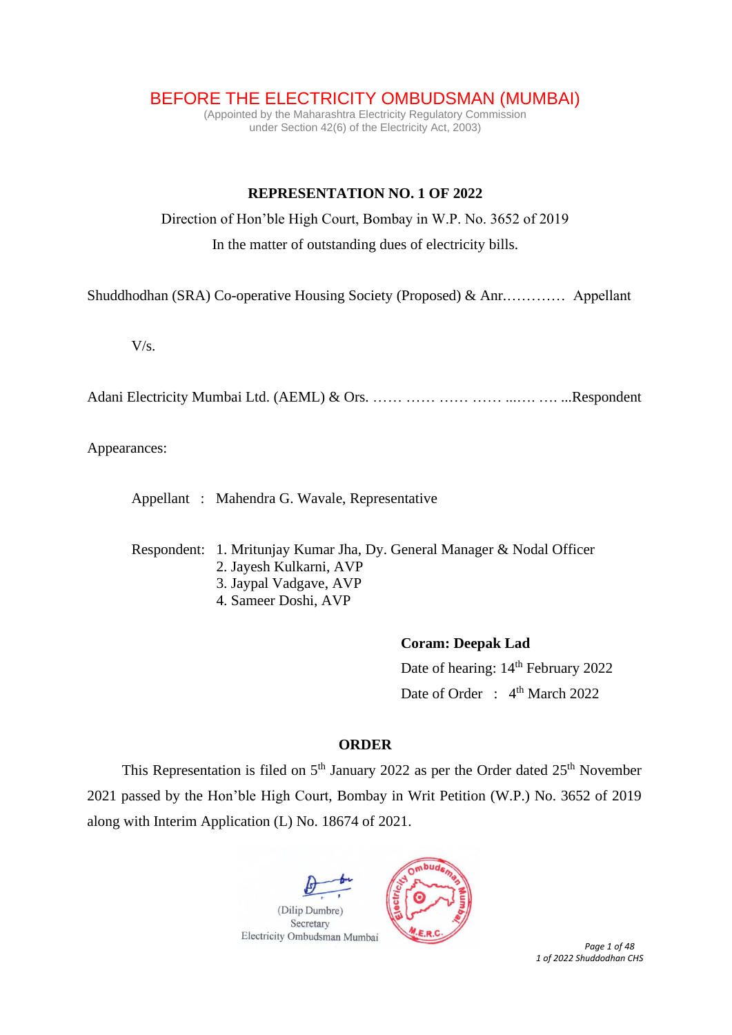# BEFORE THE ELECTRICITY OMBUDSMAN (MUMBAI)

(Appointed by the Maharashtra Electricity Regulatory Commission
under Section 42(6) of the Electricity Act, 2003)

**REPRESENTATION NO. 1 OF 2022**

Direction of Hon'ble High Court, Bombay in W.P. No. 3652 of 2019

In the matter of outstanding dues of electricity bills.

Shuddhodhan (SRA) Co-operative Housing Society (Proposed) & Anr.………… Appellant

V/s.

Adani Electricity Mumbai Ltd. (AEML) & Ors. …… …… …… …… ..…. …. ...Respondent

Appearances:

Appellant : Mahendra G. Wavale, Representative

Respondent:
1. Mritunjay Kumar Jha, Dy. General Manager & Nodal Officer
2. Jayesh Kulkarni, AVP
3. Jaypal Vadgave, AVP
4. Sameer Doshi, AVP

**Coram: Deepak Lad**

Date of hearing: 14th February 2022

Date of Order : 4th March 2022

**ORDER**

This Representation is filed on 5th January 2022 as per the Order dated 25th November 2021 passed by the Hon'ble High Court, Bombay in Writ Petition (W.P.) No. 3652 of 2019 along with Interim Application (L) No. 18674 of 2021.

(Dilip Dumbre)
Secretary
Electricity Ombudsman Mumbai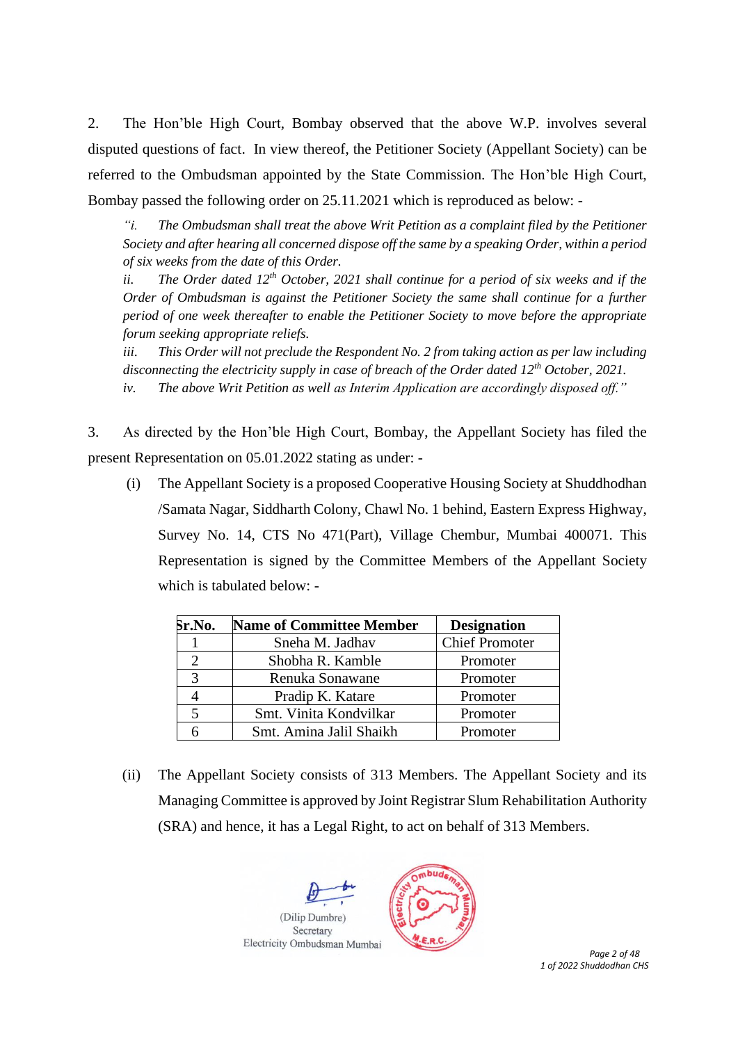2. The Hon'ble High Court, Bombay observed that the above W.P. involves several disputed questions of fact. In view thereof, the Petitioner Society (Appellant Society) can be referred to the Ombudsman appointed by the State Commission. The Hon'ble High Court, Bombay passed the following order on 25.11.2021 which is reproduced as below: -

> *"i. The Ombudsman shall treat the above Writ Petition as a complaint filed by the Petitioner Society and after hearing all concerned dispose off the same by a speaking Order, within a period of six weeks from the date of this Order.*
>
> *ii. The Order dated 12th October, 2021 shall continue for a period of six weeks and if the Order of Ombudsman is against the Petitioner Society the same shall continue for a further period of one week thereafter to enable the Petitioner Society to move before the appropriate forum seeking appropriate reliefs.*
>
> *iii. This Order will not preclude the Respondent No. 2 from taking action as per law including disconnecting the electricity supply in case of breach of the Order dated 12th October, 2021.*
>
> *iv. The above Writ Petition as well as Interim Application are accordingly disposed off."*

3. As directed by the Hon'ble High Court, Bombay, the Appellant Society has filed the present Representation on 05.01.2022 stating as under: -

(i) The Appellant Society is a proposed Cooperative Housing Society at Shuddhodhan /Samata Nagar, Siddharth Colony, Chawl No. 1 behind, Eastern Express Highway, Survey No. 14, CTS No 471(Part), Village Chembur, Mumbai 400071. This Representation is signed by the Committee Members of the Appellant Society which is tabulated below: -

| Sr.No. | Name of Committee Member | Designation |
|---|---|---|
| 1 | Sneha M. Jadhav | Chief Promoter |
| 2 | Shobha R. Kamble | Promoter |
| 3 | Renuka Sonawane | Promoter |
| 4 | Pradip K. Katare | Promoter |
| 5 | Smt. Vinita Kondvilkar | Promoter |
| 6 | Smt. Amina Jalil Shaikh | Promoter |

(ii) The Appellant Society consists of 313 Members. The Appellant Society and its Managing Committee is approved by Joint Registrar Slum Rehabilitation Authority (SRA) and hence, it has a Legal Right, to act on behalf of 313 Members.

(Dilip Dumbre)
Secretary
Electricity Ombudsman Mumbai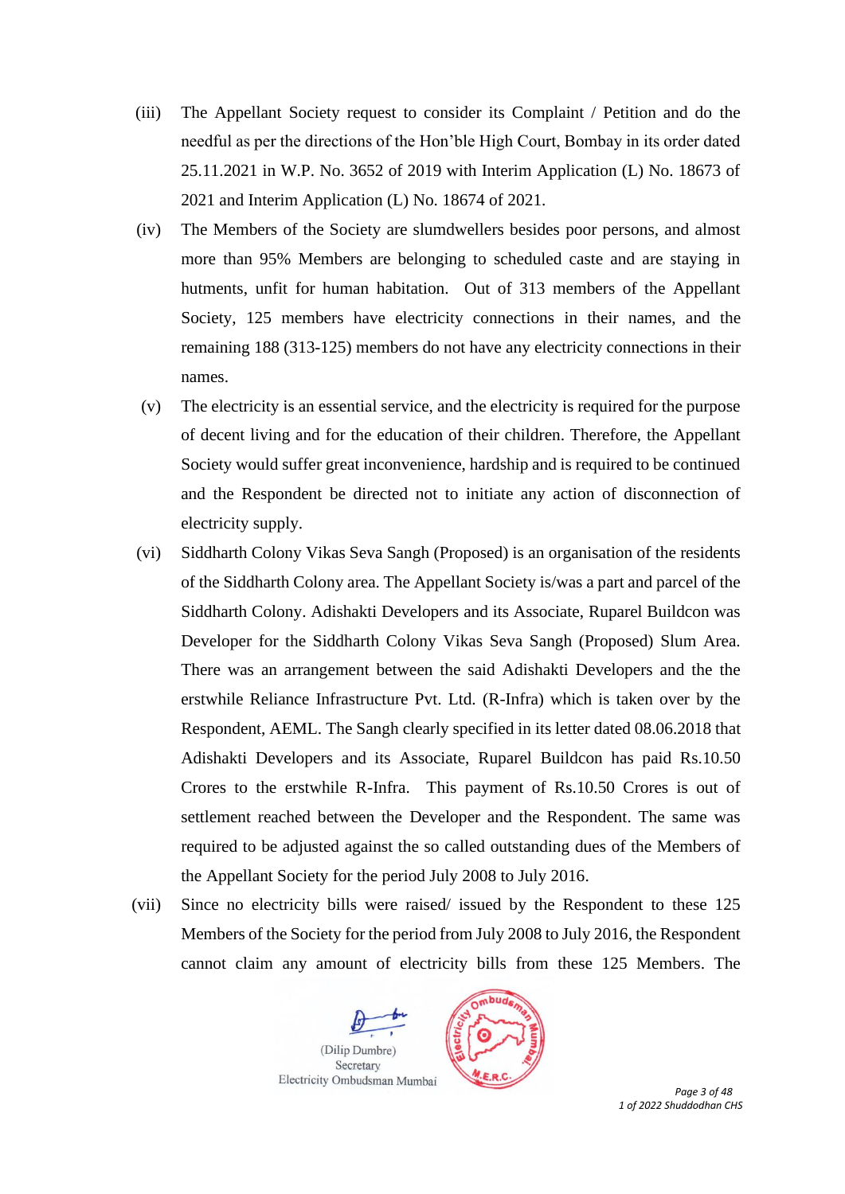(iii) The Appellant Society request to consider its Complaint / Petition and do the needful as per the directions of the Hon'ble High Court, Bombay in its order dated 25.11.2021 in W.P. No. 3652 of 2019 with Interim Application (L) No. 18673 of 2021 and Interim Application (L) No. 18674 of 2021.

(iv) The Members of the Society are slumdwellers besides poor persons, and almost more than 95% Members are belonging to scheduled caste and are staying in hutments, unfit for human habitation. Out of 313 members of the Appellant Society, 125 members have electricity connections in their names, and the remaining 188 (313-125) members do not have any electricity connections in their names.

(v) The electricity is an essential service, and the electricity is required for the purpose of decent living and for the education of their children. Therefore, the Appellant Society would suffer great inconvenience, hardship and is required to be continued and the Respondent be directed not to initiate any action of disconnection of electricity supply.

(vi) Siddharth Colony Vikas Seva Sangh (Proposed) is an organisation of the residents of the Siddharth Colony area. The Appellant Society is/was a part and parcel of the Siddharth Colony. Adishakti Developers and its Associate, Ruparel Buildcon was Developer for the Siddharth Colony Vikas Seva Sangh (Proposed) Slum Area. There was an arrangement between the said Adishakti Developers and the the erstwhile Reliance Infrastructure Pvt. Ltd. (R-Infra) which is taken over by the Respondent, AEML. The Sangh clearly specified in its letter dated 08.06.2018 that Adishakti Developers and its Associate, Ruparel Buildcon has paid Rs.10.50 Crores to the erstwhile R-Infra. This payment of Rs.10.50 Crores is out of settlement reached between the Developer and the Respondent. The same was required to be adjusted against the so called outstanding dues of the Members of the Appellant Society for the period July 2008 to July 2016.

(vii) Since no electricity bills were raised/ issued by the Respondent to these 125 Members of the Society for the period from July 2008 to July 2016, the Respondent cannot claim any amount of electricity bills from these 125 Members. The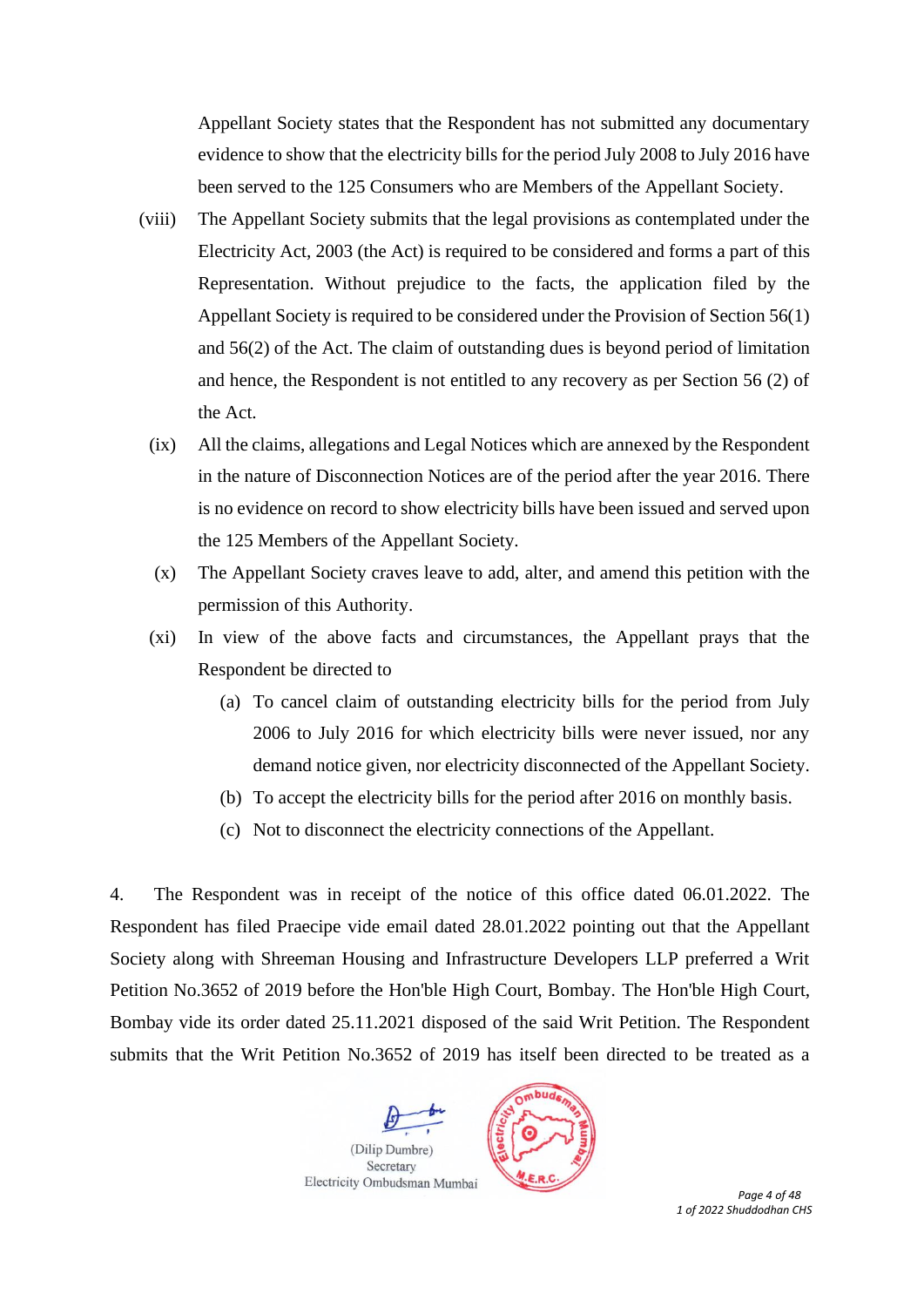Appellant Society states that the Respondent has not submitted any documentary evidence to show that the electricity bills for the period July 2008 to July 2016 have been served to the 125 Consumers who are Members of the Appellant Society.

(viii) The Appellant Society submits that the legal provisions as contemplated under the Electricity Act, 2003 (the Act) is required to be considered and forms a part of this Representation. Without prejudice to the facts, the application filed by the Appellant Society is required to be considered under the Provision of Section 56(1) and 56(2) of the Act. The claim of outstanding dues is beyond period of limitation and hence, the Respondent is not entitled to any recovery as per Section 56 (2) of the Act.

(ix) All the claims, allegations and Legal Notices which are annexed by the Respondent in the nature of Disconnection Notices are of the period after the year 2016. There is no evidence on record to show electricity bills have been issued and served upon the 125 Members of the Appellant Society.

(x) The Appellant Society craves leave to add, alter, and amend this petition with the permission of this Authority.

(xi) In view of the above facts and circumstances, the Appellant prays that the Respondent be directed to

- (a) To cancel claim of outstanding electricity bills for the period from July 2006 to July 2016 for which electricity bills were never issued, nor any demand notice given, nor electricity disconnected of the Appellant Society.
- (b) To accept the electricity bills for the period after 2016 on monthly basis.
- (c) Not to disconnect the electricity connections of the Appellant.

4. The Respondent was in receipt of the notice of this office dated 06.01.2022. The Respondent has filed Praecipe vide email dated 28.01.2022 pointing out that the Appellant Society along with Shreeman Housing and Infrastructure Developers LLP preferred a Writ Petition No.3652 of 2019 before the Hon'ble High Court, Bombay. The Hon'ble High Court, Bombay vide its order dated 25.11.2021 disposed of the said Writ Petition. The Respondent submits that the Writ Petition No.3652 of 2019 has itself been directed to be treated as a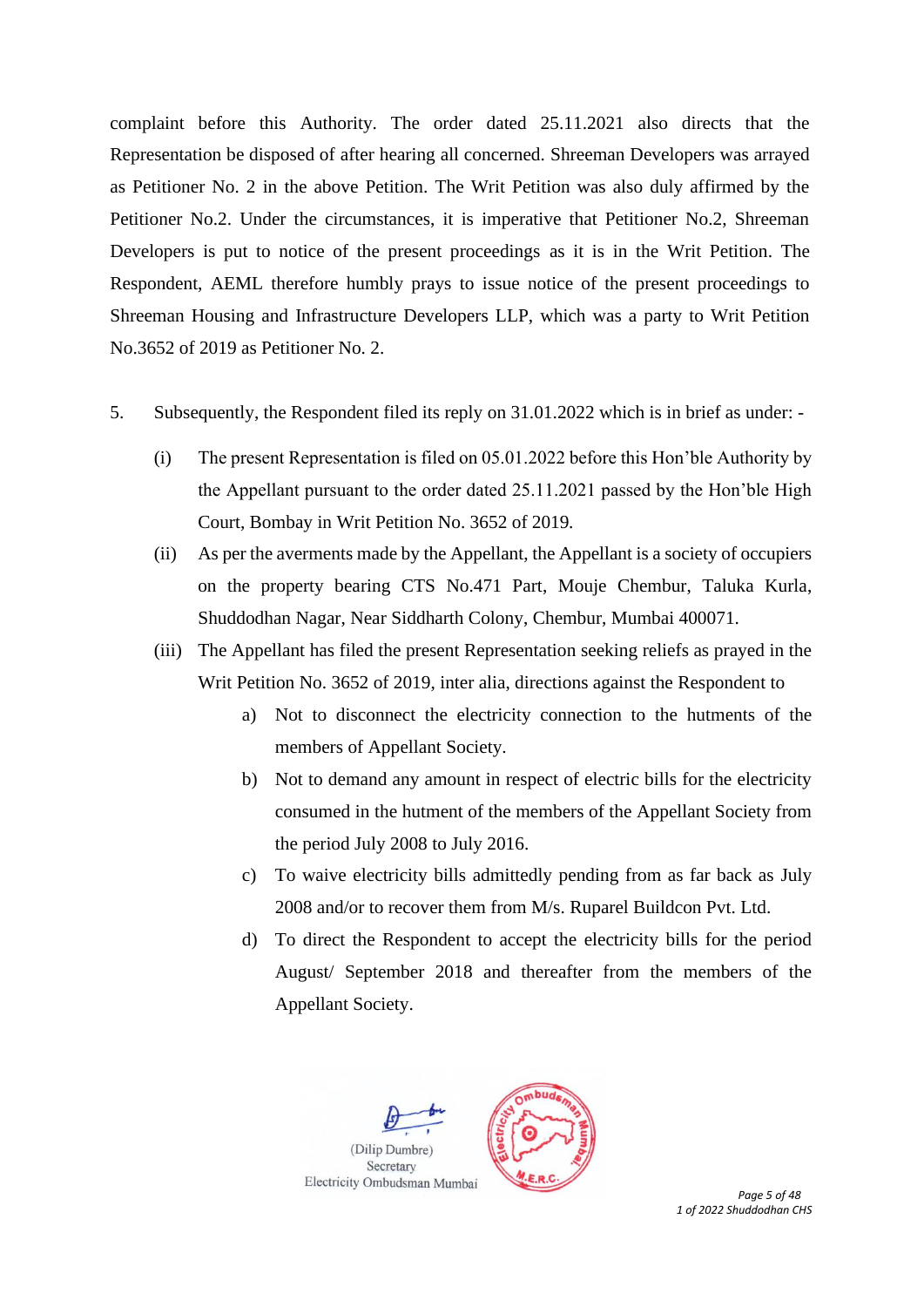complaint before this Authority. The order dated 25.11.2021 also directs that the Representation be disposed of after hearing all concerned. Shreeman Developers was arrayed as Petitioner No. 2 in the above Petition. The Writ Petition was also duly affirmed by the Petitioner No.2. Under the circumstances, it is imperative that Petitioner No.2, Shreeman Developers is put to notice of the present proceedings as it is in the Writ Petition. The Respondent, AEML therefore humbly prays to issue notice of the present proceedings to Shreeman Housing and Infrastructure Developers LLP, which was a party to Writ Petition No.3652 of 2019 as Petitioner No. 2.

5. Subsequently, the Respondent filed its reply on 31.01.2022 which is in brief as under: -

   (i) The present Representation is filed on 05.01.2022 before this Hon'ble Authority by the Appellant pursuant to the order dated 25.11.2021 passed by the Hon'ble High Court, Bombay in Writ Petition No. 3652 of 2019.

   (ii) As per the averments made by the Appellant, the Appellant is a society of occupiers on the property bearing CTS No.471 Part, Mouje Chembur, Taluka Kurla, Shuddodhan Nagar, Near Siddharth Colony, Chembur, Mumbai 400071.

   (iii) The Appellant has filed the present Representation seeking reliefs as prayed in the Writ Petition No. 3652 of 2019, inter alia, directions against the Respondent to

      a) Not to disconnect the electricity connection to the hutments of the members of Appellant Society.

      b) Not to demand any amount in respect of electric bills for the electricity consumed in the hutment of the members of the Appellant Society from the period July 2008 to July 2016.

      c) To waive electricity bills admittedly pending from as far back as July 2008 and/or to recover them from M/s. Ruparel Buildcon Pvt. Ltd.

      d) To direct the Respondent to accept the electricity bills for the period August/ September 2018 and thereafter from the members of the Appellant Society.

(Dilip Dumbre)
Secretary
Electricity Ombudsman Mumbai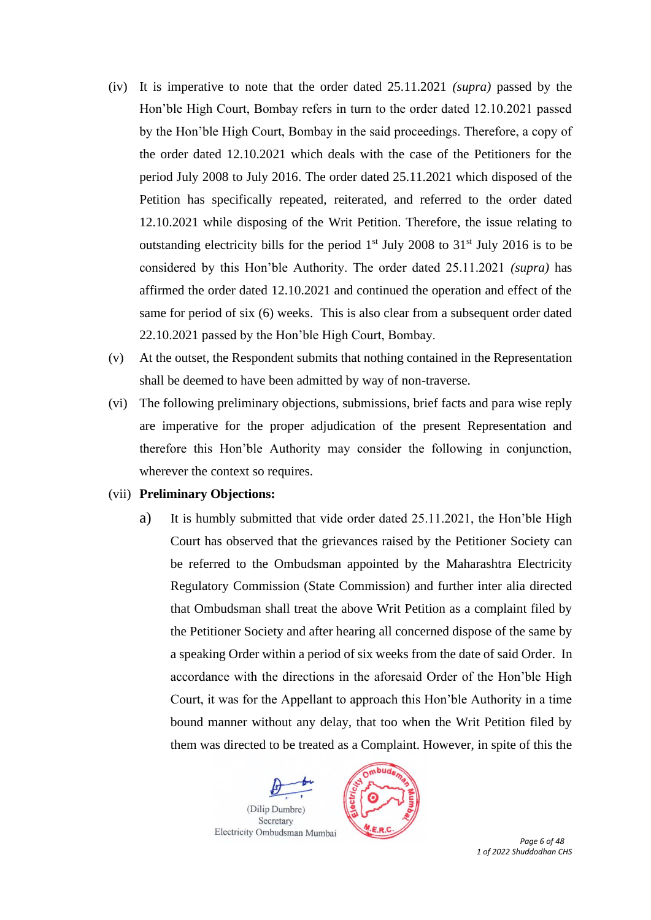(iv) It is imperative to note that the order dated 25.11.2021 *(supra)* passed by the Hon'ble High Court, Bombay refers in turn to the order dated 12.10.2021 passed by the Hon'ble High Court, Bombay in the said proceedings. Therefore, a copy of the order dated 12.10.2021 which deals with the case of the Petitioners for the period July 2008 to July 2016. The order dated 25.11.2021 which disposed of the Petition has specifically repeated, reiterated, and referred to the order dated 12.10.2021 while disposing of the Writ Petition. Therefore, the issue relating to outstanding electricity bills for the period 1st July 2008 to 31st July 2016 is to be considered by this Hon'ble Authority. The order dated 25.11.2021 *(supra)* has affirmed the order dated 12.10.2021 and continued the operation and effect of the same for period of six (6) weeks. This is also clear from a subsequent order dated 22.10.2021 passed by the Hon'ble High Court, Bombay.

(v) At the outset, the Respondent submits that nothing contained in the Representation shall be deemed to have been admitted by way of non-traverse.

(vi) The following preliminary objections, submissions, brief facts and para wise reply are imperative for the proper adjudication of the present Representation and therefore this Hon'ble Authority may consider the following in conjunction, wherever the context so requires.

(vii) **Preliminary Objections:**

a) It is humbly submitted that vide order dated 25.11.2021, the Hon'ble High Court has observed that the grievances raised by the Petitioner Society can be referred to the Ombudsman appointed by the Maharashtra Electricity Regulatory Commission (State Commission) and further inter alia directed that Ombudsman shall treat the above Writ Petition as a complaint filed by the Petitioner Society and after hearing all concerned dispose of the same by a speaking Order within a period of six weeks from the date of said Order. In accordance with the directions in the aforesaid Order of the Hon'ble High Court, it was for the Appellant to approach this Hon'ble Authority in a time bound manner without any delay, that too when the Writ Petition filed by them was directed to be treated as a Complaint. However, in spite of this the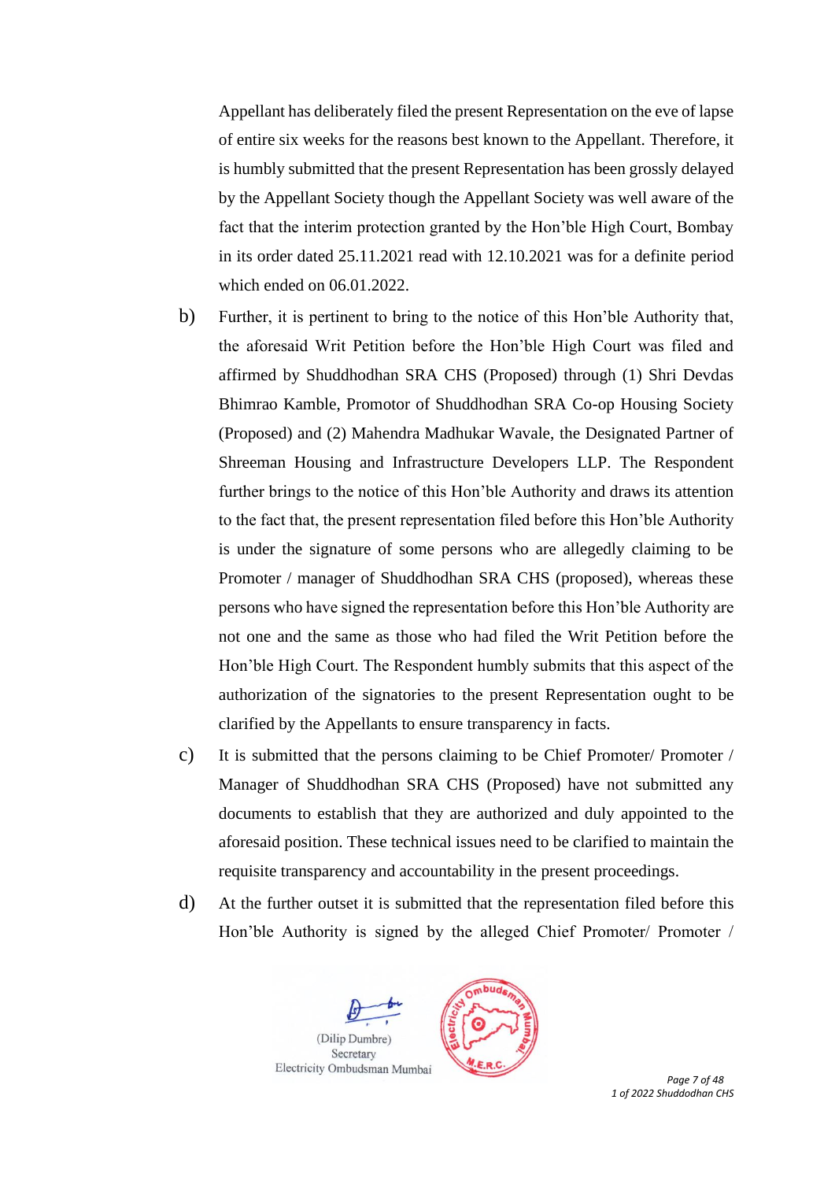Appellant has deliberately filed the present Representation on the eve of lapse of entire six weeks for the reasons best known to the Appellant. Therefore, it is humbly submitted that the present Representation has been grossly delayed by the Appellant Society though the Appellant Society was well aware of the fact that the interim protection granted by the Hon'ble High Court, Bombay in its order dated 25.11.2021 read with 12.10.2021 was for a definite period which ended on 06.01.2022.

b) Further, it is pertinent to bring to the notice of this Hon'ble Authority that, the aforesaid Writ Petition before the Hon'ble High Court was filed and affirmed by Shuddhodhan SRA CHS (Proposed) through (1) Shri Devdas Bhimrao Kamble, Promotor of Shuddhodhan SRA Co-op Housing Society (Proposed) and (2) Mahendra Madhukar Wavale, the Designated Partner of Shreeman Housing and Infrastructure Developers LLP. The Respondent further brings to the notice of this Hon'ble Authority and draws its attention to the fact that, the present representation filed before this Hon'ble Authority is under the signature of some persons who are allegedly claiming to be Promoter / manager of Shuddhodhan SRA CHS (proposed), whereas these persons who have signed the representation before this Hon'ble Authority are not one and the same as those who had filed the Writ Petition before the Hon'ble High Court. The Respondent humbly submits that this aspect of the authorization of the signatories to the present Representation ought to be clarified by the Appellants to ensure transparency in facts.

c) It is submitted that the persons claiming to be Chief Promoter/ Promoter / Manager of Shuddhodhan SRA CHS (Proposed) have not submitted any documents to establish that they are authorized and duly appointed to the aforesaid position. These technical issues need to be clarified to maintain the requisite transparency and accountability in the present proceedings.

d) At the further outset it is submitted that the representation filed before this Hon'ble Authority is signed by the alleged Chief Promoter/ Promoter /

(Dilip Dumbre)
Secretary
Electricity Ombudsman Mumbai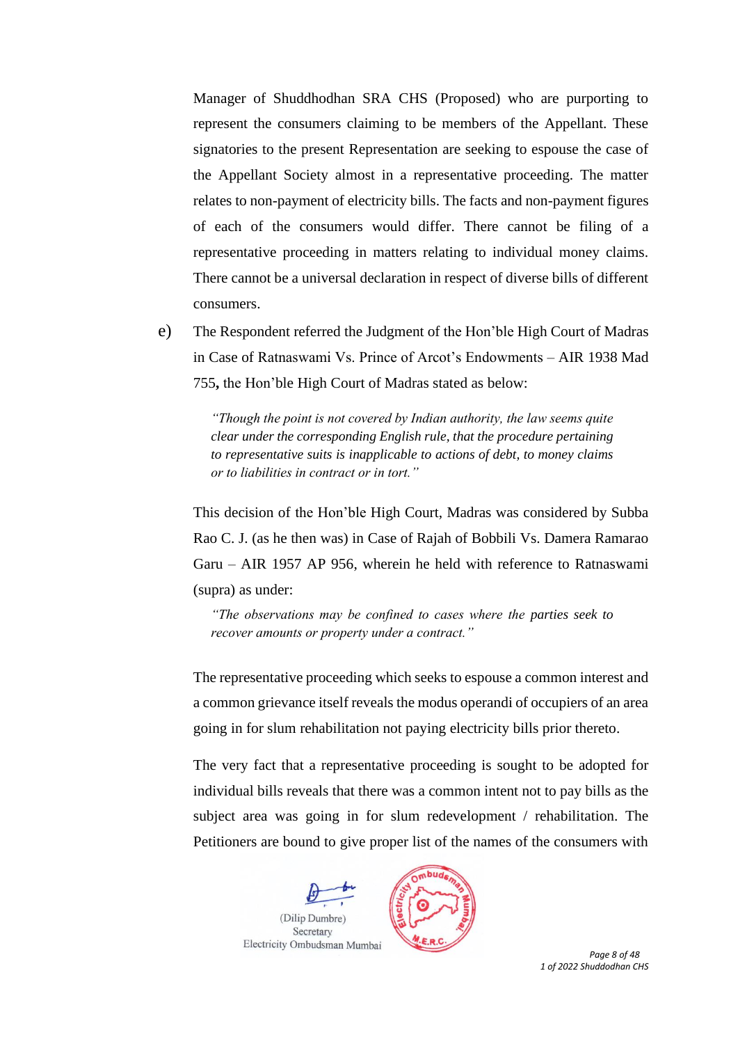Manager of Shuddhodhan SRA CHS (Proposed) who are purporting to represent the consumers claiming to be members of the Appellant. These signatories to the present Representation are seeking to espouse the case of the Appellant Society almost in a representative proceeding. The matter relates to non-payment of electricity bills. The facts and non-payment figures of each of the consumers would differ. There cannot be filing of a representative proceeding in matters relating to individual money claims. There cannot be a universal declaration in respect of diverse bills of different consumers.

e) The Respondent referred the Judgment of the Hon'ble High Court of Madras in Case of Ratnaswami Vs. Prince of Arcot's Endowments – AIR 1938 Mad 755**,** the Hon'ble High Court of Madras stated as below:

> *"Though the point is not covered by Indian authority, the law seems quite clear under the corresponding English rule, that the procedure pertaining to representative suits is inapplicable to actions of debt, to money claims or to liabilities in contract or in tort."*

This decision of the Hon'ble High Court, Madras was considered by Subba Rao C. J. (as he then was) in Case of Rajah of Bobbili Vs. Damera Ramarao Garu – AIR 1957 AP 956, wherein he held with reference to Ratnaswami (supra) as under:

> *"The observations may be confined to cases where the parties seek to recover amounts or property under a contract."*

The representative proceeding which seeks to espouse a common interest and a common grievance itself reveals the modus operandi of occupiers of an area going in for slum rehabilitation not paying electricity bills prior thereto.

The very fact that a representative proceeding is sought to be adopted for individual bills reveals that there was a common intent not to pay bills as the subject area was going in for slum redevelopment / rehabilitation. The Petitioners are bound to give proper list of the names of the consumers with

(Dilip Dumbre)
Secretary
Electricity Ombudsman Mumbai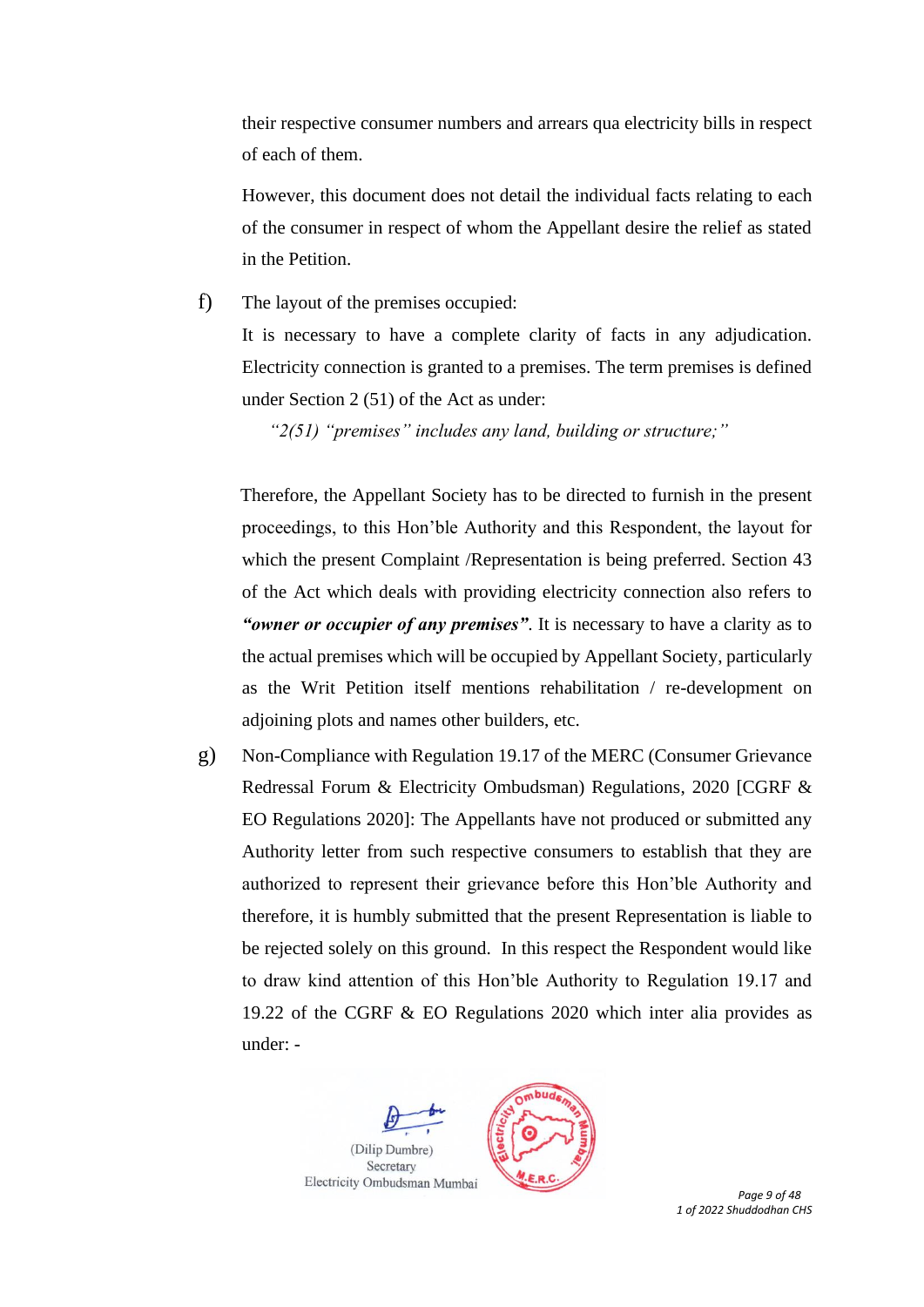their respective consumer numbers and arrears qua electricity bills in respect of each of them.

However, this document does not detail the individual facts relating to each of the consumer in respect of whom the Appellant desire the relief as stated in the Petition.

f) The layout of the premises occupied:

It is necessary to have a complete clarity of facts in any adjudication. Electricity connection is granted to a premises. The term premises is defined under Section 2 (51) of the Act as under:

*"2(51) "premises" includes any land, building or structure;"*

Therefore, the Appellant Society has to be directed to furnish in the present proceedings, to this Hon'ble Authority and this Respondent, the layout for which the present Complaint /Representation is being preferred. Section 43 of the Act which deals with providing electricity connection also refers to ***"owner or occupier of any premises"***. It is necessary to have a clarity as to the actual premises which will be occupied by Appellant Society, particularly as the Writ Petition itself mentions rehabilitation / re-development on adjoining plots and names other builders, etc.

g) Non-Compliance with Regulation 19.17 of the MERC (Consumer Grievance Redressal Forum & Electricity Ombudsman) Regulations, 2020 [CGRF & EO Regulations 2020]: The Appellants have not produced or submitted any Authority letter from such respective consumers to establish that they are authorized to represent their grievance before this Hon'ble Authority and therefore, it is humbly submitted that the present Representation is liable to be rejected solely on this ground. In this respect the Respondent would like to draw kind attention of this Hon'ble Authority to Regulation 19.17 and 19.22 of the CGRF & EO Regulations 2020 which inter alia provides as under: -

(Dilip Dumbre)
Secretary
Electricity Ombudsman Mumbai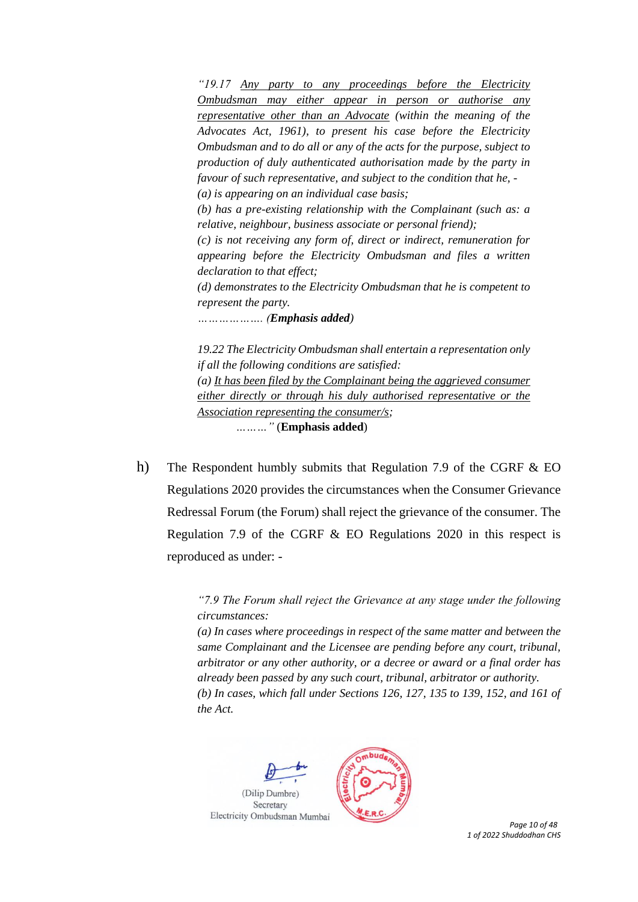*"19.17 <u>Any party to any proceedings before the Electricity Ombudsman may either appear in person or authorise any representative other than an Advocate</u> (within the meaning of the Advocates Act, 1961), to present his case before the Electricity Ombudsman and to do all or any of the acts for the purpose, subject to production of duly authenticated authorisation made by the party in favour of such representative, and subject to the condition that he, -*

*(a) is appearing on an individual case basis;*

*(b) has a pre-existing relationship with the Complainant (such as: a relative, neighbour, business associate or personal friend);*

*(c) is not receiving any form of, direct or indirect, remuneration for appearing before the Electricity Ombudsman and files a written declaration to that effect;*

*(d) demonstrates to the Electricity Ombudsman that he is competent to represent the party.*

*………………. (**Emphasis added**)*

*19.22 The Electricity Ombudsman shall entertain a representation only if all the following conditions are satisfied:*

*(a) <u>It has been filed by the Complainant being the aggrieved consumer either directly or through his duly authorised representative or the Association representing the consumer/s</u>;*

*………"* (**Emphasis added**)

h) The Respondent humbly submits that Regulation 7.9 of the CGRF & EO Regulations 2020 provides the circumstances when the Consumer Grievance Redressal Forum (the Forum) shall reject the grievance of the consumer. The Regulation 7.9 of the CGRF & EO Regulations 2020 in this respect is reproduced as under: -

*"7.9 The Forum shall reject the Grievance at any stage under the following circumstances:*

*(a) In cases where proceedings in respect of the same matter and between the same Complainant and the Licensee are pending before any court, tribunal, arbitrator or any other authority, or a decree or award or a final order has already been passed by any such court, tribunal, arbitrator or authority.*

*(b) In cases, which fall under Sections 126, 127, 135 to 139, 152, and 161 of the Act.*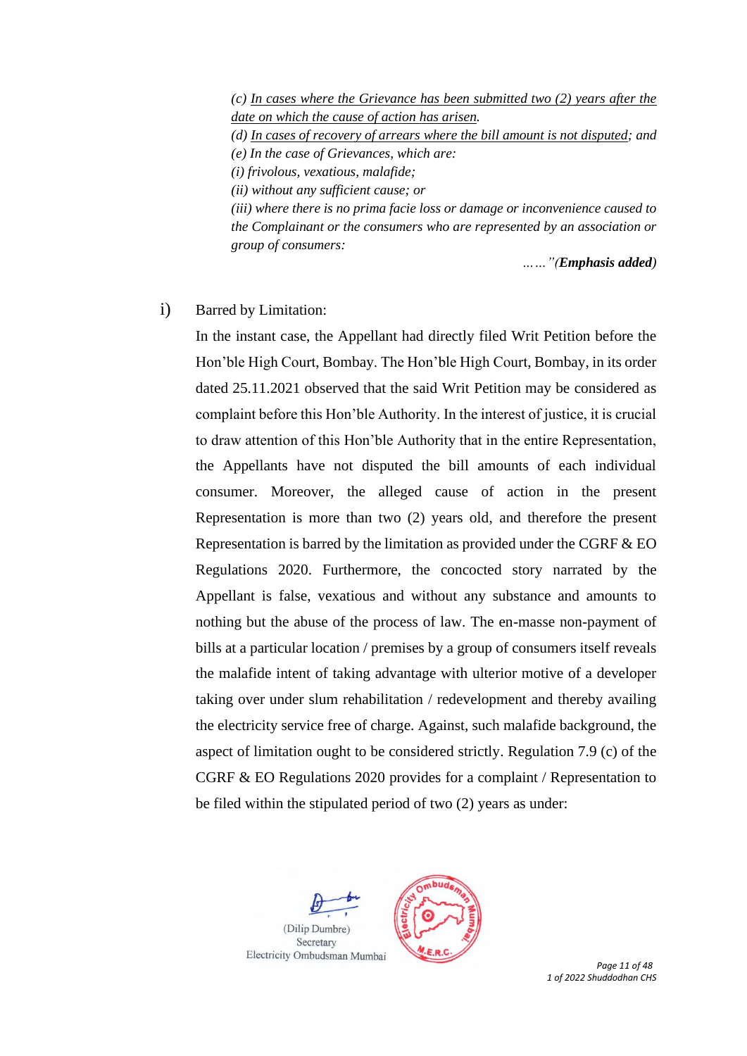*(c) <u>In cases where the Grievance has been submitted two (2) years after the date on which the cause of action has arisen</u>.*

*(d) <u>In cases of recovery of arrears where the bill amount is not disputed</u>; and*

*(e) In the case of Grievances, which are:*

*(i) frivolous, vexatious, malafide;*

*(ii) without any sufficient cause; or*

*(iii) where there is no prima facie loss or damage or inconvenience caused to the Complainant or the consumers who are represented by an association or group of consumers:*

*……"(**Emphasis added**)*

i) Barred by Limitation:

In the instant case, the Appellant had directly filed Writ Petition before the Hon'ble High Court, Bombay. The Hon'ble High Court, Bombay, in its order dated 25.11.2021 observed that the said Writ Petition may be considered as complaint before this Hon'ble Authority. In the interest of justice, it is crucial to draw attention of this Hon'ble Authority that in the entire Representation, the Appellants have not disputed the bill amounts of each individual consumer. Moreover, the alleged cause of action in the present Representation is more than two (2) years old, and therefore the present Representation is barred by the limitation as provided under the CGRF & EO Regulations 2020. Furthermore, the concocted story narrated by the Appellant is false, vexatious and without any substance and amounts to nothing but the abuse of the process of law. The en-masse non-payment of bills at a particular location / premises by a group of consumers itself reveals the malafide intent of taking advantage with ulterior motive of a developer taking over under slum rehabilitation / redevelopment and thereby availing the electricity service free of charge. Against, such malafide background, the aspect of limitation ought to be considered strictly. Regulation 7.9 (c) of the CGRF & EO Regulations 2020 provides for a complaint / Representation to be filed within the stipulated period of two (2) years as under: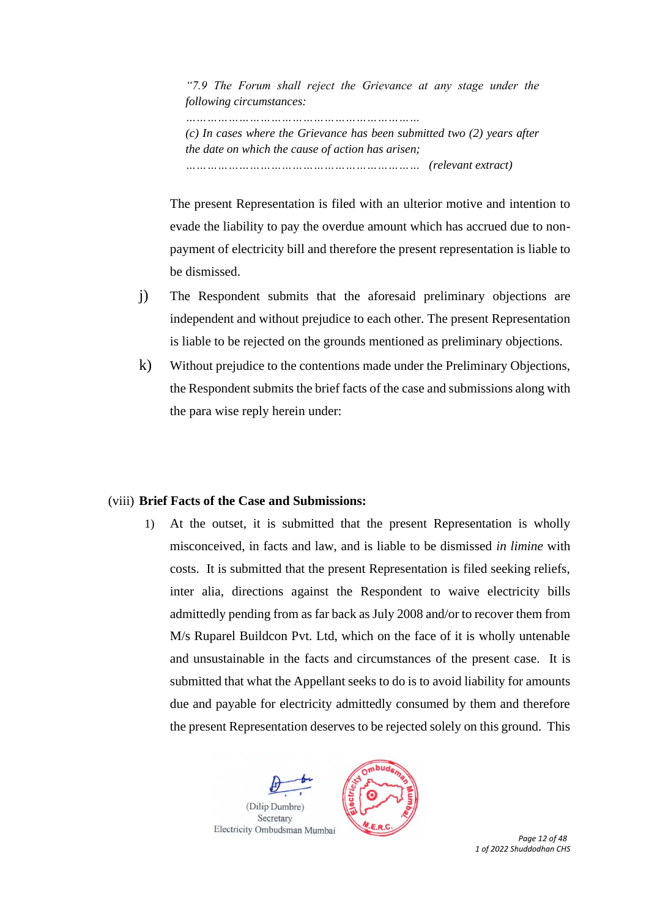> *"7.9 The Forum shall reject the Grievance at any stage under the following circumstances:*
>
> *………………………………………………………*
>
> *(c) In cases where the Grievance has been submitted two (2) years after the date on which the cause of action has arisen;*
>
> *……………………………………………………… (relevant extract)*

The present Representation is filed with an ulterior motive and intention to evade the liability to pay the overdue amount which has accrued due to non-payment of electricity bill and therefore the present representation is liable to be dismissed.

j) The Respondent submits that the aforesaid preliminary objections are independent and without prejudice to each other. The present Representation is liable to be rejected on the grounds mentioned as preliminary objections.

k) Without prejudice to the contentions made under the Preliminary Objections, the Respondent submits the brief facts of the case and submissions along with the para wise reply herein under:

(viii) **Brief Facts of the Case and Submissions:**

1) At the outset, it is submitted that the present Representation is wholly misconceived, in facts and law, and is liable to be dismissed *in limine* with costs. It is submitted that the present Representation is filed seeking reliefs, inter alia, directions against the Respondent to waive electricity bills admittedly pending from as far back as July 2008 and/or to recover them from M/s Ruparel Buildcon Pvt. Ltd, which on the face of it is wholly untenable and unsustainable in the facts and circumstances of the present case. It is submitted that what the Appellant seeks to do is to avoid liability for amounts due and payable for electricity admittedly consumed by them and therefore the present Representation deserves to be rejected solely on this ground. This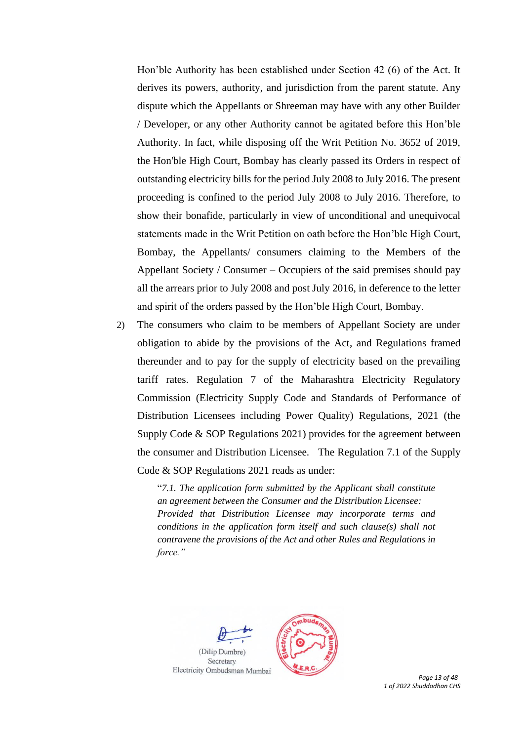Hon'ble Authority has been established under Section 42 (6) of the Act. It derives its powers, authority, and jurisdiction from the parent statute. Any dispute which the Appellants or Shreeman may have with any other Builder / Developer, or any other Authority cannot be agitated before this Hon'ble Authority. In fact, while disposing off the Writ Petition No. 3652 of 2019, the Hon'ble High Court, Bombay has clearly passed its Orders in respect of outstanding electricity bills for the period July 2008 to July 2016. The present proceeding is confined to the period July 2008 to July 2016. Therefore, to show their bonafide, particularly in view of unconditional and unequivocal statements made in the Writ Petition on oath before the Hon'ble High Court, Bombay, the Appellants/ consumers claiming to the Members of the Appellant Society / Consumer – Occupiers of the said premises should pay all the arrears prior to July 2008 and post July 2016, in deference to the letter and spirit of the orders passed by the Hon'ble High Court, Bombay.

2) The consumers who claim to be members of Appellant Society are under obligation to abide by the provisions of the Act, and Regulations framed thereunder and to pay for the supply of electricity based on the prevailing tariff rates. Regulation 7 of the Maharashtra Electricity Regulatory Commission (Electricity Supply Code and Standards of Performance of Distribution Licensees including Power Quality) Regulations, 2021 (the Supply Code & SOP Regulations 2021) provides for the agreement between the consumer and Distribution Licensee. The Regulation 7.1 of the Supply Code & SOP Regulations 2021 reads as under:

> "*7.1. The application form submitted by the Applicant shall constitute an agreement between the Consumer and the Distribution Licensee: Provided that Distribution Licensee may incorporate terms and conditions in the application form itself and such clause(s) shall not contravene the provisions of the Act and other Rules and Regulations in force.*"

(Dilip Dumbre)
Secretary
Electricity Ombudsman Mumbai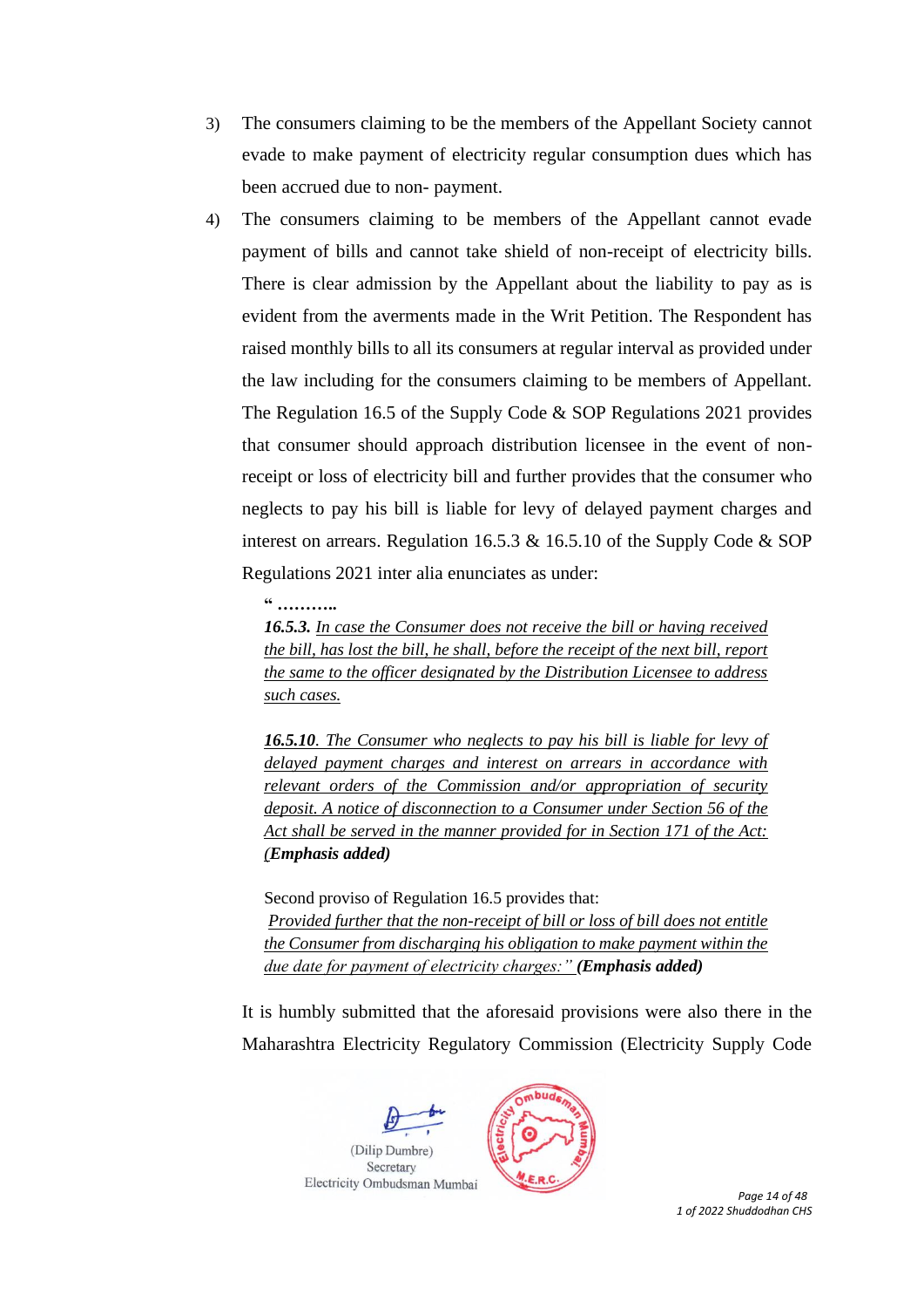3) The consumers claiming to be the members of the Appellant Society cannot evade to make payment of electricity regular consumption dues which has been accrued due to non- payment.

4) The consumers claiming to be members of the Appellant cannot evade payment of bills and cannot take shield of non-receipt of electricity bills. There is clear admission by the Appellant about the liability to pay as is evident from the averments made in the Writ Petition. The Respondent has raised monthly bills to all its consumers at regular interval as provided under the law including for the consumers claiming to be members of Appellant. The Regulation 16.5 of the Supply Code & SOP Regulations 2021 provides that consumer should approach distribution licensee in the event of non-receipt or loss of electricity bill and further provides that the consumer who neglects to pay his bill is liable for levy of delayed payment charges and interest on arrears. Regulation 16.5.3 & 16.5.10 of the Supply Code & SOP Regulations 2021 inter alia enunciates as under:

> " **………..**
>
> ***16.5.3.*** *In case the Consumer does not receive the bill or having received the bill, has lost the bill, he shall, before the receipt of the next bill, report the same to the officer designated by the Distribution Licensee to address such cases.*
>
> ***16.5.10****. The Consumer who neglects to pay his bill is liable for levy of delayed payment charges and interest on arrears in accordance with relevant orders of the Commission and/or appropriation of security deposit. A notice of disconnection to a Consumer under Section 56 of the Act shall be served in the manner provided for in Section 171 of the Act:* ***(Emphasis added)***
>
> Second proviso of Regulation 16.5 provides that:
>
> *Provided further that the non-receipt of bill or loss of bill does not entitle the Consumer from discharging his obligation to make payment within the due date for payment of electricity charges:"* ***(Emphasis added)***

It is humbly submitted that the aforesaid provisions were also there in the Maharashtra Electricity Regulatory Commission (Electricity Supply Code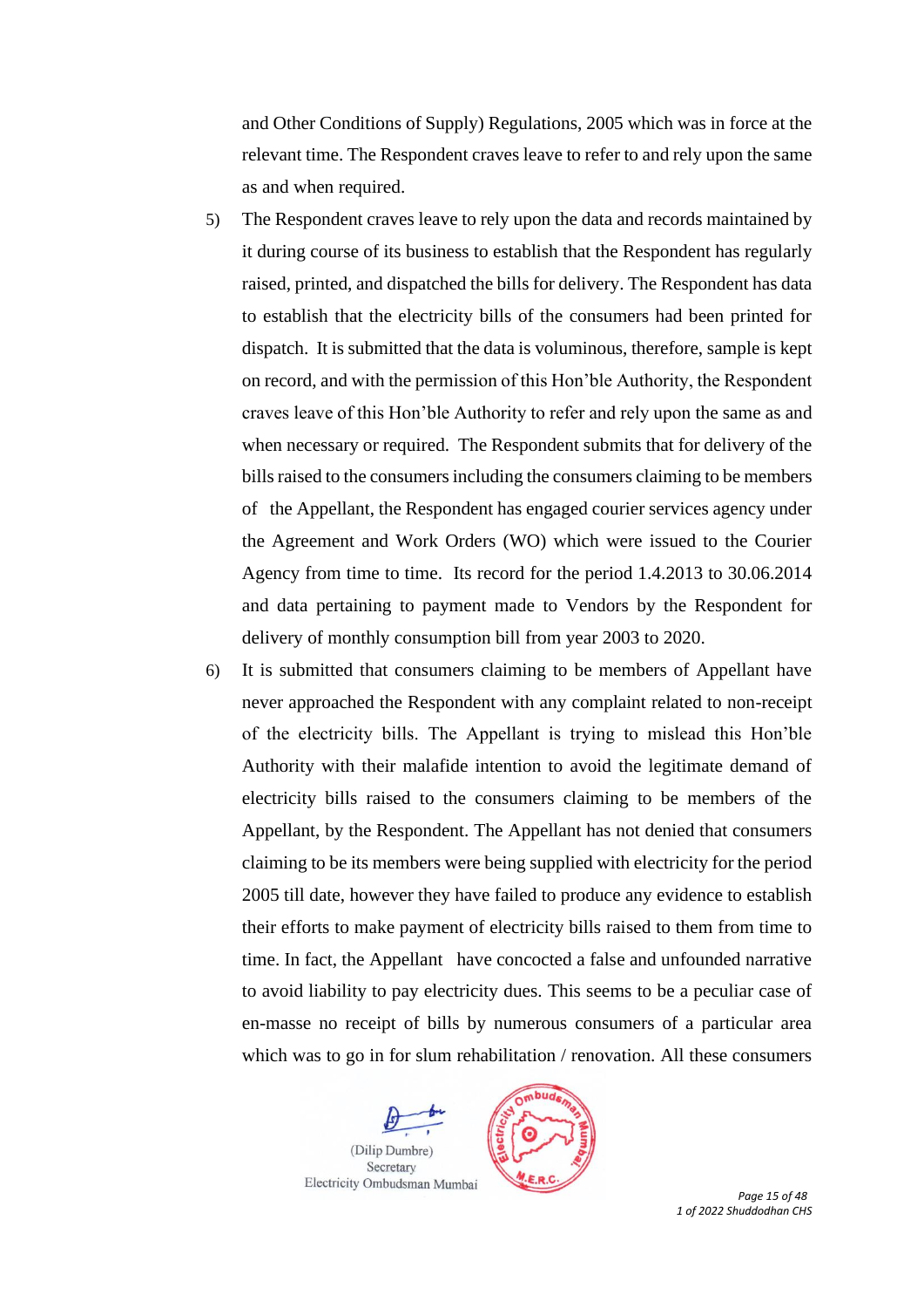and Other Conditions of Supply) Regulations, 2005 which was in force at the relevant time. The Respondent craves leave to refer to and rely upon the same as and when required.

5) The Respondent craves leave to rely upon the data and records maintained by it during course of its business to establish that the Respondent has regularly raised, printed, and dispatched the bills for delivery. The Respondent has data to establish that the electricity bills of the consumers had been printed for dispatch. It is submitted that the data is voluminous, therefore, sample is kept on record, and with the permission of this Hon'ble Authority, the Respondent craves leave of this Hon'ble Authority to refer and rely upon the same as and when necessary or required. The Respondent submits that for delivery of the bills raised to the consumers including the consumers claiming to be members of the Appellant, the Respondent has engaged courier services agency under the Agreement and Work Orders (WO) which were issued to the Courier Agency from time to time. Its record for the period 1.4.2013 to 30.06.2014 and data pertaining to payment made to Vendors by the Respondent for delivery of monthly consumption bill from year 2003 to 2020.

6) It is submitted that consumers claiming to be members of Appellant have never approached the Respondent with any complaint related to non-receipt of the electricity bills. The Appellant is trying to mislead this Hon'ble Authority with their malafide intention to avoid the legitimate demand of electricity bills raised to the consumers claiming to be members of the Appellant, by the Respondent. The Appellant has not denied that consumers claiming to be its members were being supplied with electricity for the period 2005 till date, however they have failed to produce any evidence to establish their efforts to make payment of electricity bills raised to them from time to time. In fact, the Appellant have concocted a false and unfounded narrative to avoid liability to pay electricity dues. This seems to be a peculiar case of en-masse no receipt of bills by numerous consumers of a particular area which was to go in for slum rehabilitation / renovation. All these consumers

(Dilip Dumbre)
Secretary
Electricity Ombudsman Mumbai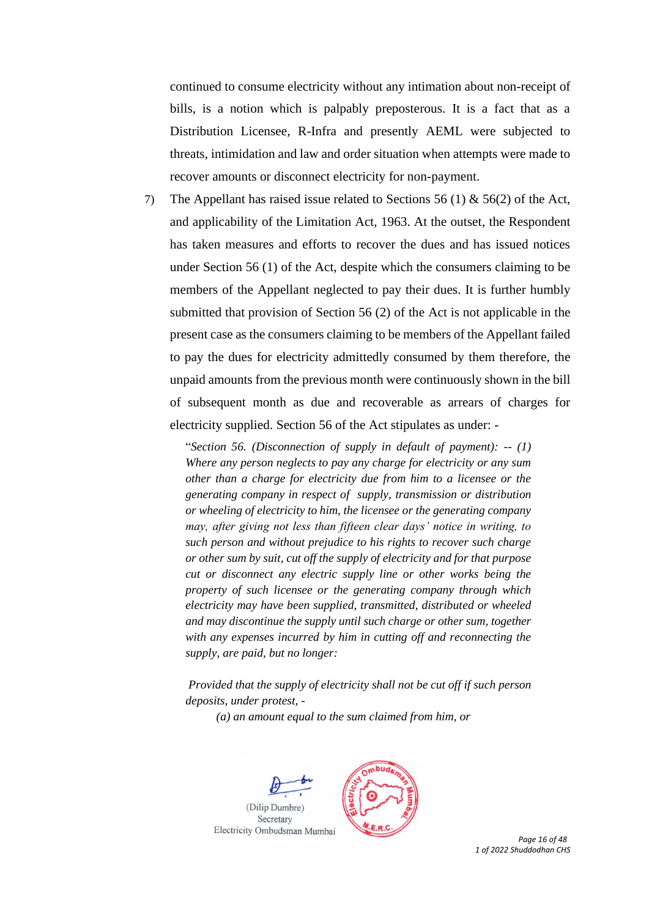continued to consume electricity without any intimation about non-receipt of bills, is a notion which is palpably preposterous. It is a fact that as a Distribution Licensee, R-Infra and presently AEML were subjected to threats, intimidation and law and order situation when attempts were made to recover amounts or disconnect electricity for non-payment.

7) The Appellant has raised issue related to Sections 56 (1) & 56(2) of the Act, and applicability of the Limitation Act, 1963. At the outset, the Respondent has taken measures and efforts to recover the dues and has issued notices under Section 56 (1) of the Act, despite which the consumers claiming to be members of the Appellant neglected to pay their dues. It is further humbly submitted that provision of Section 56 (2) of the Act is not applicable in the present case as the consumers claiming to be members of the Appellant failed to pay the dues for electricity admittedly consumed by them therefore, the unpaid amounts from the previous month were continuously shown in the bill of subsequent month as due and recoverable as arrears of charges for electricity supplied. Section 56 of the Act stipulates as under: -

> "*Section 56. (Disconnection of supply in default of payment): -- (1) Where any person neglects to pay any charge for electricity or any sum other than a charge for electricity due from him to a licensee or the generating company in respect of supply, transmission or distribution or wheeling of electricity to him, the licensee or the generating company may, after giving not less than fifteen clear days' notice in writing, to such person and without prejudice to his rights to recover such charge or other sum by suit, cut off the supply of electricity and for that purpose cut or disconnect any electric supply line or other works being the property of such licensee or the generating company through which electricity may have been supplied, transmitted, distributed or wheeled and may discontinue the supply until such charge or other sum, together with any expenses incurred by him in cutting off and reconnecting the supply, are paid, but no longer:*
>
> *Provided that the supply of electricity shall not be cut off if such person deposits, under protest, -*
>
> *(a) an amount equal to the sum claimed from him, or*

(Dilip Dumbre)
Secretary
Electricity Ombudsman Mumbai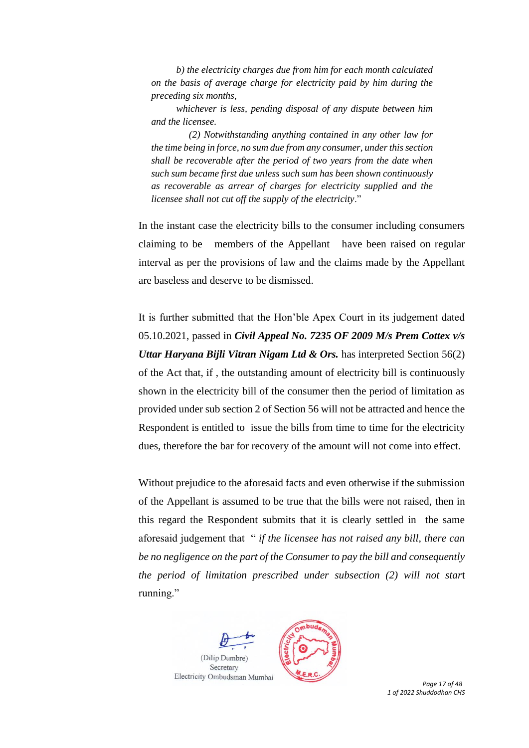*b) the electricity charges due from him for each month calculated on the basis of average charge for electricity paid by him during the preceding six months,*

*whichever is less, pending disposal of any dispute between him and the licensee.*

*(2) Notwithstanding anything contained in any other law for the time being in force, no sum due from any consumer, under this section shall be recoverable after the period of two years from the date when such sum became first due unless such sum has been shown continuously as recoverable as arrear of charges for electricity supplied and the licensee shall not cut off the supply of the electricity*."

In the instant case the electricity bills to the consumer including consumers claiming to be members of the Appellant have been raised on regular interval as per the provisions of law and the claims made by the Appellant are baseless and deserve to be dismissed.

It is further submitted that the Hon'ble Apex Court in its judgement dated 05.10.2021, passed in ***Civil Appeal No. 7235 OF 2009 M/s Prem Cottex v/s Uttar Haryana Bijli Vitran Nigam Ltd & Ors.*** has interpreted Section 56(2) of the Act that, if , the outstanding amount of electricity bill is continuously shown in the electricity bill of the consumer then the period of limitation as provided under sub section 2 of Section 56 will not be attracted and hence the Respondent is entitled to issue the bills from time to time for the electricity dues, therefore the bar for recovery of the amount will not come into effect.

Without prejudice to the aforesaid facts and even otherwise if the submission of the Appellant is assumed to be true that the bills were not raised, then in this regard the Respondent submits that it is clearly settled in the same aforesaid judgement that " *if the licensee has not raised any bill, there can be no negligence on the part of the Consumer to pay the bill and consequently the period of limitation prescribed under subsection (2) will not start* running."

(Dilip Dumbre)
Secretary
Electricity Ombudsman Mumbai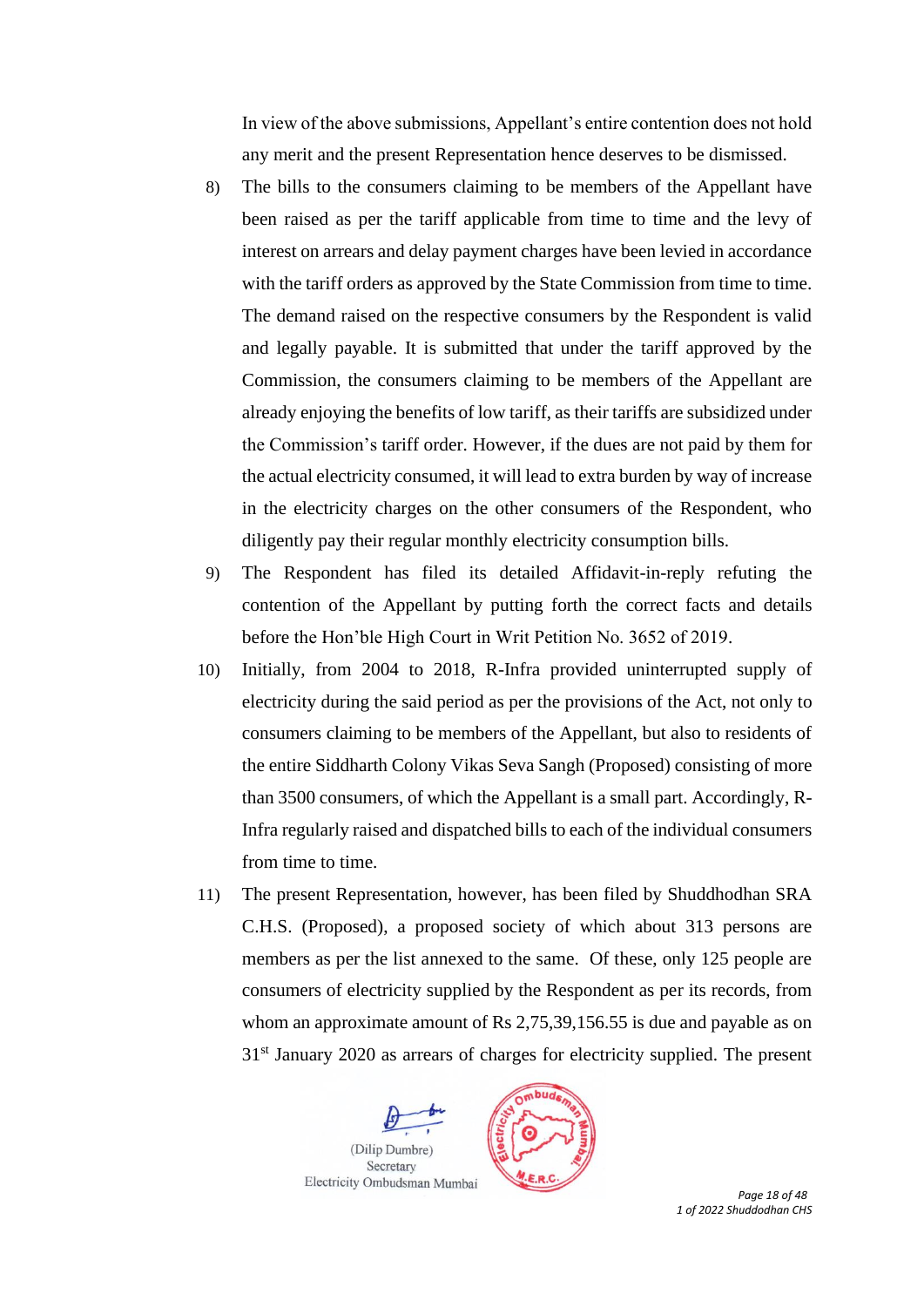In view of the above submissions, Appellant's entire contention does not hold any merit and the present Representation hence deserves to be dismissed.

8) The bills to the consumers claiming to be members of the Appellant have been raised as per the tariff applicable from time to time and the levy of interest on arrears and delay payment charges have been levied in accordance with the tariff orders as approved by the State Commission from time to time. The demand raised on the respective consumers by the Respondent is valid and legally payable. It is submitted that under the tariff approved by the Commission, the consumers claiming to be members of the Appellant are already enjoying the benefits of low tariff, as their tariffs are subsidized under the Commission's tariff order. However, if the dues are not paid by them for the actual electricity consumed, it will lead to extra burden by way of increase in the electricity charges on the other consumers of the Respondent, who diligently pay their regular monthly electricity consumption bills.

9) The Respondent has filed its detailed Affidavit-in-reply refuting the contention of the Appellant by putting forth the correct facts and details before the Hon'ble High Court in Writ Petition No. 3652 of 2019.

10) Initially, from 2004 to 2018, R-Infra provided uninterrupted supply of electricity during the said period as per the provisions of the Act, not only to consumers claiming to be members of the Appellant, but also to residents of the entire Siddharth Colony Vikas Seva Sangh (Proposed) consisting of more than 3500 consumers, of which the Appellant is a small part. Accordingly, R-Infra regularly raised and dispatched bills to each of the individual consumers from time to time.

11) The present Representation, however, has been filed by Shuddhodhan SRA C.H.S. (Proposed), a proposed society of which about 313 persons are members as per the list annexed to the same. Of these, only 125 people are consumers of electricity supplied by the Respondent as per its records, from whom an approximate amount of Rs 2,75,39,156.55 is due and payable as on 31st January 2020 as arrears of charges for electricity supplied. The present

(Dilip Dumbre)
Secretary
Electricity Ombudsman Mumbai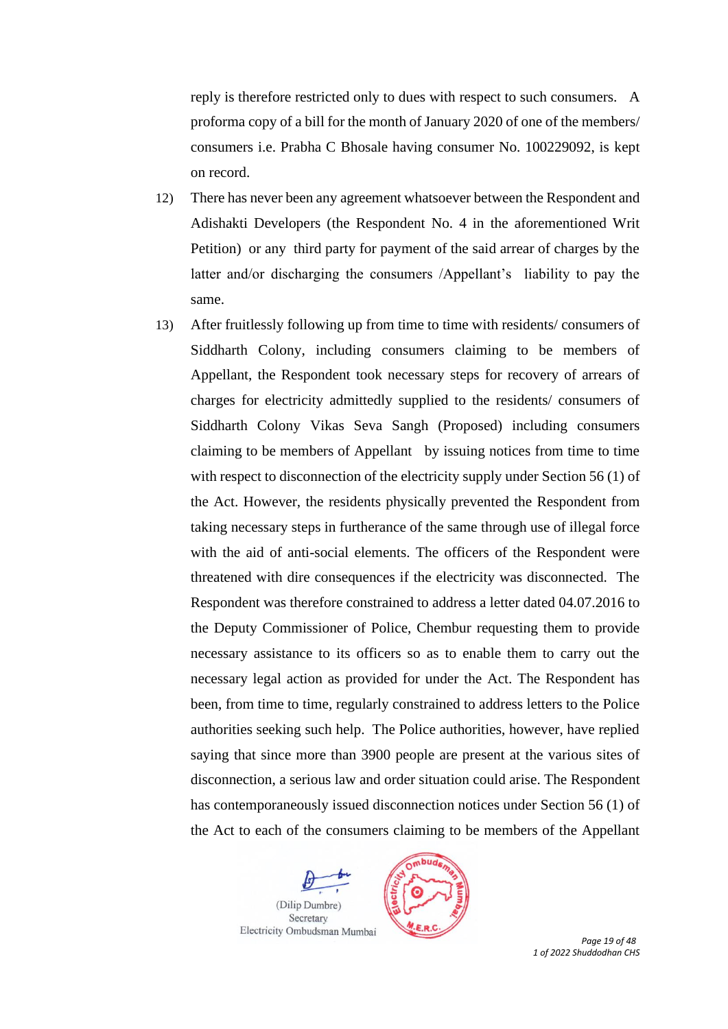reply is therefore restricted only to dues with respect to such consumers. A proforma copy of a bill for the month of January 2020 of one of the members/ consumers i.e. Prabha C Bhosale having consumer No. 100229092, is kept on record.

12) There has never been any agreement whatsoever between the Respondent and Adishakti Developers (the Respondent No. 4 in the aforementioned Writ Petition) or any third party for payment of the said arrear of charges by the latter and/or discharging the consumers /Appellant's liability to pay the same.

13) After fruitlessly following up from time to time with residents/ consumers of Siddharth Colony, including consumers claiming to be members of Appellant, the Respondent took necessary steps for recovery of arrears of charges for electricity admittedly supplied to the residents/ consumers of Siddharth Colony Vikas Seva Sangh (Proposed) including consumers claiming to be members of Appellant by issuing notices from time to time with respect to disconnection of the electricity supply under Section 56 (1) of the Act. However, the residents physically prevented the Respondent from taking necessary steps in furtherance of the same through use of illegal force with the aid of anti-social elements. The officers of the Respondent were threatened with dire consequences if the electricity was disconnected. The Respondent was therefore constrained to address a letter dated 04.07.2016 to the Deputy Commissioner of Police, Chembur requesting them to provide necessary assistance to its officers so as to enable them to carry out the necessary legal action as provided for under the Act. The Respondent has been, from time to time, regularly constrained to address letters to the Police authorities seeking such help. The Police authorities, however, have replied saying that since more than 3900 people are present at the various sites of disconnection, a serious law and order situation could arise. The Respondent has contemporaneously issued disconnection notices under Section 56 (1) of the Act to each of the consumers claiming to be members of the Appellant

(Dilip Dumbre)
Secretary
Electricity Ombudsman Mumbai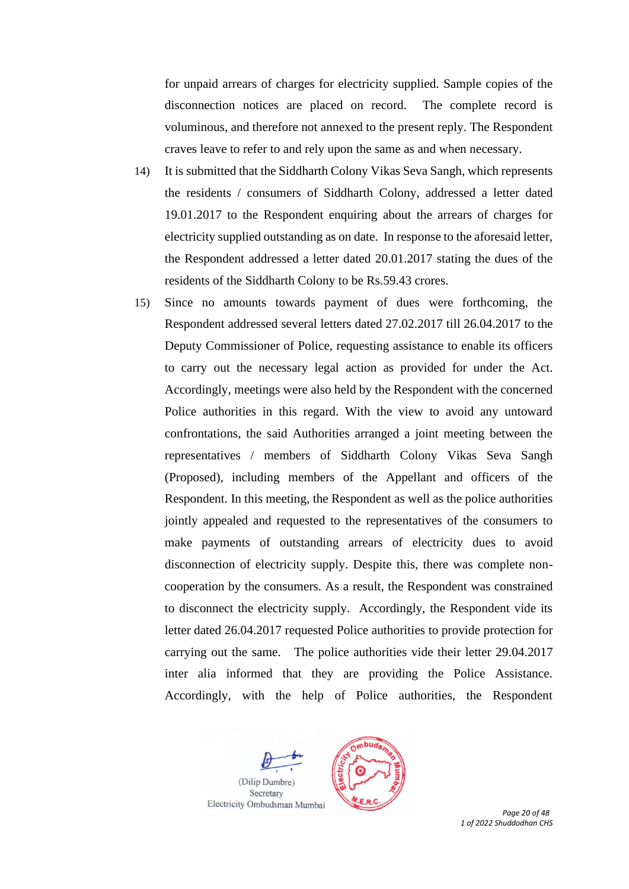for unpaid arrears of charges for electricity supplied. Sample copies of the disconnection notices are placed on record. The complete record is voluminous, and therefore not annexed to the present reply. The Respondent craves leave to refer to and rely upon the same as and when necessary.

14) It is submitted that the Siddharth Colony Vikas Seva Sangh, which represents the residents / consumers of Siddharth Colony, addressed a letter dated 19.01.2017 to the Respondent enquiring about the arrears of charges for electricity supplied outstanding as on date. In response to the aforesaid letter, the Respondent addressed a letter dated 20.01.2017 stating the dues of the residents of the Siddharth Colony to be Rs.59.43 crores.

15) Since no amounts towards payment of dues were forthcoming, the Respondent addressed several letters dated 27.02.2017 till 26.04.2017 to the Deputy Commissioner of Police, requesting assistance to enable its officers to carry out the necessary legal action as provided for under the Act. Accordingly, meetings were also held by the Respondent with the concerned Police authorities in this regard. With the view to avoid any untoward confrontations, the said Authorities arranged a joint meeting between the representatives / members of Siddharth Colony Vikas Seva Sangh (Proposed), including members of the Appellant and officers of the Respondent. In this meeting, the Respondent as well as the police authorities jointly appealed and requested to the representatives of the consumers to make payments of outstanding arrears of electricity dues to avoid disconnection of electricity supply. Despite this, there was complete non-cooperation by the consumers. As a result, the Respondent was constrained to disconnect the electricity supply. Accordingly, the Respondent vide its letter dated 26.04.2017 requested Police authorities to provide protection for carrying out the same. The police authorities vide their letter 29.04.2017 inter alia informed that they are providing the Police Assistance. Accordingly, with the help of Police authorities, the Respondent

(Dilip Dumbre)
Secretary
Electricity Ombudsman Mumbai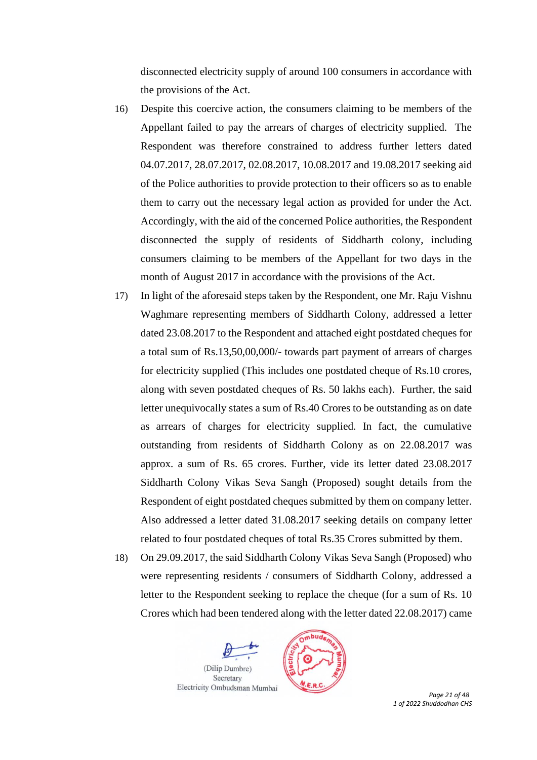disconnected electricity supply of around 100 consumers in accordance with the provisions of the Act.

16) Despite this coercive action, the consumers claiming to be members of the Appellant failed to pay the arrears of charges of electricity supplied. The Respondent was therefore constrained to address further letters dated 04.07.2017, 28.07.2017, 02.08.2017, 10.08.2017 and 19.08.2017 seeking aid of the Police authorities to provide protection to their officers so as to enable them to carry out the necessary legal action as provided for under the Act. Accordingly, with the aid of the concerned Police authorities, the Respondent disconnected the supply of residents of Siddharth colony, including consumers claiming to be members of the Appellant for two days in the month of August 2017 in accordance with the provisions of the Act.

17) In light of the aforesaid steps taken by the Respondent, one Mr. Raju Vishnu Waghmare representing members of Siddharth Colony, addressed a letter dated 23.08.2017 to the Respondent and attached eight postdated cheques for a total sum of Rs.13,50,00,000/- towards part payment of arrears of charges for electricity supplied (This includes one postdated cheque of Rs.10 crores, along with seven postdated cheques of Rs. 50 lakhs each). Further, the said letter unequivocally states a sum of Rs.40 Crores to be outstanding as on date as arrears of charges for electricity supplied. In fact, the cumulative outstanding from residents of Siddharth Colony as on 22.08.2017 was approx. a sum of Rs. 65 crores. Further, vide its letter dated 23.08.2017 Siddharth Colony Vikas Seva Sangh (Proposed) sought details from the Respondent of eight postdated cheques submitted by them on company letter. Also addressed a letter dated 31.08.2017 seeking details on company letter related to four postdated cheques of total Rs.35 Crores submitted by them.

18) On 29.09.2017, the said Siddharth Colony Vikas Seva Sangh (Proposed) who were representing residents / consumers of Siddharth Colony, addressed a letter to the Respondent seeking to replace the cheque (for a sum of Rs. 10 Crores which had been tendered along with the letter dated 22.08.2017) came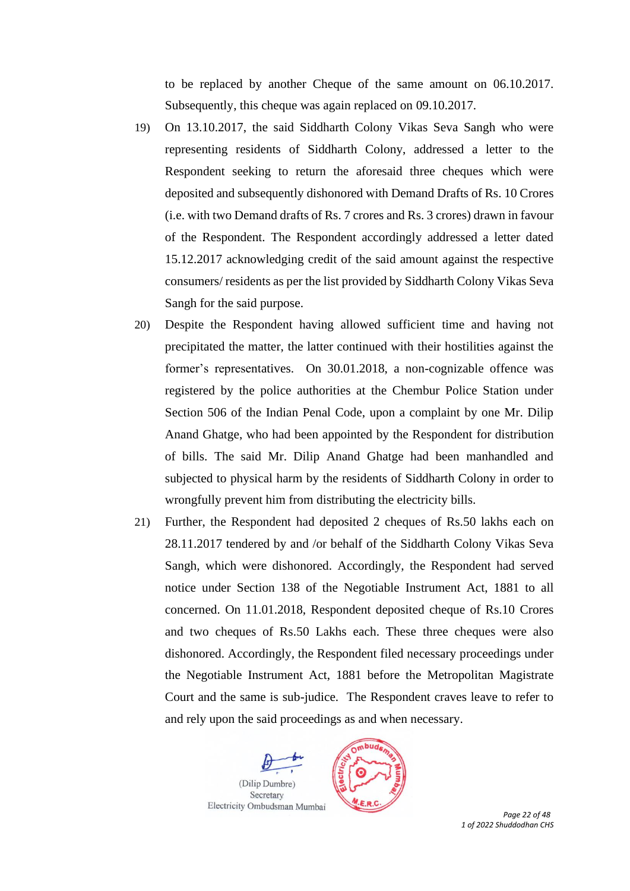to be replaced by another Cheque of the same amount on 06.10.2017. Subsequently, this cheque was again replaced on 09.10.2017.

19) On 13.10.2017, the said Siddharth Colony Vikas Seva Sangh who were representing residents of Siddharth Colony, addressed a letter to the Respondent seeking to return the aforesaid three cheques which were deposited and subsequently dishonored with Demand Drafts of Rs. 10 Crores (i.e. with two Demand drafts of Rs. 7 crores and Rs. 3 crores) drawn in favour of the Respondent. The Respondent accordingly addressed a letter dated 15.12.2017 acknowledging credit of the said amount against the respective consumers/ residents as per the list provided by Siddharth Colony Vikas Seva Sangh for the said purpose.

20) Despite the Respondent having allowed sufficient time and having not precipitated the matter, the latter continued with their hostilities against the former's representatives. On 30.01.2018, a non-cognizable offence was registered by the police authorities at the Chembur Police Station under Section 506 of the Indian Penal Code, upon a complaint by one Mr. Dilip Anand Ghatge, who had been appointed by the Respondent for distribution of bills. The said Mr. Dilip Anand Ghatge had been manhandled and subjected to physical harm by the residents of Siddharth Colony in order to wrongfully prevent him from distributing the electricity bills.

21) Further, the Respondent had deposited 2 cheques of Rs.50 lakhs each on 28.11.2017 tendered by and /or behalf of the Siddharth Colony Vikas Seva Sangh, which were dishonored. Accordingly, the Respondent had served notice under Section 138 of the Negotiable Instrument Act, 1881 to all concerned. On 11.01.2018, Respondent deposited cheque of Rs.10 Crores and two cheques of Rs.50 Lakhs each. These three cheques were also dishonored. Accordingly, the Respondent filed necessary proceedings under the Negotiable Instrument Act, 1881 before the Metropolitan Magistrate Court and the same is sub-judice. The Respondent craves leave to refer to and rely upon the said proceedings as and when necessary.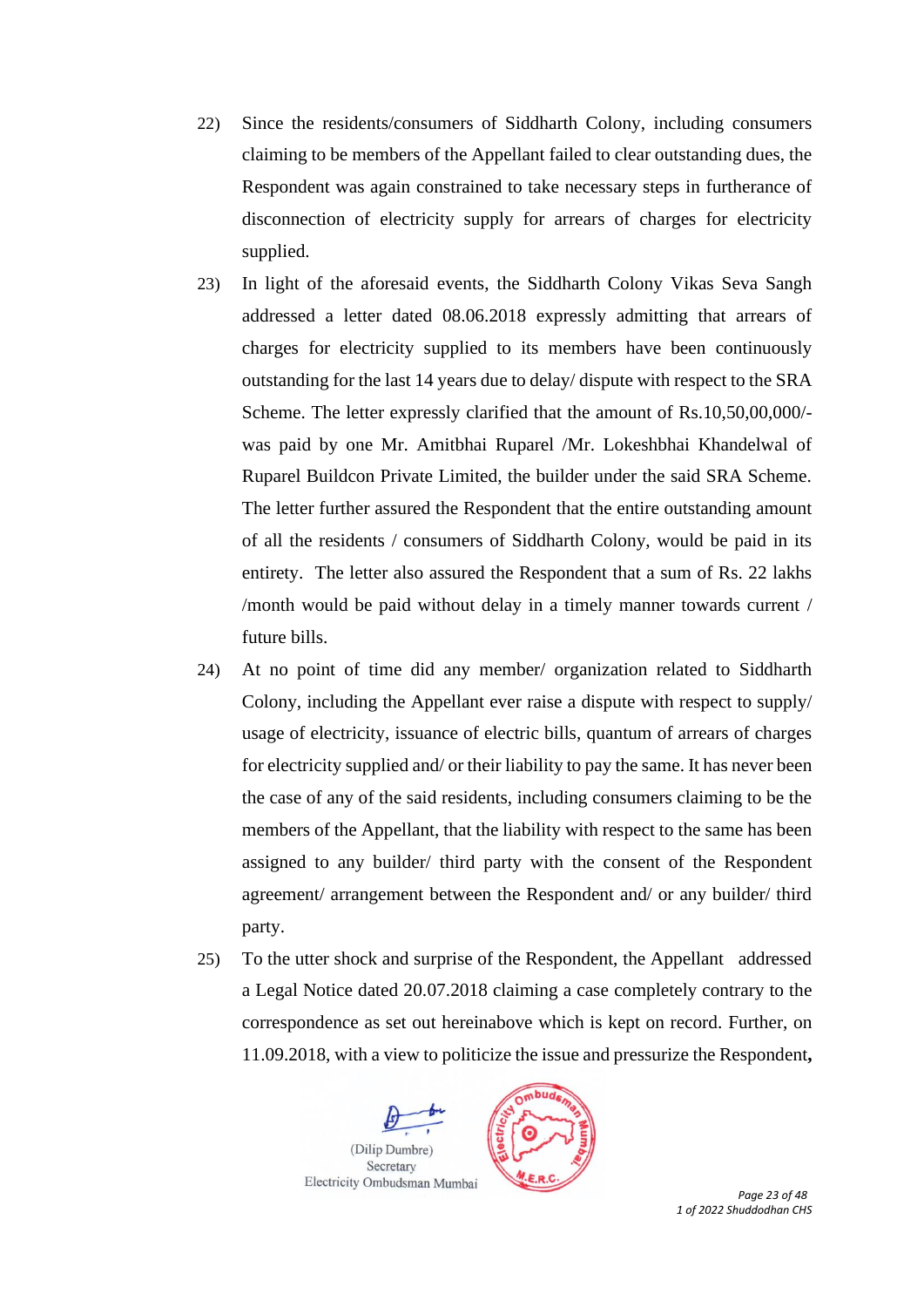22) Since the residents/consumers of Siddharth Colony, including consumers claiming to be members of the Appellant failed to clear outstanding dues, the Respondent was again constrained to take necessary steps in furtherance of disconnection of electricity supply for arrears of charges for electricity supplied.

23) In light of the aforesaid events, the Siddharth Colony Vikas Seva Sangh addressed a letter dated 08.06.2018 expressly admitting that arrears of charges for electricity supplied to its members have been continuously outstanding for the last 14 years due to delay/ dispute with respect to the SRA Scheme. The letter expressly clarified that the amount of Rs.10,50,00,000/- was paid by one Mr. Amitbhai Ruparel /Mr. Lokeshbhai Khandelwal of Ruparel Buildcon Private Limited, the builder under the said SRA Scheme. The letter further assured the Respondent that the entire outstanding amount of all the residents / consumers of Siddharth Colony, would be paid in its entirety. The letter also assured the Respondent that a sum of Rs. 22 lakhs /month would be paid without delay in a timely manner towards current / future bills.

24) At no point of time did any member/ organization related to Siddharth Colony, including the Appellant ever raise a dispute with respect to supply/ usage of electricity, issuance of electric bills, quantum of arrears of charges for electricity supplied and/ or their liability to pay the same. It has never been the case of any of the said residents, including consumers claiming to be the members of the Appellant, that the liability with respect to the same has been assigned to any builder/ third party with the consent of the Respondent agreement/ arrangement between the Respondent and/ or any builder/ third party.

25) To the utter shock and surprise of the Respondent, the Appellant addressed a Legal Notice dated 20.07.2018 claiming a case completely contrary to the correspondence as set out hereinabove which is kept on record. Further, on 11.09.2018, with a view to politicize the issue and pressurize the Respondent,

(Dilip Dumbre)
Secretary
Electricity Ombudsman Mumbai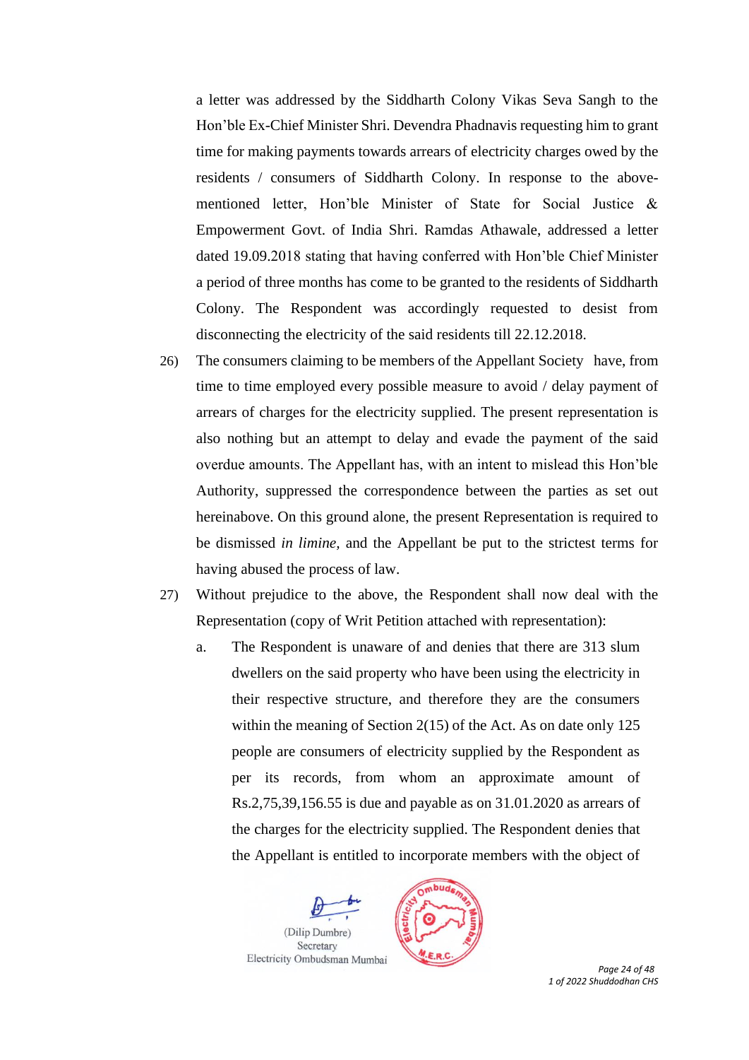a letter was addressed by the Siddharth Colony Vikas Seva Sangh to the Hon'ble Ex-Chief Minister Shri. Devendra Phadnavis requesting him to grant time for making payments towards arrears of electricity charges owed by the residents / consumers of Siddharth Colony. In response to the above-mentioned letter, Hon'ble Minister of State for Social Justice & Empowerment Govt. of India Shri. Ramdas Athawale, addressed a letter dated 19.09.2018 stating that having conferred with Hon'ble Chief Minister a period of three months has come to be granted to the residents of Siddharth Colony. The Respondent was accordingly requested to desist from disconnecting the electricity of the said residents till 22.12.2018.

26) The consumers claiming to be members of the Appellant Society have, from time to time employed every possible measure to avoid / delay payment of arrears of charges for the electricity supplied. The present representation is also nothing but an attempt to delay and evade the payment of the said overdue amounts. The Appellant has, with an intent to mislead this Hon'ble Authority, suppressed the correspondence between the parties as set out hereinabove. On this ground alone, the present Representation is required to be dismissed *in limine*, and the Appellant be put to the strictest terms for having abused the process of law.

27) Without prejudice to the above, the Respondent shall now deal with the Representation (copy of Writ Petition attached with representation):

   a. The Respondent is unaware of and denies that there are 313 slum dwellers on the said property who have been using the electricity in their respective structure, and therefore they are the consumers within the meaning of Section 2(15) of the Act. As on date only 125 people are consumers of electricity supplied by the Respondent as per its records, from whom an approximate amount of Rs.2,75,39,156.55 is due and payable as on 31.01.2020 as arrears of the charges for the electricity supplied. The Respondent denies that the Appellant is entitled to incorporate members with the object of

(Dilip Dumbre)
Secretary
Electricity Ombudsman Mumbai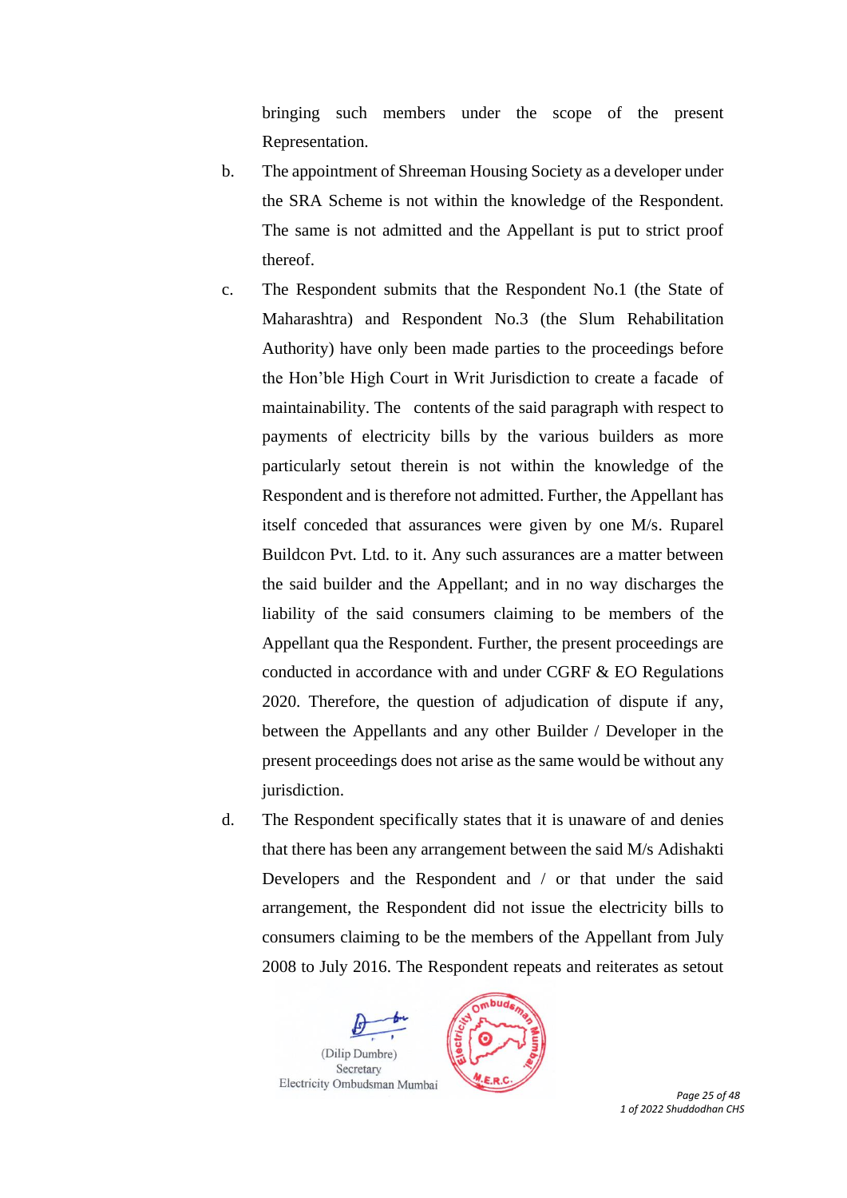bringing such members under the scope of the present Representation.

b. The appointment of Shreeman Housing Society as a developer under the SRA Scheme is not within the knowledge of the Respondent. The same is not admitted and the Appellant is put to strict proof thereof.

c. The Respondent submits that the Respondent No.1 (the State of Maharashtra) and Respondent No.3 (the Slum Rehabilitation Authority) have only been made parties to the proceedings before the Hon'ble High Court in Writ Jurisdiction to create a facade of maintainability. The contents of the said paragraph with respect to payments of electricity bills by the various builders as more particularly setout therein is not within the knowledge of the Respondent and is therefore not admitted. Further, the Appellant has itself conceded that assurances were given by one M/s. Ruparel Buildcon Pvt. Ltd. to it. Any such assurances are a matter between the said builder and the Appellant; and in no way discharges the liability of the said consumers claiming to be members of the Appellant qua the Respondent. Further, the present proceedings are conducted in accordance with and under CGRF & EO Regulations 2020. Therefore, the question of adjudication of dispute if any, between the Appellants and any other Builder / Developer in the present proceedings does not arise as the same would be without any jurisdiction.

d. The Respondent specifically states that it is unaware of and denies that there has been any arrangement between the said M/s Adishakti Developers and the Respondent and / or that under the said arrangement, the Respondent did not issue the electricity bills to consumers claiming to be the members of the Appellant from July 2008 to July 2016. The Respondent repeats and reiterates as setout

(Dilip Dumbre)
Secretary
Electricity Ombudsman Mumbai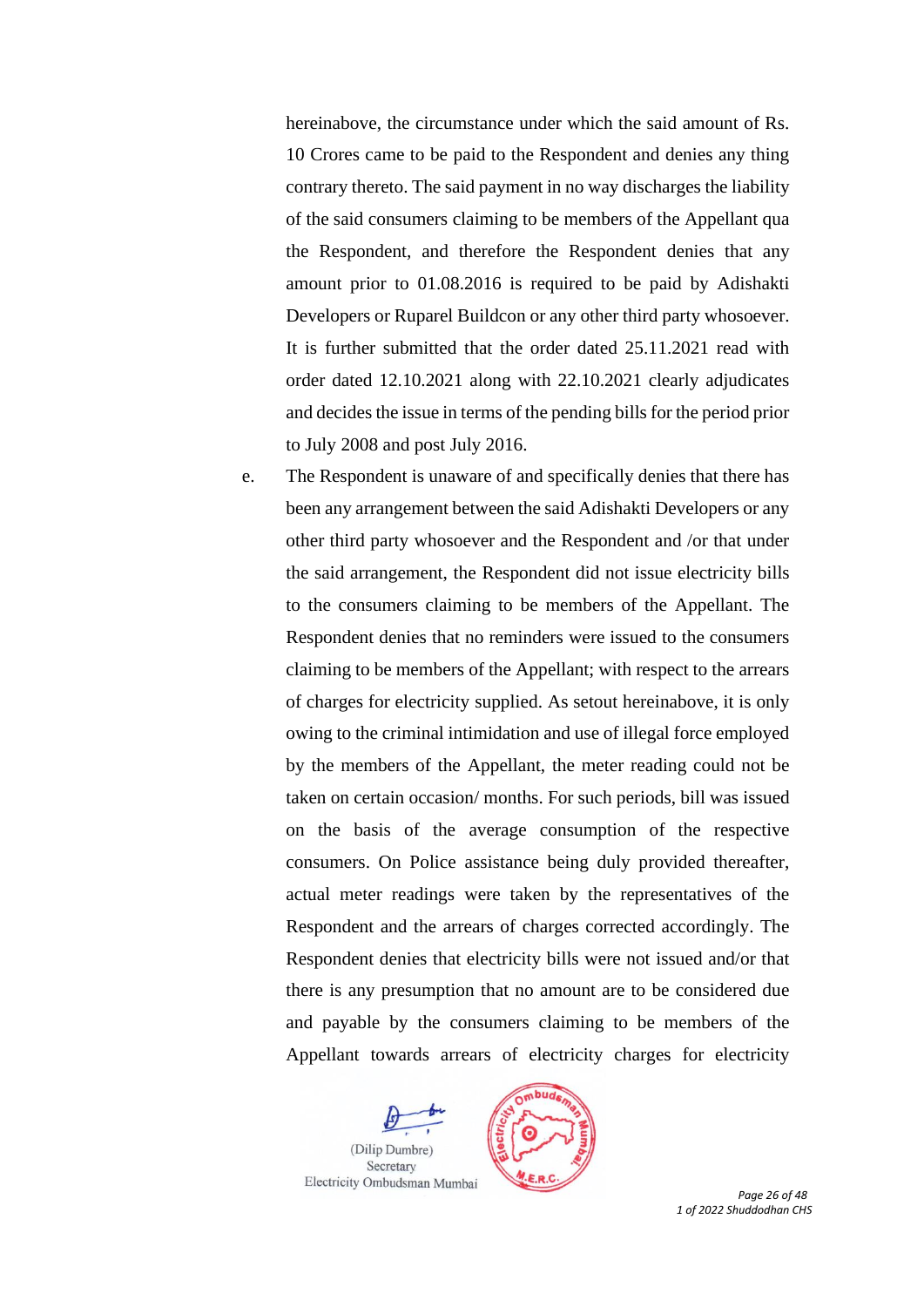hereinabove, the circumstance under which the said amount of Rs. 10 Crores came to be paid to the Respondent and denies any thing contrary thereto. The said payment in no way discharges the liability of the said consumers claiming to be members of the Appellant qua the Respondent, and therefore the Respondent denies that any amount prior to 01.08.2016 is required to be paid by Adishakti Developers or Ruparel Buildcon or any other third party whosoever. It is further submitted that the order dated 25.11.2021 read with order dated 12.10.2021 along with 22.10.2021 clearly adjudicates and decides the issue in terms of the pending bills for the period prior to July 2008 and post July 2016.

e. The Respondent is unaware of and specifically denies that there has been any arrangement between the said Adishakti Developers or any other third party whosoever and the Respondent and /or that under the said arrangement, the Respondent did not issue electricity bills to the consumers claiming to be members of the Appellant. The Respondent denies that no reminders were issued to the consumers claiming to be members of the Appellant; with respect to the arrears of charges for electricity supplied. As setout hereinabove, it is only owing to the criminal intimidation and use of illegal force employed by the members of the Appellant, the meter reading could not be taken on certain occasion/ months. For such periods, bill was issued on the basis of the average consumption of the respective consumers. On Police assistance being duly provided thereafter, actual meter readings were taken by the representatives of the Respondent and the arrears of charges corrected accordingly. The Respondent denies that electricity bills were not issued and/or that there is any presumption that no amount are to be considered due and payable by the consumers claiming to be members of the Appellant towards arrears of electricity charges for electricity

(Dilip Dumbre)
Secretary
Electricity Ombudsman Mumbai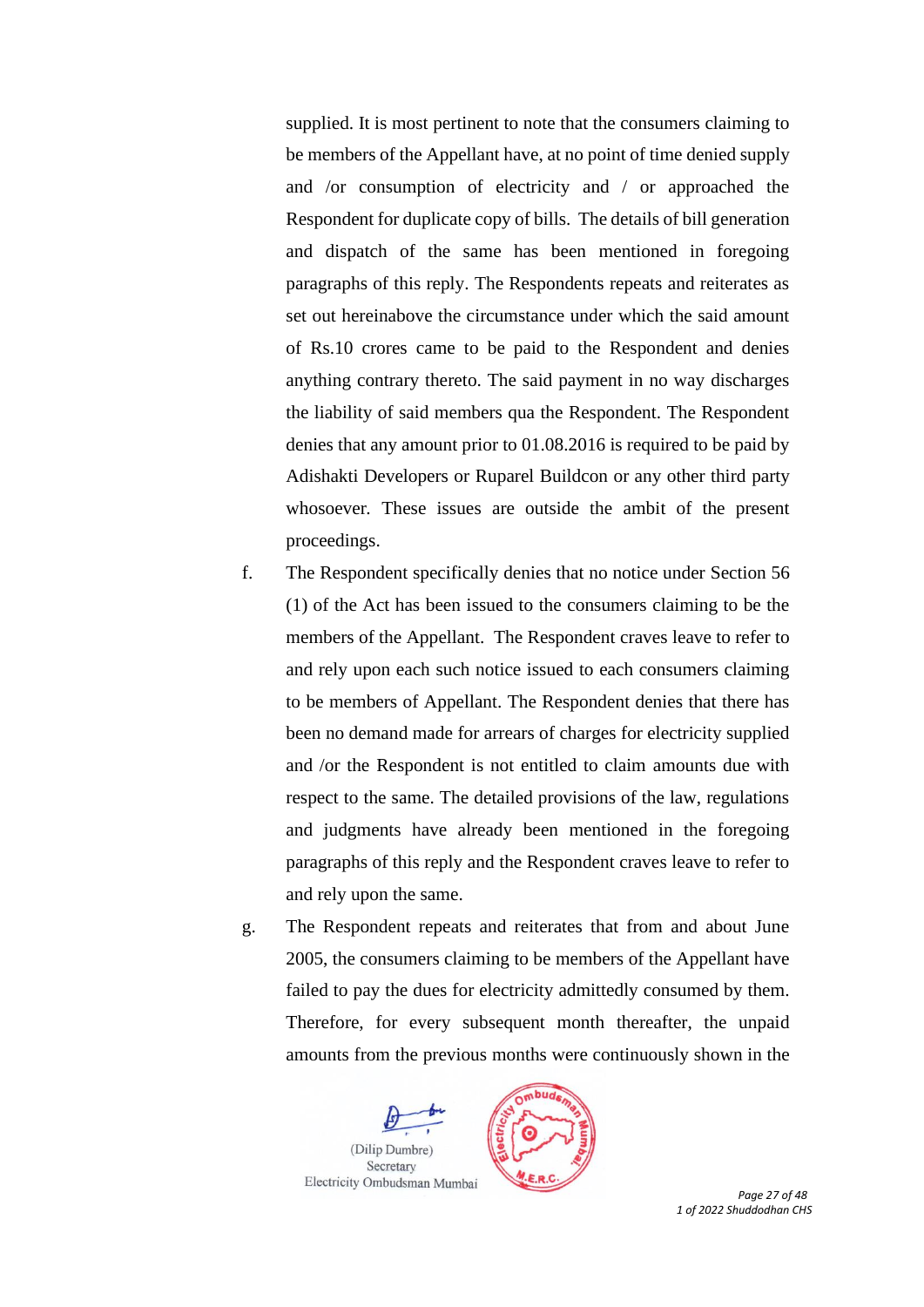supplied. It is most pertinent to note that the consumers claiming to be members of the Appellant have, at no point of time denied supply and /or consumption of electricity and / or approached the Respondent for duplicate copy of bills. The details of bill generation and dispatch of the same has been mentioned in foregoing paragraphs of this reply. The Respondents repeats and reiterates as set out hereinabove the circumstance under which the said amount of Rs.10 crores came to be paid to the Respondent and denies anything contrary thereto. The said payment in no way discharges the liability of said members qua the Respondent. The Respondent denies that any amount prior to 01.08.2016 is required to be paid by Adishakti Developers or Ruparel Buildcon or any other third party whosoever. These issues are outside the ambit of the present proceedings.

f. The Respondent specifically denies that no notice under Section 56 (1) of the Act has been issued to the consumers claiming to be the members of the Appellant. The Respondent craves leave to refer to and rely upon each such notice issued to each consumers claiming to be members of Appellant. The Respondent denies that there has been no demand made for arrears of charges for electricity supplied and /or the Respondent is not entitled to claim amounts due with respect to the same. The detailed provisions of the law, regulations and judgments have already been mentioned in the foregoing paragraphs of this reply and the Respondent craves leave to refer to and rely upon the same.

g. The Respondent repeats and reiterates that from and about June 2005, the consumers claiming to be members of the Appellant have failed to pay the dues for electricity admittedly consumed by them. Therefore, for every subsequent month thereafter, the unpaid amounts from the previous months were continuously shown in the

(Dilip Dumbre)
Secretary
Electricity Ombudsman Mumbai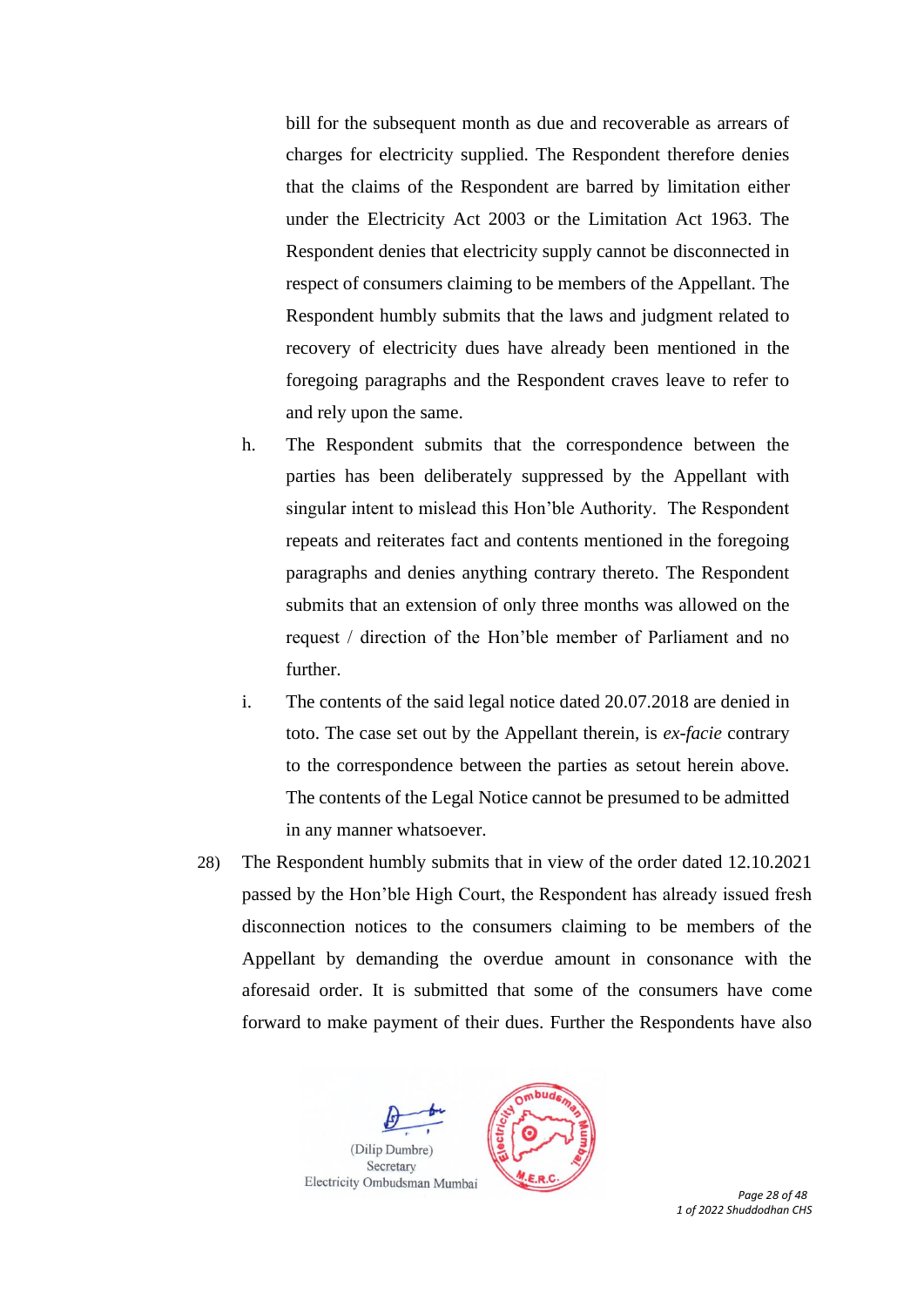bill for the subsequent month as due and recoverable as arrears of charges for electricity supplied. The Respondent therefore denies that the claims of the Respondent are barred by limitation either under the Electricity Act 2003 or the Limitation Act 1963. The Respondent denies that electricity supply cannot be disconnected in respect of consumers claiming to be members of the Appellant. The Respondent humbly submits that the laws and judgment related to recovery of electricity dues have already been mentioned in the foregoing paragraphs and the Respondent craves leave to refer to and rely upon the same.

h. The Respondent submits that the correspondence between the parties has been deliberately suppressed by the Appellant with singular intent to mislead this Hon'ble Authority. The Respondent repeats and reiterates fact and contents mentioned in the foregoing paragraphs and denies anything contrary thereto. The Respondent submits that an extension of only three months was allowed on the request / direction of the Hon'ble member of Parliament and no further.

i. The contents of the said legal notice dated 20.07.2018 are denied in toto. The case set out by the Appellant therein, is *ex-facie* contrary to the correspondence between the parties as setout herein above. The contents of the Legal Notice cannot be presumed to be admitted in any manner whatsoever.

28) The Respondent humbly submits that in view of the order dated 12.10.2021 passed by the Hon'ble High Court, the Respondent has already issued fresh disconnection notices to the consumers claiming to be members of the Appellant by demanding the overdue amount in consonance with the aforesaid order. It is submitted that some of the consumers have come forward to make payment of their dues. Further the Respondents have also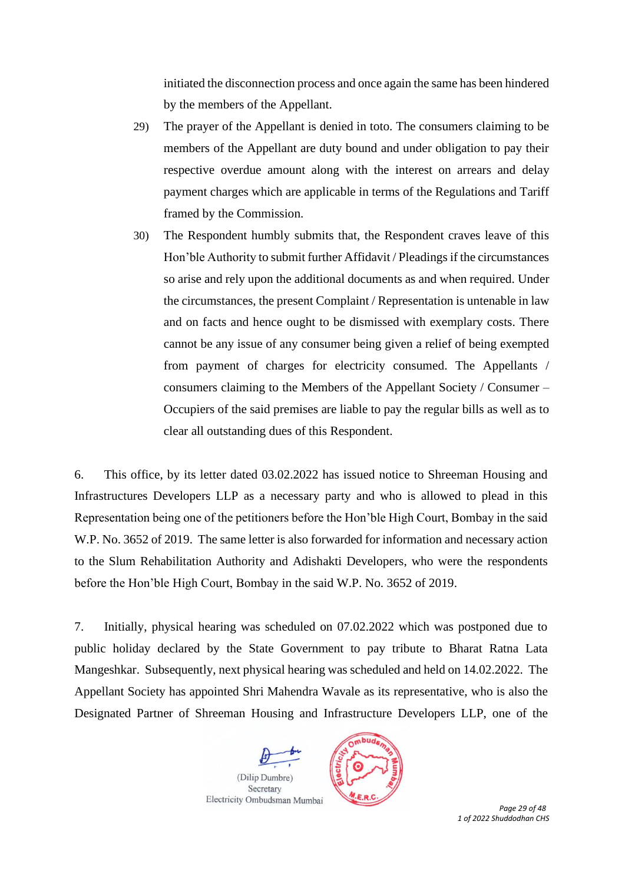initiated the disconnection process and once again the same has been hindered by the members of the Appellant.

29) The prayer of the Appellant is denied in toto. The consumers claiming to be members of the Appellant are duty bound and under obligation to pay their respective overdue amount along with the interest on arrears and delay payment charges which are applicable in terms of the Regulations and Tariff framed by the Commission.

30) The Respondent humbly submits that, the Respondent craves leave of this Hon'ble Authority to submit further Affidavit / Pleadings if the circumstances so arise and rely upon the additional documents as and when required. Under the circumstances, the present Complaint / Representation is untenable in law and on facts and hence ought to be dismissed with exemplary costs. There cannot be any issue of any consumer being given a relief of being exempted from payment of charges for electricity consumed. The Appellants / consumers claiming to the Members of the Appellant Society / Consumer – Occupiers of the said premises are liable to pay the regular bills as well as to clear all outstanding dues of this Respondent.

6. This office, by its letter dated 03.02.2022 has issued notice to Shreeman Housing and Infrastructures Developers LLP as a necessary party and who is allowed to plead in this Representation being one of the petitioners before the Hon'ble High Court, Bombay in the said W.P. No. 3652 of 2019. The same letter is also forwarded for information and necessary action to the Slum Rehabilitation Authority and Adishakti Developers, who were the respondents before the Hon'ble High Court, Bombay in the said W.P. No. 3652 of 2019.

7. Initially, physical hearing was scheduled on 07.02.2022 which was postponed due to public holiday declared by the State Government to pay tribute to Bharat Ratna Lata Mangeshkar. Subsequently, next physical hearing was scheduled and held on 14.02.2022. The Appellant Society has appointed Shri Mahendra Wavale as its representative, who is also the Designated Partner of Shreeman Housing and Infrastructure Developers LLP, one of the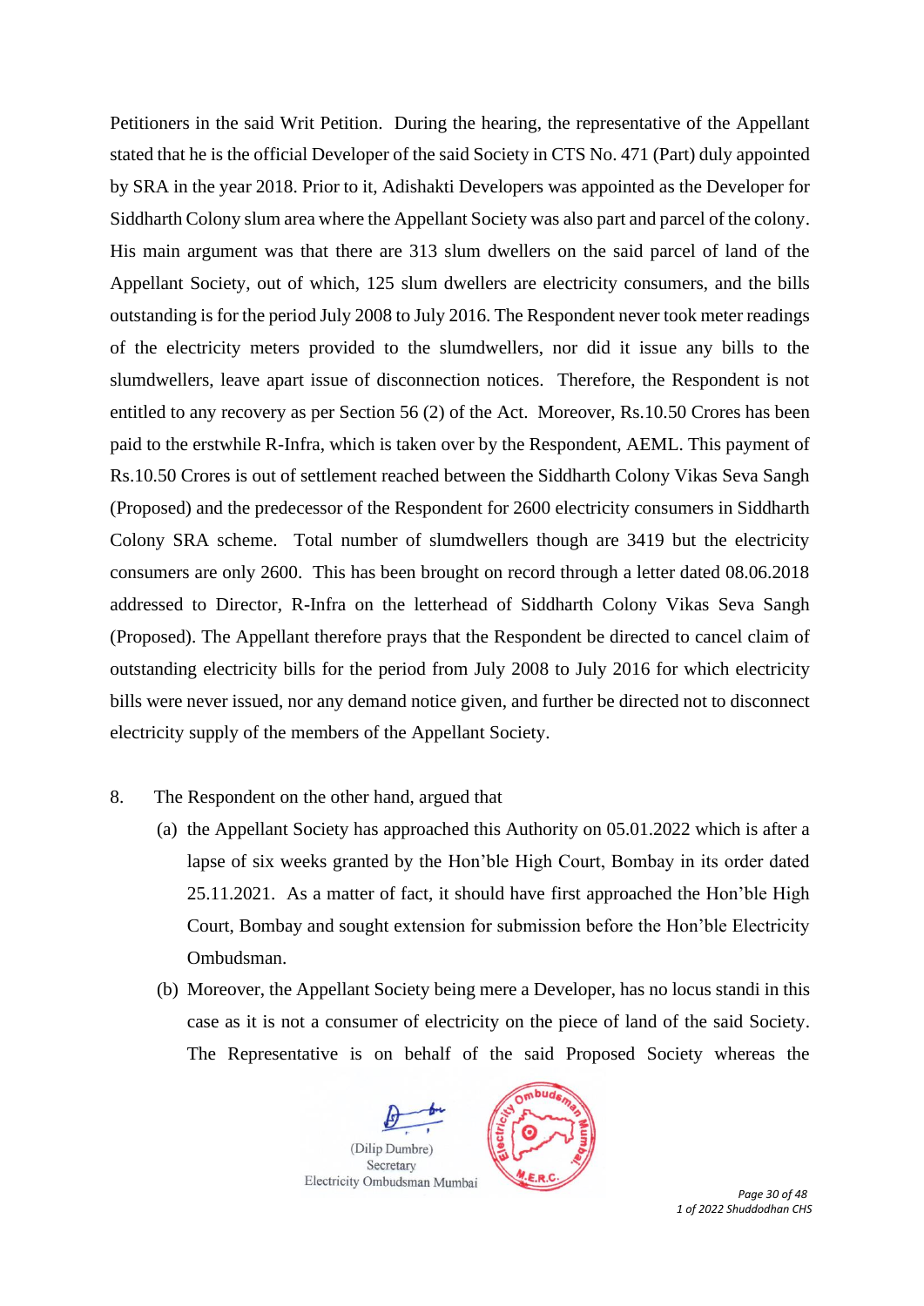Petitioners in the said Writ Petition. During the hearing, the representative of the Appellant stated that he is the official Developer of the said Society in CTS No. 471 (Part) duly appointed by SRA in the year 2018. Prior to it, Adishakti Developers was appointed as the Developer for Siddharth Colony slum area where the Appellant Society was also part and parcel of the colony. His main argument was that there are 313 slum dwellers on the said parcel of land of the Appellant Society, out of which, 125 slum dwellers are electricity consumers, and the bills outstanding is for the period July 2008 to July 2016. The Respondent never took meter readings of the electricity meters provided to the slumdwellers, nor did it issue any bills to the slumdwellers, leave apart issue of disconnection notices. Therefore, the Respondent is not entitled to any recovery as per Section 56 (2) of the Act. Moreover, Rs.10.50 Crores has been paid to the erstwhile R-Infra, which is taken over by the Respondent, AEML. This payment of Rs.10.50 Crores is out of settlement reached between the Siddharth Colony Vikas Seva Sangh (Proposed) and the predecessor of the Respondent for 2600 electricity consumers in Siddharth Colony SRA scheme. Total number of slumdwellers though are 3419 but the electricity consumers are only 2600. This has been brought on record through a letter dated 08.06.2018 addressed to Director, R-Infra on the letterhead of Siddharth Colony Vikas Seva Sangh (Proposed). The Appellant therefore prays that the Respondent be directed to cancel claim of outstanding electricity bills for the period from July 2008 to July 2016 for which electricity bills were never issued, nor any demand notice given, and further be directed not to disconnect electricity supply of the members of the Appellant Society.

8. The Respondent on the other hand, argued that

(a) the Appellant Society has approached this Authority on 05.01.2022 which is after a lapse of six weeks granted by the Hon'ble High Court, Bombay in its order dated 25.11.2021. As a matter of fact, it should have first approached the Hon'ble High Court, Bombay and sought extension for submission before the Hon'ble Electricity Ombudsman.

(b) Moreover, the Appellant Society being mere a Developer, has no locus standi in this case as it is not a consumer of electricity on the piece of land of the said Society. The Representative is on behalf of the said Proposed Society whereas the

(Dilip Dumbre)
Secretary
Electricity Ombudsman Mumbai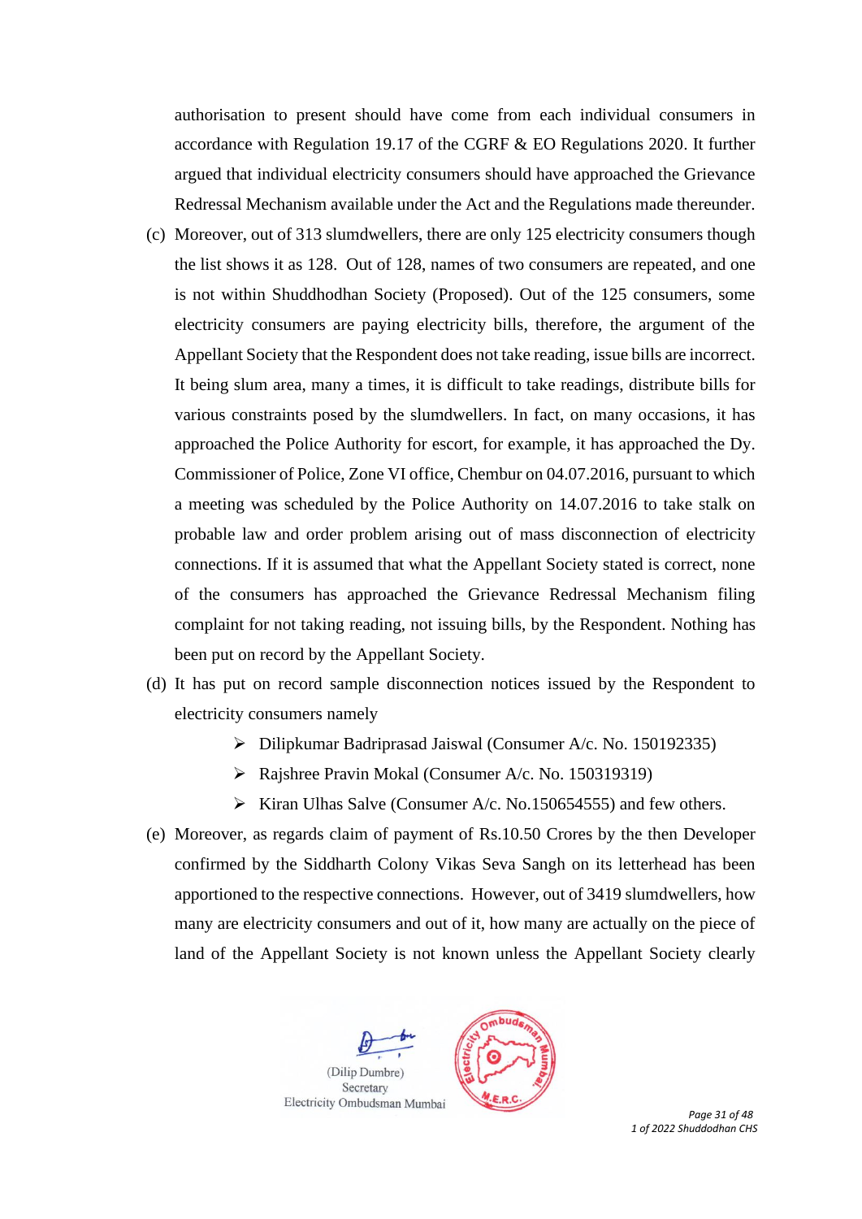authorisation to present should have come from each individual consumers in accordance with Regulation 19.17 of the CGRF & EO Regulations 2020. It further argued that individual electricity consumers should have approached the Grievance Redressal Mechanism available under the Act and the Regulations made thereunder.

(c) Moreover, out of 313 slumdwellers, there are only 125 electricity consumers though the list shows it as 128. Out of 128, names of two consumers are repeated, and one is not within Shuddhodhan Society (Proposed). Out of the 125 consumers, some electricity consumers are paying electricity bills, therefore, the argument of the Appellant Society that the Respondent does not take reading, issue bills are incorrect. It being slum area, many a times, it is difficult to take readings, distribute bills for various constraints posed by the slumdwellers. In fact, on many occasions, it has approached the Police Authority for escort, for example, it has approached the Dy. Commissioner of Police, Zone VI office, Chembur on 04.07.2016, pursuant to which a meeting was scheduled by the Police Authority on 14.07.2016 to take stalk on probable law and order problem arising out of mass disconnection of electricity connections. If it is assumed that what the Appellant Society stated is correct, none of the consumers has approached the Grievance Redressal Mechanism filing complaint for not taking reading, not issuing bills, by the Respondent. Nothing has been put on record by the Appellant Society.

(d) It has put on record sample disconnection notices issued by the Respondent to electricity consumers namely

- Dilipkumar Badriprasad Jaiswal (Consumer A/c. No. 150192335)
- Rajshree Pravin Mokal (Consumer A/c. No. 150319319)
- Kiran Ulhas Salve (Consumer A/c. No.150654555) and few others.

(e) Moreover, as regards claim of payment of Rs.10.50 Crores by the then Developer confirmed by the Siddharth Colony Vikas Seva Sangh on its letterhead has been apportioned to the respective connections. However, out of 3419 slumdwellers, how many are electricity consumers and out of it, how many are actually on the piece of land of the Appellant Society is not known unless the Appellant Society clearly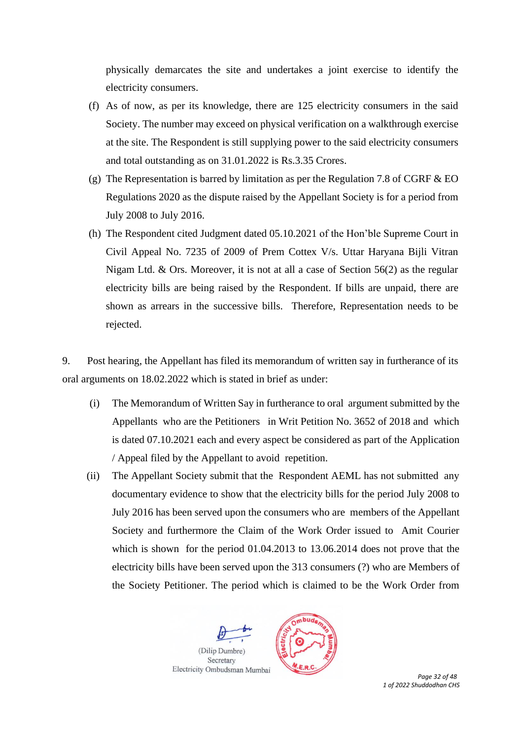physically demarcates the site and undertakes a joint exercise to identify the electricity consumers.

(f) As of now, as per its knowledge, there are 125 electricity consumers in the said Society. The number may exceed on physical verification on a walkthrough exercise at the site. The Respondent is still supplying power to the said electricity consumers and total outstanding as on 31.01.2022 is Rs.3.35 Crores.

(g) The Representation is barred by limitation as per the Regulation 7.8 of CGRF & EO Regulations 2020 as the dispute raised by the Appellant Society is for a period from July 2008 to July 2016.

(h) The Respondent cited Judgment dated 05.10.2021 of the Hon'ble Supreme Court in Civil Appeal No. 7235 of 2009 of Prem Cottex V/s. Uttar Haryana Bijli Vitran Nigam Ltd. & Ors. Moreover, it is not at all a case of Section 56(2) as the regular electricity bills are being raised by the Respondent. If bills are unpaid, there are shown as arrears in the successive bills. Therefore, Representation needs to be rejected.

9. Post hearing, the Appellant has filed its memorandum of written say in furtherance of its oral arguments on 18.02.2022 which is stated in brief as under:

(i) The Memorandum of Written Say in furtherance to oral argument submitted by the Appellants who are the Petitioners in Writ Petition No. 3652 of 2018 and which is dated 07.10.2021 each and every aspect be considered as part of the Application / Appeal filed by the Appellant to avoid repetition.

(ii) The Appellant Society submit that the Respondent AEML has not submitted any documentary evidence to show that the electricity bills for the period July 2008 to July 2016 has been served upon the consumers who are members of the Appellant Society and furthermore the Claim of the Work Order issued to Amit Courier which is shown for the period 01.04.2013 to 13.06.2014 does not prove that the electricity bills have been served upon the 313 consumers (?) who are Members of the Society Petitioner. The period which is claimed to be the Work Order from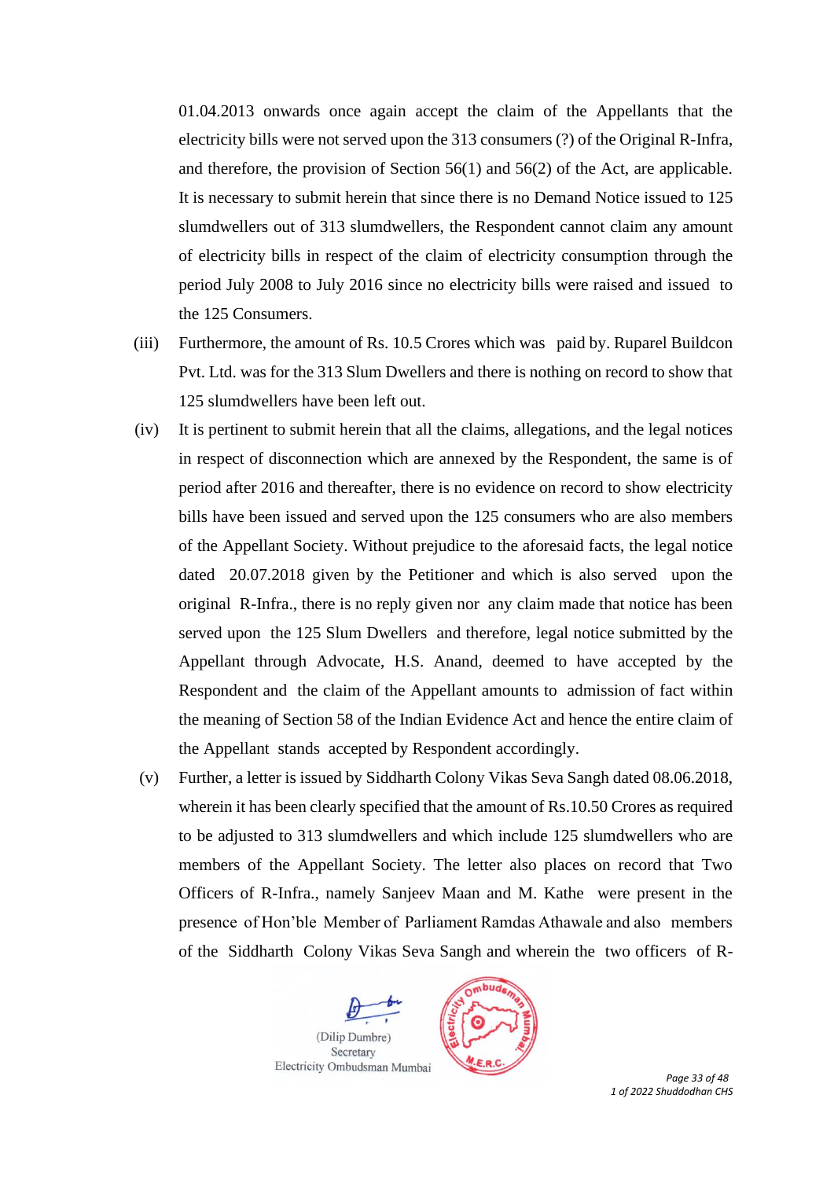01.04.2013 onwards once again accept the claim of the Appellants that the electricity bills were not served upon the 313 consumers (?) of the Original R-Infra, and therefore, the provision of Section 56(1) and 56(2) of the Act, are applicable. It is necessary to submit herein that since there is no Demand Notice issued to 125 slumdwellers out of 313 slumdwellers, the Respondent cannot claim any amount of electricity bills in respect of the claim of electricity consumption through the period July 2008 to July 2016 since no electricity bills were raised and issued to the 125 Consumers.

(iii) Furthermore, the amount of Rs. 10.5 Crores which was paid by. Ruparel Buildcon Pvt. Ltd. was for the 313 Slum Dwellers and there is nothing on record to show that 125 slumdwellers have been left out.

(iv) It is pertinent to submit herein that all the claims, allegations, and the legal notices in respect of disconnection which are annexed by the Respondent, the same is of period after 2016 and thereafter, there is no evidence on record to show electricity bills have been issued and served upon the 125 consumers who are also members of the Appellant Society. Without prejudice to the aforesaid facts, the legal notice dated 20.07.2018 given by the Petitioner and which is also served upon the original R-Infra., there is no reply given nor any claim made that notice has been served upon the 125 Slum Dwellers and therefore, legal notice submitted by the Appellant through Advocate, H.S. Anand, deemed to have accepted by the Respondent and the claim of the Appellant amounts to admission of fact within the meaning of Section 58 of the Indian Evidence Act and hence the entire claim of the Appellant stands accepted by Respondent accordingly.

(v) Further, a letter is issued by Siddharth Colony Vikas Seva Sangh dated 08.06.2018, wherein it has been clearly specified that the amount of Rs.10.50 Crores as required to be adjusted to 313 slumdwellers and which include 125 slumdwellers who are members of the Appellant Society. The letter also places on record that Two Officers of R-Infra., namely Sanjeev Maan and M. Kathe were present in the presence of Hon'ble Member of Parliament Ramdas Athawale and also members of the Siddharth Colony Vikas Seva Sangh and wherein the two officers of R-

(Dilip Dumbre)
Secretary
Electricity Ombudsman Mumbai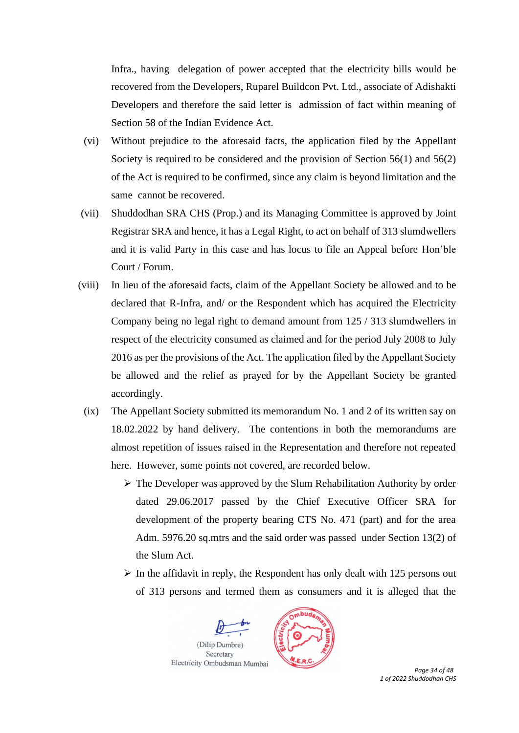Infra., having delegation of power accepted that the electricity bills would be recovered from the Developers, Ruparel Buildcon Pvt. Ltd., associate of Adishakti Developers and therefore the said letter is admission of fact within meaning of Section 58 of the Indian Evidence Act.

(vi) Without prejudice to the aforesaid facts, the application filed by the Appellant Society is required to be considered and the provision of Section 56(1) and 56(2) of the Act is required to be confirmed, since any claim is beyond limitation and the same cannot be recovered.

(vii) Shuddodhan SRA CHS (Prop.) and its Managing Committee is approved by Joint Registrar SRA and hence, it has a Legal Right, to act on behalf of 313 slumdwellers and it is valid Party in this case and has locus to file an Appeal before Hon'ble Court / Forum.

(viii) In lieu of the aforesaid facts, claim of the Appellant Society be allowed and to be declared that R-Infra, and/ or the Respondent which has acquired the Electricity Company being no legal right to demand amount from 125 / 313 slumdwellers in respect of the electricity consumed as claimed and for the period July 2008 to July 2016 as per the provisions of the Act. The application filed by the Appellant Society be allowed and the relief as prayed for by the Appellant Society be granted accordingly.

(ix) The Appellant Society submitted its memorandum No. 1 and 2 of its written say on 18.02.2022 by hand delivery. The contentions in both the memorandums are almost repetition of issues raised in the Representation and therefore not repeated here. However, some points not covered, are recorded below.

- The Developer was approved by the Slum Rehabilitation Authority by order dated 29.06.2017 passed by the Chief Executive Officer SRA for development of the property bearing CTS No. 471 (part) and for the area Adm. 5976.20 sq.mtrs and the said order was passed under Section 13(2) of the Slum Act.
- In the affidavit in reply, the Respondent has only dealt with 125 persons out of 313 persons and termed them as consumers and it is alleged that the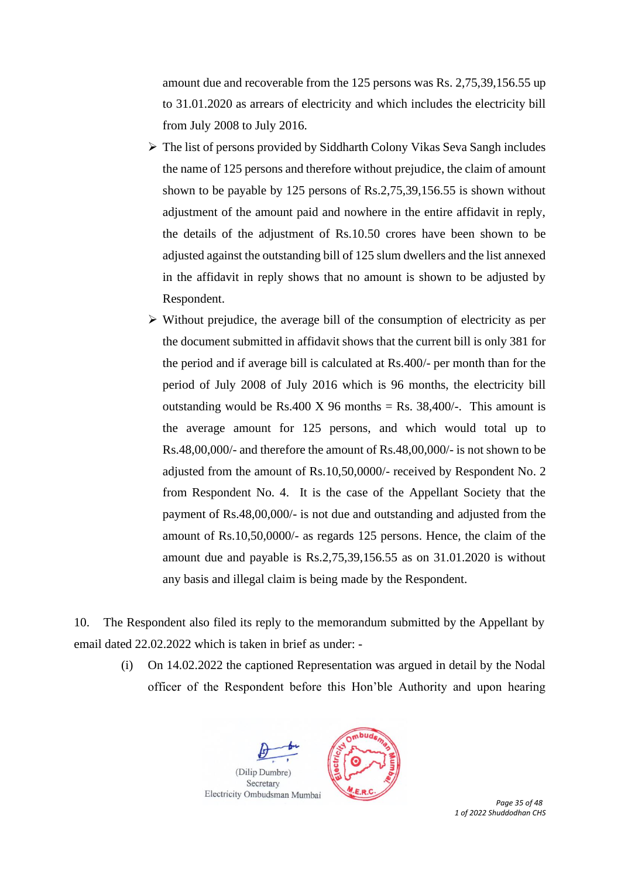amount due and recoverable from the 125 persons was Rs. 2,75,39,156.55 up to 31.01.2020 as arrears of electricity and which includes the electricity bill from July 2008 to July 2016.

- The list of persons provided by Siddharth Colony Vikas Seva Sangh includes the name of 125 persons and therefore without prejudice, the claim of amount shown to be payable by 125 persons of Rs.2,75,39,156.55 is shown without adjustment of the amount paid and nowhere in the entire affidavit in reply, the details of the adjustment of Rs.10.50 crores have been shown to be adjusted against the outstanding bill of 125 slum dwellers and the list annexed in the affidavit in reply shows that no amount is shown to be adjusted by Respondent.
- Without prejudice, the average bill of the consumption of electricity as per the document submitted in affidavit shows that the current bill is only 381 for the period and if average bill is calculated at Rs.400/- per month than for the period of July 2008 of July 2016 which is 96 months, the electricity bill outstanding would be Rs.400 X 96 months = Rs. 38,400/-. This amount is the average amount for 125 persons, and which would total up to Rs.48,00,000/- and therefore the amount of Rs.48,00,000/- is not shown to be adjusted from the amount of Rs.10,50,0000/- received by Respondent No. 2 from Respondent No. 4. It is the case of the Appellant Society that the payment of Rs.48,00,000/- is not due and outstanding and adjusted from the amount of Rs.10,50,0000/- as regards 125 persons. Hence, the claim of the amount due and payable is Rs.2,75,39,156.55 as on 31.01.2020 is without any basis and illegal claim is being made by the Respondent.

10. The Respondent also filed its reply to the memorandum submitted by the Appellant by email dated 22.02.2022 which is taken in brief as under: -

(i) On 14.02.2022 the captioned Representation was argued in detail by the Nodal officer of the Respondent before this Hon'ble Authority and upon hearing

(Dilip Dumbre)
Secretary
Electricity Ombudsman Mumbai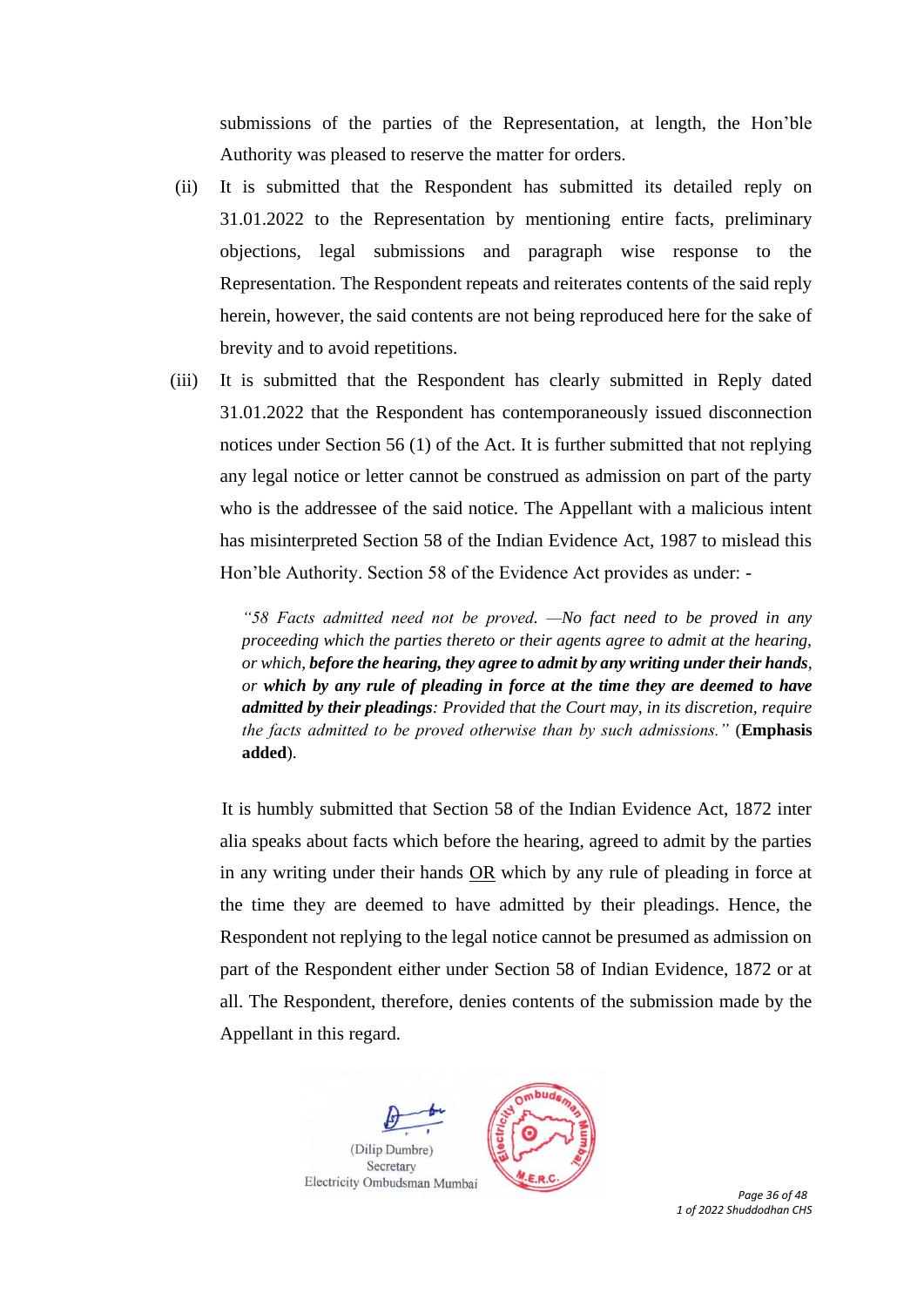submissions of the parties of the Representation, at length, the Hon'ble Authority was pleased to reserve the matter for orders.

(ii) It is submitted that the Respondent has submitted its detailed reply on 31.01.2022 to the Representation by mentioning entire facts, preliminary objections, legal submissions and paragraph wise response to the Representation. The Respondent repeats and reiterates contents of the said reply herein, however, the said contents are not being reproduced here for the sake of brevity and to avoid repetitions.

(iii) It is submitted that the Respondent has clearly submitted in Reply dated 31.01.2022 that the Respondent has contemporaneously issued disconnection notices under Section 56 (1) of the Act. It is further submitted that not replying any legal notice or letter cannot be construed as admission on part of the party who is the addressee of the said notice. The Appellant with a malicious intent has misinterpreted Section 58 of the Indian Evidence Act, 1987 to mislead this Hon'ble Authority. Section 58 of the Evidence Act provides as under: -

> *"58 Facts admitted need not be proved. —No fact need to be proved in any proceeding which the parties thereto or their agents agree to admit at the hearing, or which, **before the hearing, they agree to admit by any writing under their hands**, or **which by any rule of pleading in force at the time they are deemed to have admitted by their pleadings**: Provided that the Court may, in its discretion, require the facts admitted to be proved otherwise than by such admissions."* (**Emphasis added**).

It is humbly submitted that Section 58 of the Indian Evidence Act, 1872 inter alia speaks about facts which before the hearing, agreed to admit by the parties in any writing under their hands <u>OR</u> which by any rule of pleading in force at the time they are deemed to have admitted by their pleadings. Hence, the Respondent not replying to the legal notice cannot be presumed as admission on part of the Respondent either under Section 58 of Indian Evidence, 1872 or at all. The Respondent, therefore, denies contents of the submission made by the Appellant in this regard.

(Dilip Dumbre)
Secretary
Electricity Ombudsman Mumbai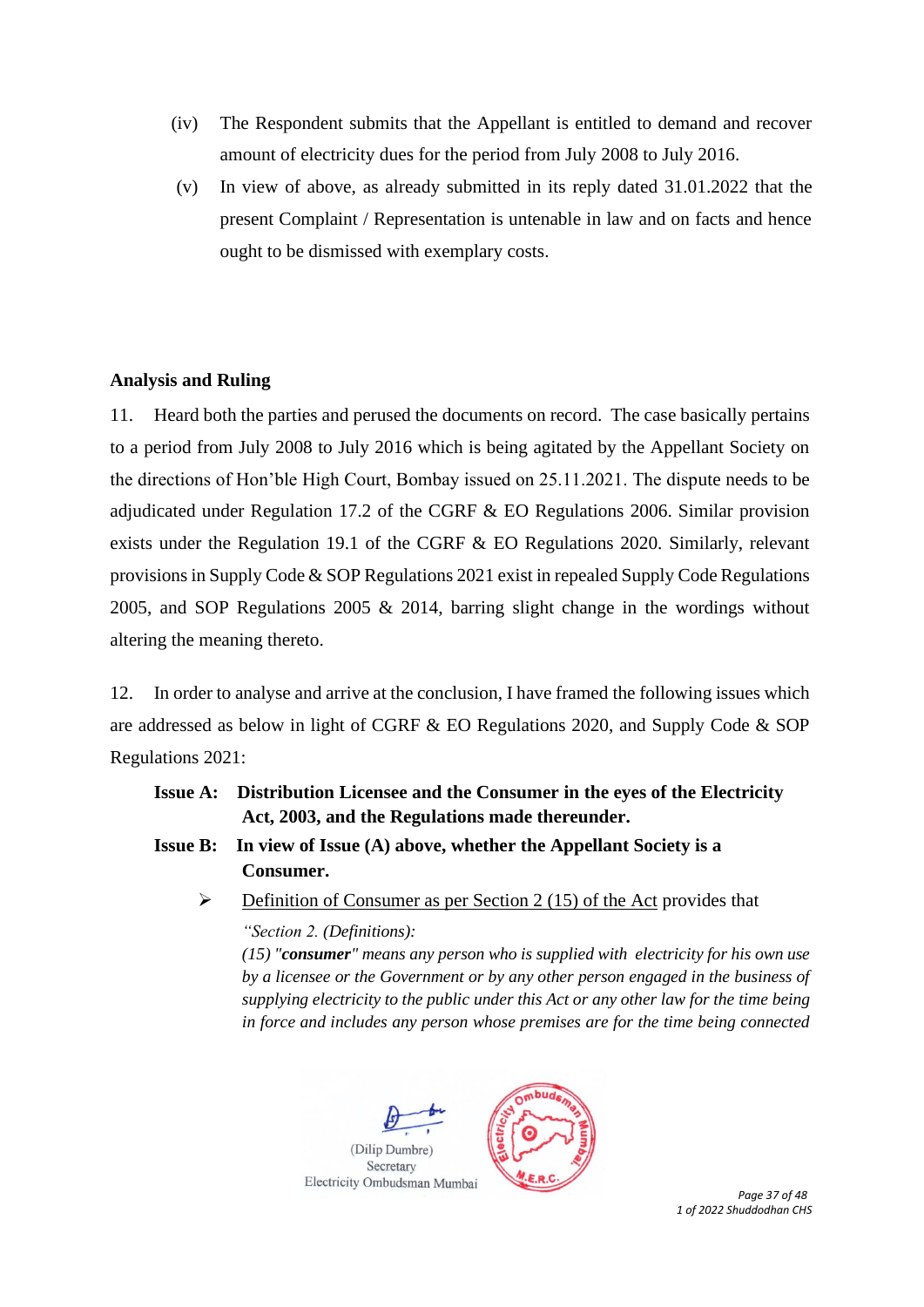(iv) The Respondent submits that the Appellant is entitled to demand and recover amount of electricity dues for the period from July 2008 to July 2016.

(v) In view of above, as already submitted in its reply dated 31.01.2022 that the present Complaint / Representation is untenable in law and on facts and hence ought to be dismissed with exemplary costs.

**Analysis and Ruling**

11. Heard both the parties and perused the documents on record. The case basically pertains to a period from July 2008 to July 2016 which is being agitated by the Appellant Society on the directions of Hon'ble High Court, Bombay issued on 25.11.2021. The dispute needs to be adjudicated under Regulation 17.2 of the CGRF & EO Regulations 2006. Similar provision exists under the Regulation 19.1 of the CGRF & EO Regulations 2020. Similarly, relevant provisions in Supply Code & SOP Regulations 2021 exist in repealed Supply Code Regulations 2005, and SOP Regulations 2005 & 2014, barring slight change in the wordings without altering the meaning thereto.

12. In order to analyse and arrive at the conclusion, I have framed the following issues which are addressed as below in light of CGRF & EO Regulations 2020, and Supply Code & SOP Regulations 2021:

**Issue A: Distribution Licensee and the Consumer in the eyes of the Electricity Act, 2003, and the Regulations made thereunder.**

**Issue B: In view of Issue (A) above, whether the Appellant Society is a Consumer.**

➢ Definition of Consumer as per Section 2 (15) of the Act provides that

*"Section 2. (Definitions):*
*(15) "**consumer**" means any person who is supplied with electricity for his own use by a licensee or the Government or by any other person engaged in the business of supplying electricity to the public under this Act or any other law for the time being in force and includes any person whose premises are for the time being connected*

(Dilip Dumbre)
Secretary
Electricity Ombudsman Mumbai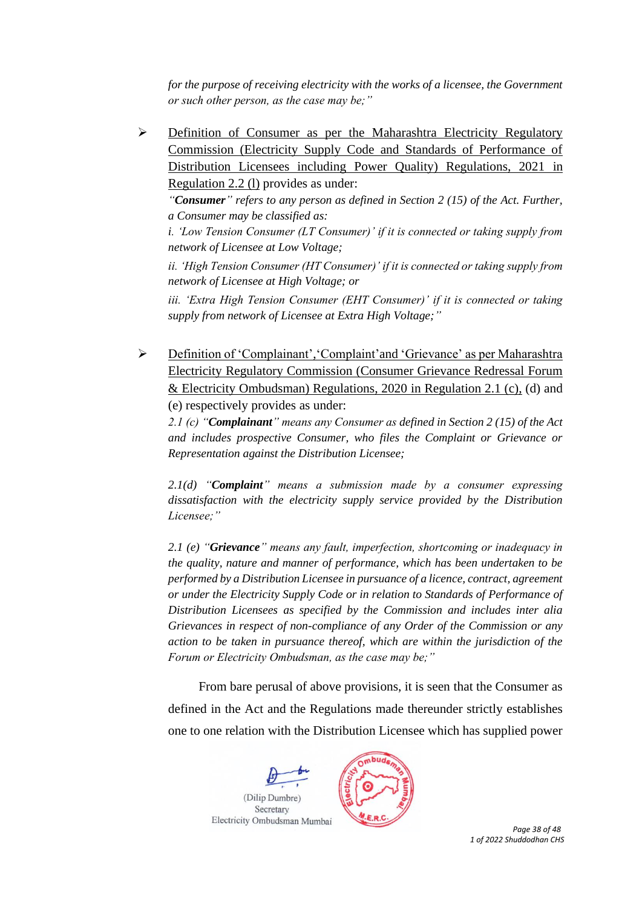*for the purpose of receiving electricity with the works of a licensee, the Government or such other person, as the case may be;"*

- Definition of Consumer as per the Maharashtra Electricity Regulatory Commission (Electricity Supply Code and Standards of Performance of Distribution Licensees including Power Quality) Regulations, 2021 in Regulation 2.2 (l) provides as under:

  *"**Consumer**" refers to any person as defined in Section 2 (15) of the Act. Further, a Consumer may be classified as:*

  *i. 'Low Tension Consumer (LT Consumer)' if it is connected or taking supply from network of Licensee at Low Voltage;*

  *ii. 'High Tension Consumer (HT Consumer)' if it is connected or taking supply from network of Licensee at High Voltage; or*

  *iii. 'Extra High Tension Consumer (EHT Consumer)' if it is connected or taking supply from network of Licensee at Extra High Voltage;"*

- Definition of 'Complainant','Complaint'and 'Grievance' as per Maharashtra Electricity Regulatory Commission (Consumer Grievance Redressal Forum & Electricity Ombudsman) Regulations, 2020 in Regulation 2.1 (c), (d) and (e) respectively provides as under:

  *2.1 (c) "**Complainant**" means any Consumer as defined in Section 2 (15) of the Act and includes prospective Consumer, who files the Complaint or Grievance or Representation against the Distribution Licensee;*

  *2.1(d) "**Complaint**" means a submission made by a consumer expressing dissatisfaction with the electricity supply service provided by the Distribution Licensee;"*

  *2.1 (e) "**Grievance**" means any fault, imperfection, shortcoming or inadequacy in the quality, nature and manner of performance, which has been undertaken to be performed by a Distribution Licensee in pursuance of a licence, contract, agreement or under the Electricity Supply Code or in relation to Standards of Performance of Distribution Licensees as specified by the Commission and includes inter alia Grievances in respect of non-compliance of any Order of the Commission or any action to be taken in pursuance thereof, which are within the jurisdiction of the Forum or Electricity Ombudsman, as the case may be;"*

From bare perusal of above provisions, it is seen that the Consumer as defined in the Act and the Regulations made thereunder strictly establishes one to one relation with the Distribution Licensee which has supplied power

(Dilip Dumbre)
Secretary
Electricity Ombudsman Mumbai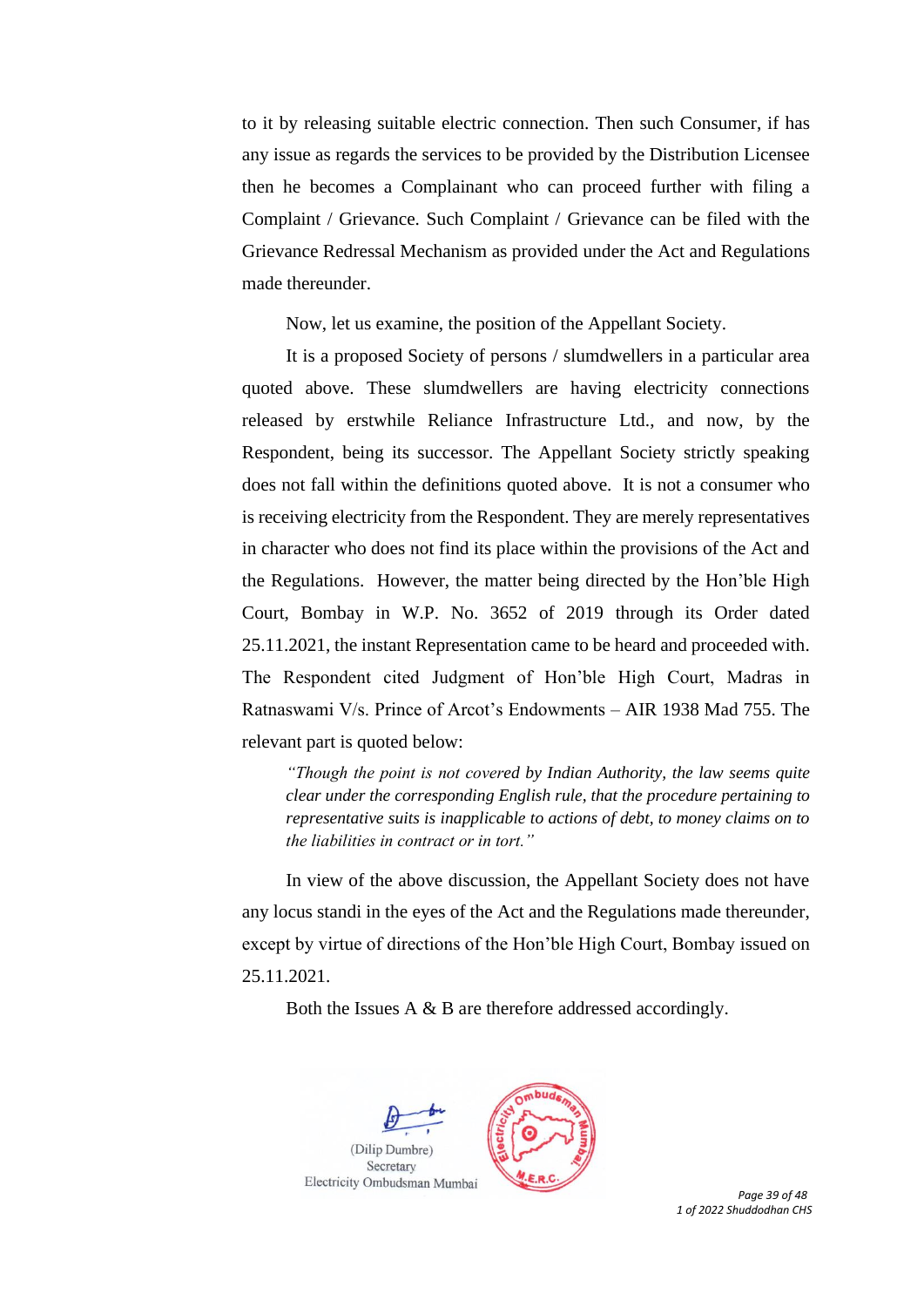to it by releasing suitable electric connection. Then such Consumer, if has any issue as regards the services to be provided by the Distribution Licensee then he becomes a Complainant who can proceed further with filing a Complaint / Grievance. Such Complaint / Grievance can be filed with the Grievance Redressal Mechanism as provided under the Act and Regulations made thereunder.

Now, let us examine, the position of the Appellant Society.

It is a proposed Society of persons / slumdwellers in a particular area quoted above. These slumdwellers are having electricity connections released by erstwhile Reliance Infrastructure Ltd., and now, by the Respondent, being its successor. The Appellant Society strictly speaking does not fall within the definitions quoted above. It is not a consumer who is receiving electricity from the Respondent. They are merely representatives in character who does not find its place within the provisions of the Act and the Regulations. However, the matter being directed by the Hon'ble High Court, Bombay in W.P. No. 3652 of 2019 through its Order dated 25.11.2021, the instant Representation came to be heard and proceeded with. The Respondent cited Judgment of Hon'ble High Court, Madras in Ratnaswami V/s. Prince of Arcot's Endowments – AIR 1938 Mad 755. The relevant part is quoted below:

> *"Though the point is not covered by Indian Authority, the law seems quite clear under the corresponding English rule, that the procedure pertaining to representative suits is inapplicable to actions of debt, to money claims on to the liabilities in contract or in tort."*

In view of the above discussion, the Appellant Society does not have any locus standi in the eyes of the Act and the Regulations made thereunder, except by virtue of directions of the Hon'ble High Court, Bombay issued on 25.11.2021.

Both the Issues A & B are therefore addressed accordingly.

(Dilip Dumbre)
Secretary
Electricity Ombudsman Mumbai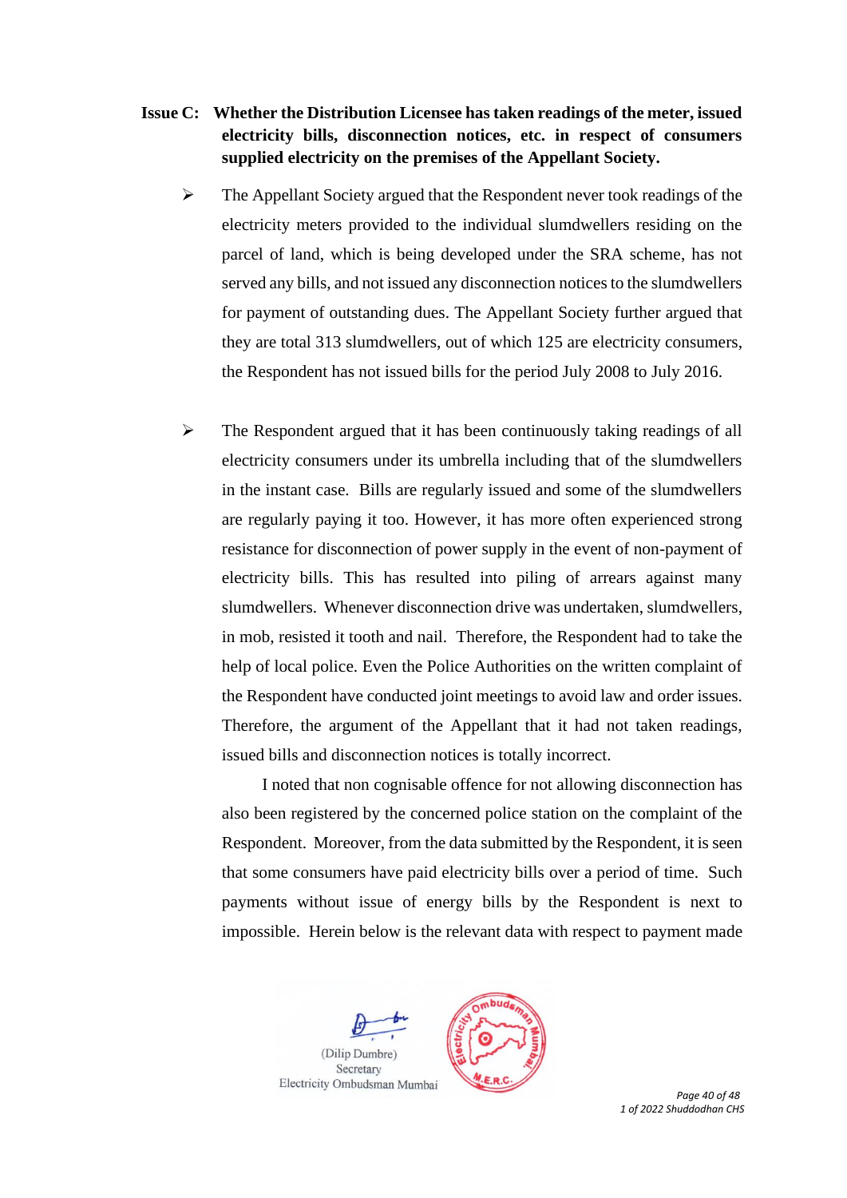**Issue C: Whether the Distribution Licensee has taken readings of the meter, issued electricity bills, disconnection notices, etc. in respect of consumers supplied electricity on the premises of the Appellant Society.**

- The Appellant Society argued that the Respondent never took readings of the electricity meters provided to the individual slumdwellers residing on the parcel of land, which is being developed under the SRA scheme, has not served any bills, and not issued any disconnection notices to the slumdwellers for payment of outstanding dues. The Appellant Society further argued that they are total 313 slumdwellers, out of which 125 are electricity consumers, the Respondent has not issued bills for the period July 2008 to July 2016.

- The Respondent argued that it has been continuously taking readings of all electricity consumers under its umbrella including that of the slumdwellers in the instant case. Bills are regularly issued and some of the slumdwellers are regularly paying it too. However, it has more often experienced strong resistance for disconnection of power supply in the event of non-payment of electricity bills. This has resulted into piling of arrears against many slumdwellers. Whenever disconnection drive was undertaken, slumdwellers, in mob, resisted it tooth and nail. Therefore, the Respondent had to take the help of local police. Even the Police Authorities on the written complaint of the Respondent have conducted joint meetings to avoid law and order issues. Therefore, the argument of the Appellant that it had not taken readings, issued bills and disconnection notices is totally incorrect.

  I noted that non cognisable offence for not allowing disconnection has also been registered by the concerned police station on the complaint of the Respondent. Moreover, from the data submitted by the Respondent, it is seen that some consumers have paid electricity bills over a period of time. Such payments without issue of energy bills by the Respondent is next to impossible. Herein below is the relevant data with respect to payment made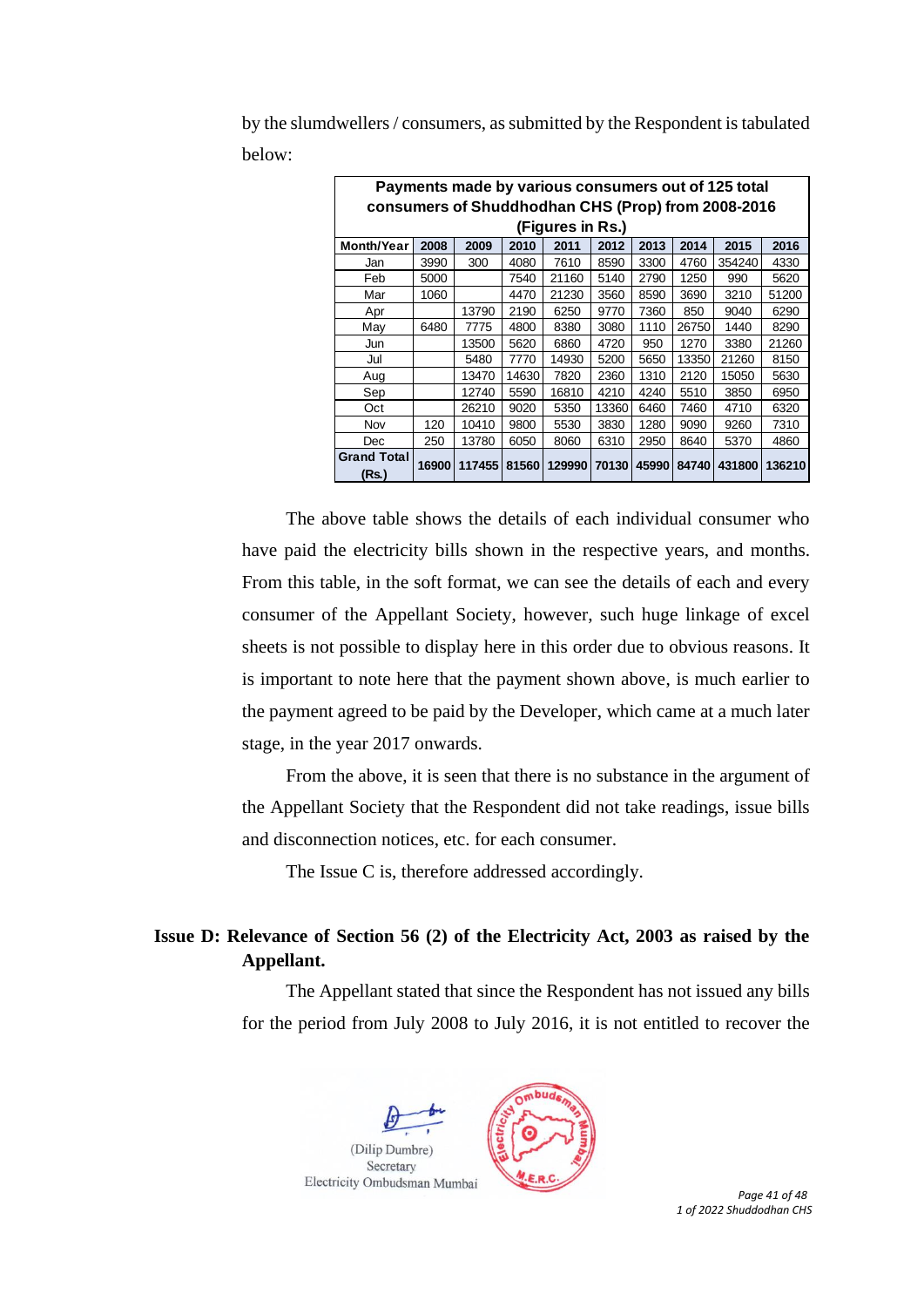by the slumdwellers / consumers, as submitted by the Respondent is tabulated below:

| Payments made by various consumers out of 125 total consumers of Shuddhodhan CHS (Prop) from 2008-2016 (Figures in Rs.) | | | | | | | | | |
|---|---|---|---|---|---|---|---|---|---|
| **Month/Year** | **2008** | **2009** | **2010** | **2011** | **2012** | **2013** | **2014** | **2015** | **2016** |
| Jan | 3990 | 300 | 4080 | 7610 | 8590 | 3300 | 4760 | 354240 | 4330 |
| Feb | 5000 | | 7540 | 21160 | 5140 | 2790 | 1250 | 990 | 5620 |
| Mar | 1060 | | 4470 | 21230 | 3560 | 8590 | 3690 | 3210 | 51200 |
| Apr | | 13790 | 2190 | 6250 | 9770 | 7360 | 850 | 9040 | 6290 |
| May | 6480 | 7775 | 4800 | 8380 | 3080 | 1110 | 26750 | 1440 | 8290 |
| Jun | | 13500 | 5620 | 6860 | 4720 | 950 | 1270 | 3380 | 21260 |
| Jul | | 5480 | 7770 | 14930 | 5200 | 5650 | 13350 | 21260 | 8150 |
| Aug | | 13470 | 14630 | 7820 | 2360 | 1310 | 2120 | 15050 | 5630 |
| Sep | | 12740 | 5590 | 16810 | 4210 | 4240 | 5510 | 3850 | 6950 |
| Oct | | 26210 | 9020 | 5350 | 13360 | 6460 | 7460 | 4710 | 6320 |
| Nov | 120 | 10410 | 9800 | 5530 | 3830 | 1280 | 9090 | 9260 | 7310 |
| Dec | 250 | 13780 | 6050 | 8060 | 6310 | 2950 | 8640 | 5370 | 4860 |
| **Grand Total (Rs.)** | **16900** | **117455** | **81560** | **129990** | **70130** | **45990** | **84740** | **431800** | **136210** |

The above table shows the details of each individual consumer who have paid the electricity bills shown in the respective years, and months. From this table, in the soft format, we can see the details of each and every consumer of the Appellant Society, however, such huge linkage of excel sheets is not possible to display here in this order due to obvious reasons. It is important to note here that the payment shown above, is much earlier to the payment agreed to be paid by the Developer, which came at a much later stage, in the year 2017 onwards.

From the above, it is seen that there is no substance in the argument of the Appellant Society that the Respondent did not take readings, issue bills and disconnection notices, etc. for each consumer.

The Issue C is, therefore addressed accordingly.

**Issue D: Relevance of Section 56 (2) of the Electricity Act, 2003 as raised by the Appellant.**

The Appellant stated that since the Respondent has not issued any bills for the period from July 2008 to July 2016, it is not entitled to recover the

(Dilip Dumbre)
Secretary
Electricity Ombudsman Mumbai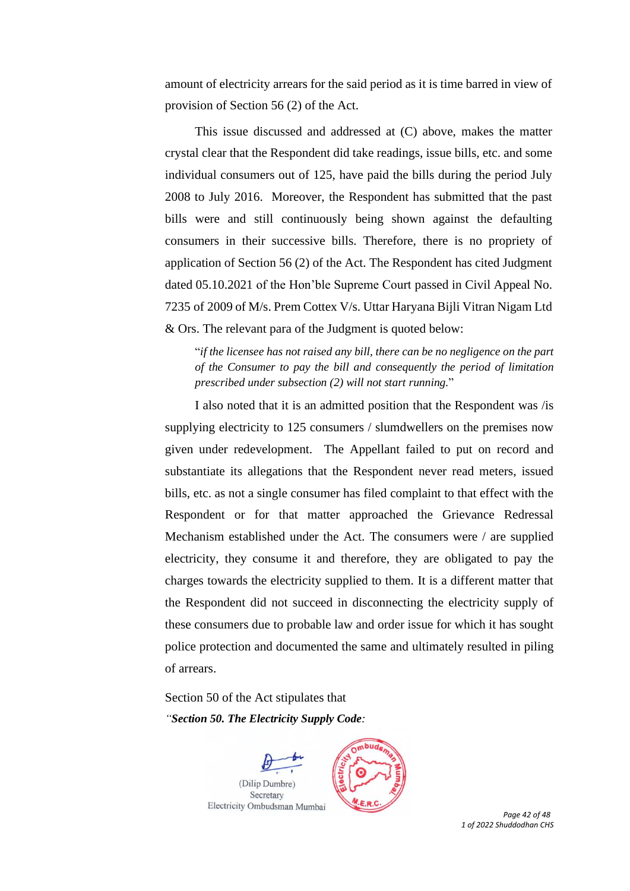amount of electricity arrears for the said period as it is time barred in view of provision of Section 56 (2) of the Act.

This issue discussed and addressed at (C) above, makes the matter crystal clear that the Respondent did take readings, issue bills, etc. and some individual consumers out of 125, have paid the bills during the period July 2008 to July 2016. Moreover, the Respondent has submitted that the past bills were and still continuously being shown against the defaulting consumers in their successive bills. Therefore, there is no propriety of application of Section 56 (2) of the Act. The Respondent has cited Judgment dated 05.10.2021 of the Hon'ble Supreme Court passed in Civil Appeal No. 7235 of 2009 of M/s. Prem Cottex V/s. Uttar Haryana Bijli Vitran Nigam Ltd & Ors. The relevant para of the Judgment is quoted below:

> "*if the licensee has not raised any bill, there can be no negligence on the part of the Consumer to pay the bill and consequently the period of limitation prescribed under subsection (2) will not start running.*"

I also noted that it is an admitted position that the Respondent was /is supplying electricity to 125 consumers / slumdwellers on the premises now given under redevelopment. The Appellant failed to put on record and substantiate its allegations that the Respondent never read meters, issued bills, etc. as not a single consumer has filed complaint to that effect with the Respondent or for that matter approached the Grievance Redressal Mechanism established under the Act. The consumers were / are supplied electricity, they consume it and therefore, they are obligated to pay the charges towards the electricity supplied to them. It is a different matter that the Respondent did not succeed in disconnecting the electricity supply of these consumers due to probable law and order issue for which it has sought police protection and documented the same and ultimately resulted in piling of arrears.

Section 50 of the Act stipulates that

*"**Section 50. The Electricity Supply Code**:*

(Dilip Dumbre)
Secretary
Electricity Ombudsman Mumbai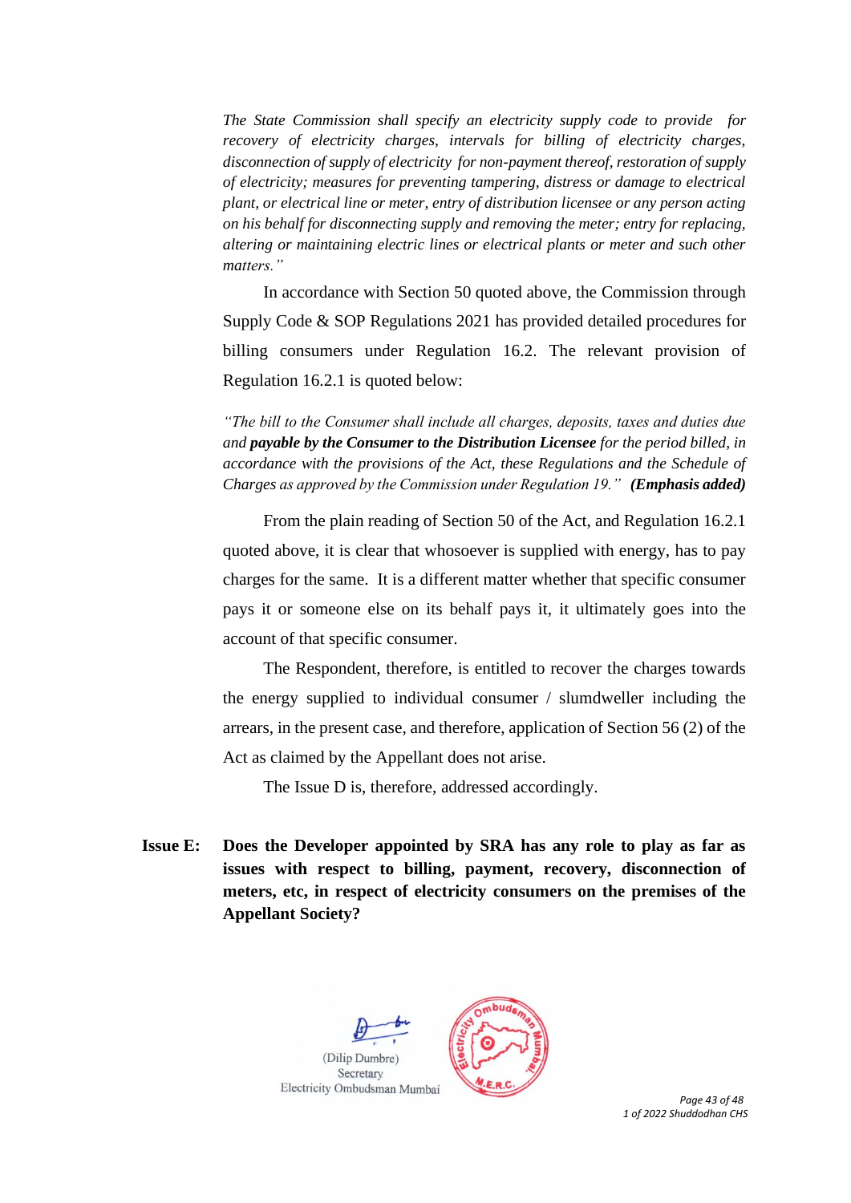*The State Commission shall specify an electricity supply code to provide for recovery of electricity charges, intervals for billing of electricity charges, disconnection of supply of electricity for non-payment thereof, restoration of supply of electricity; measures for preventing tampering, distress or damage to electrical plant, or electrical line or meter, entry of distribution licensee or any person acting on his behalf for disconnecting supply and removing the meter; entry for replacing, altering or maintaining electric lines or electrical plants or meter and such other matters."*

In accordance with Section 50 quoted above, the Commission through Supply Code & SOP Regulations 2021 has provided detailed procedures for billing consumers under Regulation 16.2. The relevant provision of Regulation 16.2.1 is quoted below:

*"The bill to the Consumer shall include all charges, deposits, taxes and duties due and **payable by the Consumer to the Distribution Licensee** for the period billed, in accordance with the provisions of the Act, these Regulations and the Schedule of Charges as approved by the Commission under Regulation 19."* ***(Emphasis added)***

From the plain reading of Section 50 of the Act, and Regulation 16.2.1 quoted above, it is clear that whosoever is supplied with energy, has to pay charges for the same. It is a different matter whether that specific consumer pays it or someone else on its behalf pays it, it ultimately goes into the account of that specific consumer.

The Respondent, therefore, is entitled to recover the charges towards the energy supplied to individual consumer / slumdweller including the arrears, in the present case, and therefore, application of Section 56 (2) of the Act as claimed by the Appellant does not arise.

The Issue D is, therefore, addressed accordingly.

**Issue E: Does the Developer appointed by SRA has any role to play as far as issues with respect to billing, payment, recovery, disconnection of meters, etc, in respect of electricity consumers on the premises of the Appellant Society?**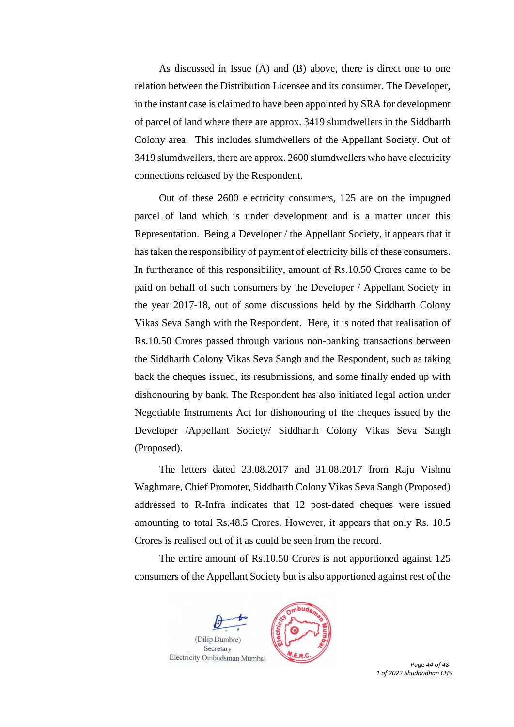As discussed in Issue (A) and (B) above, there is direct one to one relation between the Distribution Licensee and its consumer. The Developer, in the instant case is claimed to have been appointed by SRA for development of parcel of land where there are approx. 3419 slumdwellers in the Siddharth Colony area. This includes slumdwellers of the Appellant Society. Out of 3419 slumdwellers, there are approx. 2600 slumdwellers who have electricity connections released by the Respondent.

Out of these 2600 electricity consumers, 125 are on the impugned parcel of land which is under development and is a matter under this Representation. Being a Developer / the Appellant Society, it appears that it has taken the responsibility of payment of electricity bills of these consumers. In furtherance of this responsibility, amount of Rs.10.50 Crores came to be paid on behalf of such consumers by the Developer / Appellant Society in the year 2017-18, out of some discussions held by the Siddharth Colony Vikas Seva Sangh with the Respondent. Here, it is noted that realisation of Rs.10.50 Crores passed through various non-banking transactions between the Siddharth Colony Vikas Seva Sangh and the Respondent, such as taking back the cheques issued, its resubmissions, and some finally ended up with dishonouring by bank. The Respondent has also initiated legal action under Negotiable Instruments Act for dishonouring of the cheques issued by the Developer /Appellant Society/ Siddharth Colony Vikas Seva Sangh (Proposed).

The letters dated 23.08.2017 and 31.08.2017 from Raju Vishnu Waghmare, Chief Promoter, Siddharth Colony Vikas Seva Sangh (Proposed) addressed to R-Infra indicates that 12 post-dated cheques were issued amounting to total Rs.48.5 Crores. However, it appears that only Rs. 10.5 Crores is realised out of it as could be seen from the record.

The entire amount of Rs.10.50 Crores is not apportioned against 125 consumers of the Appellant Society but is also apportioned against rest of the

(Dilip Dumbre)
Secretary
Electricity Ombudsman Mumbai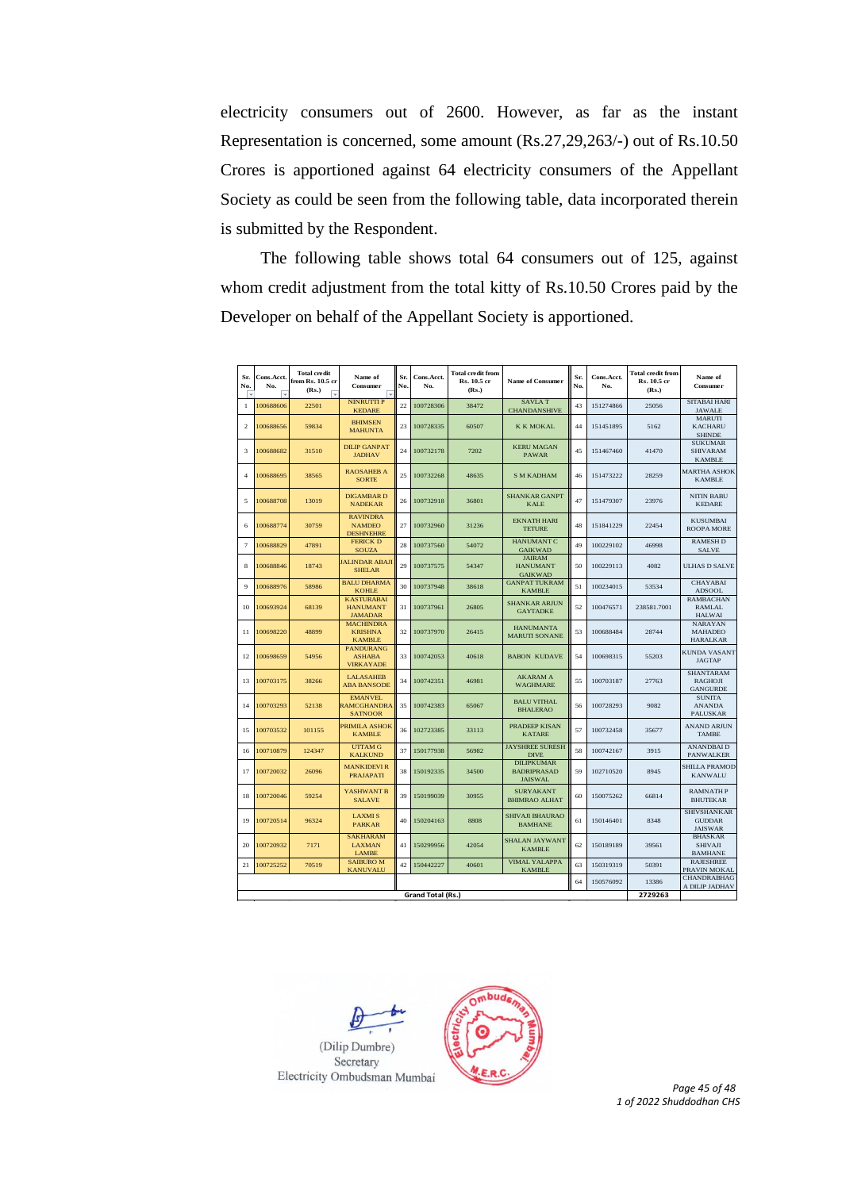electricity consumers out of 2600. However, as far as the instant Representation is concerned, some amount (Rs.27,29,263/-) out of Rs.10.50 Crores is apportioned against 64 electricity consumers of the Appellant Society as could be seen from the following table, data incorporated therein is submitted by the Respondent.

The following table shows total 64 consumers out of 125, against whom credit adjustment from the total kitty of Rs.10.50 Crores paid by the Developer on behalf of the Appellant Society is apportioned.

| Sr. No. | Cons.Acct. No. | Total credit from Rs. 10.5 cr (Rs.) | Name of Consumer | Sr. No. | Cons.Acct. No. | Total credit from Rs. 10.5 cr (Rs.) | Name of Consumer | Sr. No. | Cons.Acct. No. | Total credit from Rs. 10.5 cr (Rs.) | Name of Consumer |
|---|---|---|---|---|---|---|---|---|---|---|---|
| 1 | 100688606 | 22501 | NINRUTTI P KEDARE | 22 | 100728306 | 38472 | SAVLA T CHANDANSHIVE | 43 | 151274866 | 25056 | SITABAI HARI JAWALE |
| 2 | 100688656 | 59834 | BHIMSEN MAHUNTA | 23 | 100728335 | 60507 | K K MOKAL | 44 | 151451895 | 5162 | MARUTI KACHARU SHINDE |
| 3 | 100688682 | 31510 | DILIP GANPAT JADHAV | 24 | 100732178 | 7202 | KERU MAGAN PAWAR | 45 | 151467460 | 41470 | SUKUMAR SHIVARAM KAMBLE |
| 4 | 100688695 | 38565 | RAOSAHEB A SORTE | 25 | 100732268 | 48635 | S M KADHAM | 46 | 151473222 | 28259 | MARTHA ASHOK KAMBLE |
| 5 | 100688708 | 13019 | DIGAMBAR D NADEKAR | 26 | 100732918 | 36801 | SHANKAR GANPT KALE | 47 | 151479307 | 23976 | NITIN BABU KEDARE |
| 6 | 100688774 | 30759 | RAVINDRA NAMDEO DESHNEHRE | 27 | 100732960 | 31236 | EKNATH HARI TETURE | 48 | 151841229 | 22454 | KUSUMBAI ROOPA MORE |
| 7 | 100688829 | 47891 | FERICK D SOUZA | 28 | 100737560 | 54072 | HANUMANT C GAIKWAD | 49 | 100229102 | 46998 | RAMESH D SALVE |
| 8 | 100688846 | 18743 | JALINDAR ABAJI SHELAR | 29 | 100737575 | 54347 | JAIRAM HANUMANT GAIKWAD | 50 | 100229113 | 4082 | ULHAS D SALVE |
| 9 | 100688976 | 58986 | BALU DHARMA KOHLE | 30 | 100737948 | 38618 | GANPAT TUKRAM KAMBLE | 51 | 100234015 | 53534 | CHAYABAI ADSOOL |
| 10 | 100693924 | 68139 | KASTURABAI HANUMANT JAMADAR | 31 | 100737961 | 26805 | SHANKAR ARJUN GAYTADKE | 52 | 100476571 | 238581.7001 | RAMBACHAN RAMLAL HALWAI |
| 11 | 100698220 | 48899 | MACHINDRA KRISHNA KAMBLE | 32 | 100737970 | 26415 | HANUMANTA MARUTI SONANE | 53 | 100688484 | 28744 | NARAYAN MAHADEO HARALKAR |
| 12 | 100698659 | 54956 | PANDURANG ASHABA VIRKAYADE | 33 | 100742053 | 40618 | BABON KUDAVE | 54 | 100698315 | 55203 | KUNDA VASANT JAGTAP |
| 13 | 100703175 | 38266 | LALASAHEB ABA BANSODE | 34 | 100742351 | 46981 | AKARAM A WAGHMARE | 55 | 100703187 | 27763 | SHANTARAM RAGHOJI GANGURDE |
| 14 | 100703293 | 52138 | EMANVEL RAMCGHANDRA SATNOOR | 35 | 100742383 | 65067 | BALU VITHAL BHALERAO | 56 | 100728293 | 9082 | SUNITA ANANDA PALUSKAR |
| 15 | 100703532 | 101155 | PRIMILA ASHOK KAMBLE | 36 | 102723385 | 33113 | PRADEEP KISAN KATARE | 57 | 100732458 | 35677 | ANAND ARJUN TAMBE |
| 16 | 100710879 | 124347 | UTTAM G KALKUND | 37 | 150177938 | 56982 | JAYSHREE SURESH DIVE | 58 | 100742167 | 3915 | ANANDBAI D PANWALKER |
| 17 | 100720032 | 26096 | MANKIDEVI R PRAJAPATI | 38 | 150192335 | 34500 | DILIPKUMAR BADRIPRASAD JAISWAL | 59 | 102710520 | 8945 | SHILLA PRAMOD KANWALU |
| 18 | 100720046 | 59254 | YASHWANT B SALAVE | 39 | 150199039 | 30955 | SURYAKANT BHIMRAO ALHAT | 60 | 150075262 | 66814 | RAMNATH P BHUTEKAR |
| 19 | 100720514 | 96324 | LAXMI S PARKAR | 40 | 150204163 | 8808 | SHIVAJI BHAURAO BAMHANE | 61 | 150146401 | 8348 | SHIVSHANKAR GUDDAR JAISWAR |
| 20 | 100720932 | 7171 | SAKHARAM LAXMAN LAMBE | 41 | 150299956 | 42054 | SHALAN JAYWANT KAMBLE | 62 | 150189189 | 39561 | BHASKAR SHIVAJI BAMHANE |
| 21 | 100725252 | 70519 | SAIBURO M KANUVALU | 42 | 150442227 | 40601 | VIMAL YALAPPA KAMBLE | 63 | 150319319 | 50391 | RAJESHREE PRAVIN MOKAL |
| | | | | | | | | 64 | 150576092 | 13386 | CHANDRABHAGA DILIP JADHAV |
| | | | | | Grand Total (Rs.) | | | | | 2729263 | |

(Dilip Dumbre)
Secretary
Electricity Ombudsman Mumbai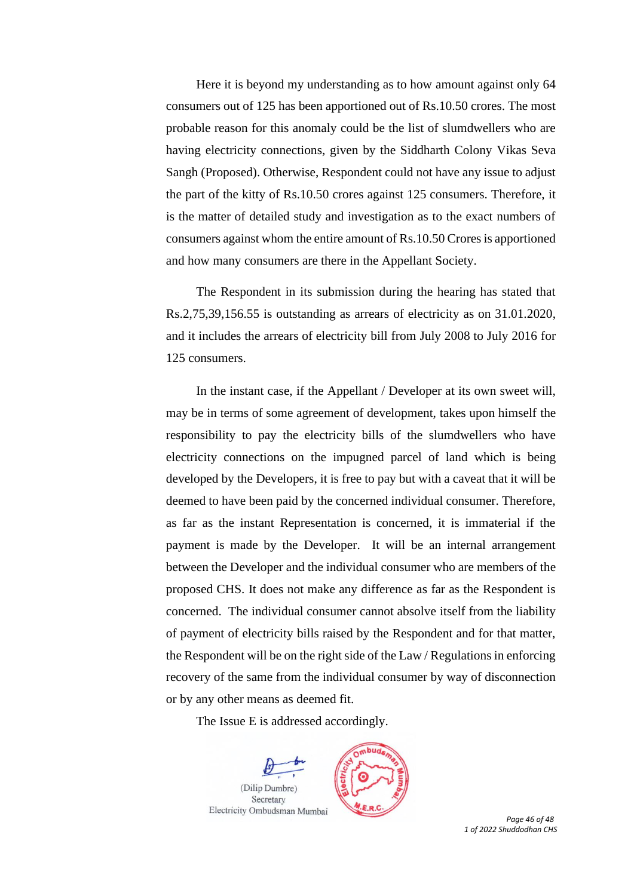Here it is beyond my understanding as to how amount against only 64 consumers out of 125 has been apportioned out of Rs.10.50 crores. The most probable reason for this anomaly could be the list of slumdwellers who are having electricity connections, given by the Siddharth Colony Vikas Seva Sangh (Proposed). Otherwise, Respondent could not have any issue to adjust the part of the kitty of Rs.10.50 crores against 125 consumers. Therefore, it is the matter of detailed study and investigation as to the exact numbers of consumers against whom the entire amount of Rs.10.50 Crores is apportioned and how many consumers are there in the Appellant Society.

The Respondent in its submission during the hearing has stated that Rs.2,75,39,156.55 is outstanding as arrears of electricity as on 31.01.2020, and it includes the arrears of electricity bill from July 2008 to July 2016 for 125 consumers.

In the instant case, if the Appellant / Developer at its own sweet will, may be in terms of some agreement of development, takes upon himself the responsibility to pay the electricity bills of the slumdwellers who have electricity connections on the impugned parcel of land which is being developed by the Developers, it is free to pay but with a caveat that it will be deemed to have been paid by the concerned individual consumer. Therefore, as far as the instant Representation is concerned, it is immaterial if the payment is made by the Developer. It will be an internal arrangement between the Developer and the individual consumer who are members of the proposed CHS. It does not make any difference as far as the Respondent is concerned. The individual consumer cannot absolve itself from the liability of payment of electricity bills raised by the Respondent and for that matter, the Respondent will be on the right side of the Law / Regulations in enforcing recovery of the same from the individual consumer by way of disconnection or by any other means as deemed fit.

The Issue E is addressed accordingly.

(Dilip Dumbre)
Secretary
Electricity Ombudsman Mumbai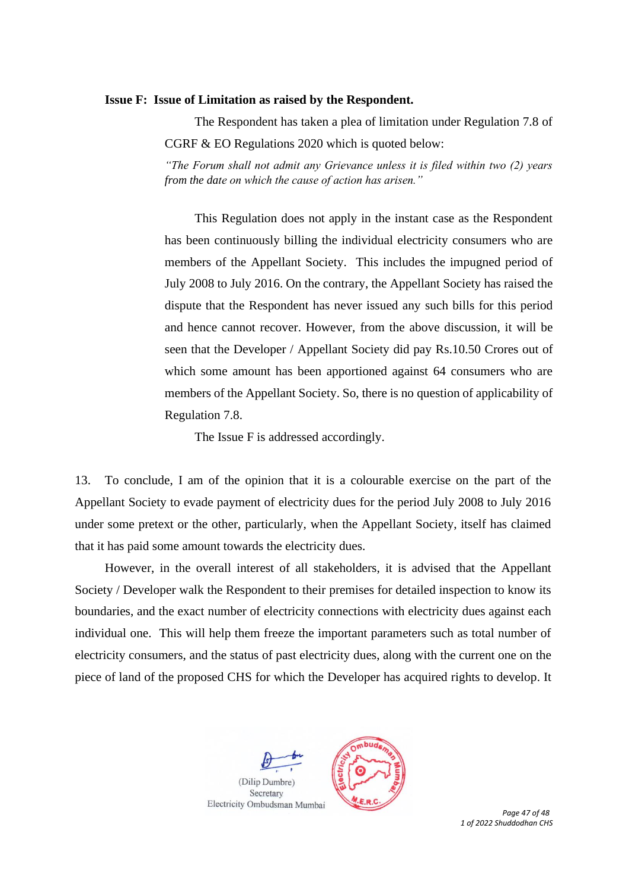**Issue F: Issue of Limitation as raised by the Respondent.**

The Respondent has taken a plea of limitation under Regulation 7.8 of CGRF & EO Regulations 2020 which is quoted below:

*"The Forum shall not admit any Grievance unless it is filed within two (2) years from the date on which the cause of action has arisen."*

This Regulation does not apply in the instant case as the Respondent has been continuously billing the individual electricity consumers who are members of the Appellant Society. This includes the impugned period of July 2008 to July 2016. On the contrary, the Appellant Society has raised the dispute that the Respondent has never issued any such bills for this period and hence cannot recover. However, from the above discussion, it will be seen that the Developer / Appellant Society did pay Rs.10.50 Crores out of which some amount has been apportioned against 64 consumers who are members of the Appellant Society. So, there is no question of applicability of Regulation 7.8.

The Issue F is addressed accordingly.

13. To conclude, I am of the opinion that it is a colourable exercise on the part of the Appellant Society to evade payment of electricity dues for the period July 2008 to July 2016 under some pretext or the other, particularly, when the Appellant Society, itself has claimed that it has paid some amount towards the electricity dues.

However, in the overall interest of all stakeholders, it is advised that the Appellant Society / Developer walk the Respondent to their premises for detailed inspection to know its boundaries, and the exact number of electricity connections with electricity dues against each individual one. This will help them freeze the important parameters such as total number of electricity consumers, and the status of past electricity dues, along with the current one on the piece of land of the proposed CHS for which the Developer has acquired rights to develop. It

(Dilip Dumbre)
Secretary
Electricity Ombudsman Mumbai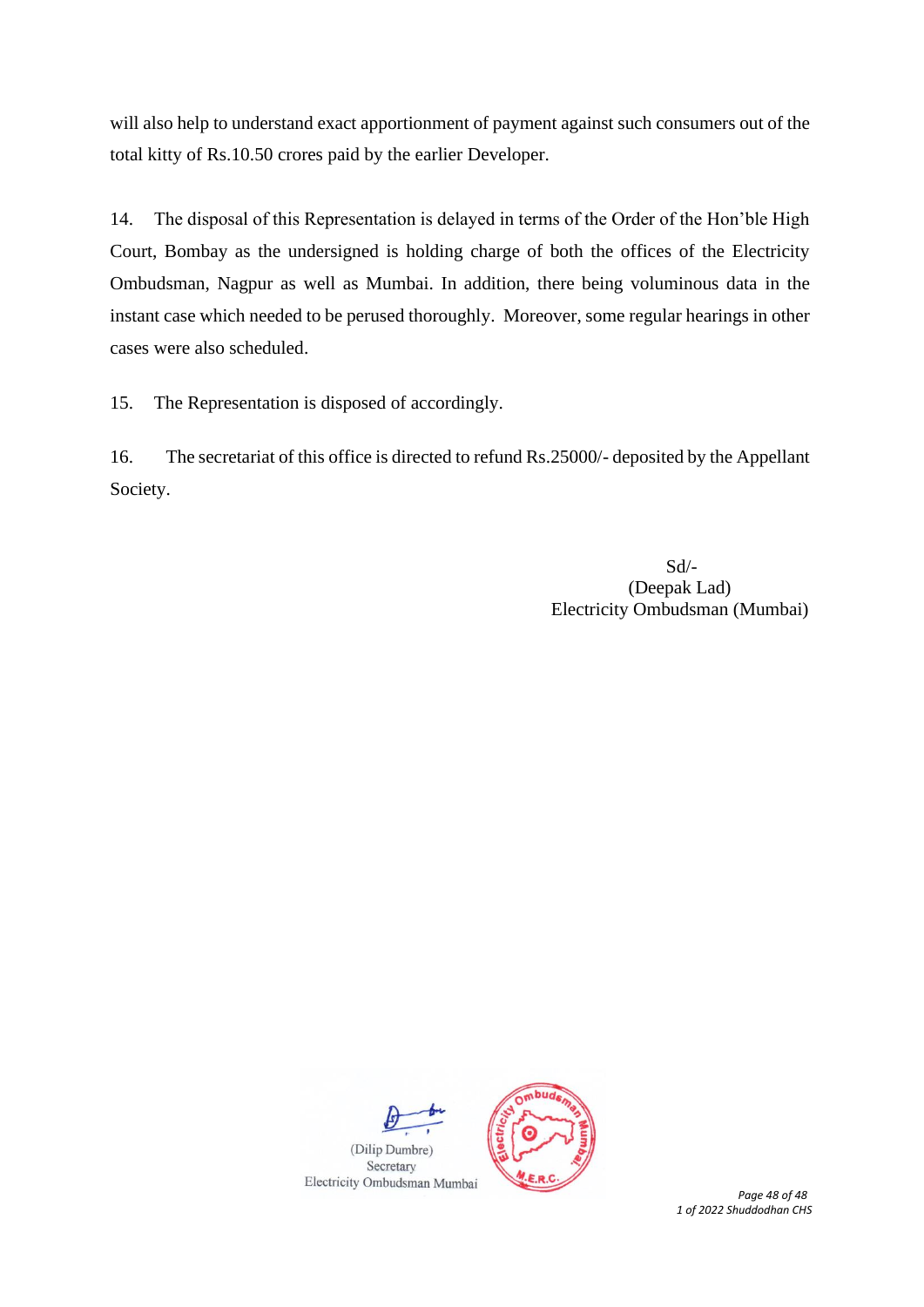will also help to understand exact apportionment of payment against such consumers out of the total kitty of Rs.10.50 crores paid by the earlier Developer.

14. The disposal of this Representation is delayed in terms of the Order of the Hon'ble High Court, Bombay as the undersigned is holding charge of both the offices of the Electricity Ombudsman, Nagpur as well as Mumbai. In addition, there being voluminous data in the instant case which needed to be perused thoroughly. Moreover, some regular hearings in other cases were also scheduled.

15. The Representation is disposed of accordingly.

16. The secretariat of this office is directed to refund Rs.25000/- deposited by the Appellant Society.

Sd/-
(Deepak Lad)
Electricity Ombudsman (Mumbai)

(Dilip Dumbre)
Secretary
Electricity Ombudsman Mumbai